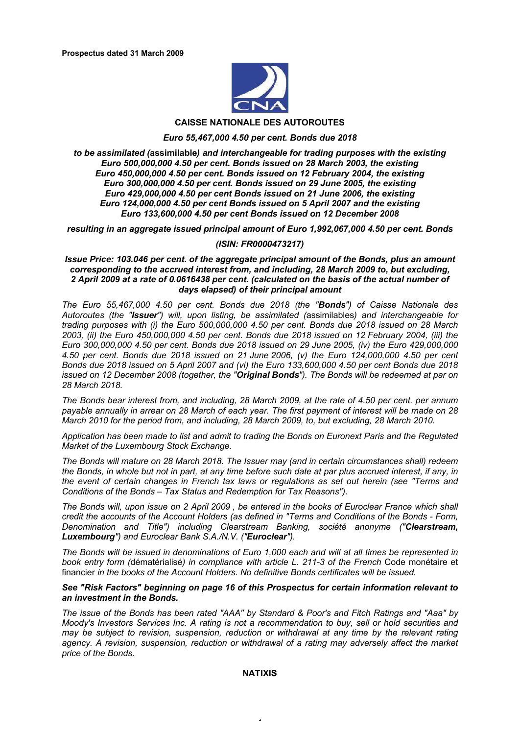**Prospectus dated 31 March 2009**

**CAISSE NATIONALE DES AUTOROUTES**

***Euro 55,467,000 4.50 per cent. Bonds due 2018***

***to be assimilated (*assimilable*) and interchangeable for trading purposes with the existing Euro 500,000,000 4.50 per cent. Bonds issued on 28 March 2003, the existing Euro 450,000,000 4.50 per cent. Bonds issued on 12 February 2004, the existing Euro 300,000,000 4.50 per cent. Bonds issued on 29 June 2005, the existing Euro 429,000,000 4.50 per cent Bonds issued on 21 June 2006, the existing Euro 124,000,000 4.50 per cent Bonds issued on 5 April 2007 and the existing Euro 133,600,000 4.50 per cent Bonds issued on 12 December 2008***

***resulting in an aggregate issued principal amount of Euro 1,992,067,000 4.50 per cent. Bonds***

***(ISIN: FR0000473217)***

***Issue Price: 103.046 per cent. of the aggregate principal amount of the Bonds, plus an amount corresponding to the accrued interest from, and including, 28 March 2009 to, but excluding, 2 April 2009 at a rate of 0.0616438 per cent. (calculated on the basis of the actual number of days elapsed) of their principal amount***

*The Euro 55,467,000 4.50 per cent. Bonds due 2018 (the "**Bonds**") of Caisse Nationale des Autoroutes (the "**Issuer**") will, upon listing, be assimilated (*assimilables*) and interchangeable for trading purposes with (i) the Euro 500,000,000 4.50 per cent. Bonds due 2018 issued on 28 March 2003, (ii) the Euro 450,000,000 4.50 per cent. Bonds due 2018 issued on 12 February 2004, (iii) the Euro 300,000,000 4.50 per cent. Bonds due 2018 issued on 29 June 2005, (iv) the Euro 429,000,000 4.50 per cent. Bonds due 2018 issued on 21 June 2006, (v) the Euro 124,000,000 4.50 per cent Bonds due 2018 issued on 5 April 2007 and (vi) the Euro 133,600,000 4.50 per cent Bonds due 2018 issued on 12 December 2008 (together, the "**Original Bonds**"). The Bonds will be redeemed at par on 28 March 2018.*

*The Bonds bear interest from, and including, 28 March 2009, at the rate of 4.50 per cent. per annum payable annually in arrear on 28 March of each year. The first payment of interest will be made on 28 March 2010 for the period from, and including, 28 March 2009, to, but excluding, 28 March 2010.*

*Application has been made to list and admit to trading the Bonds on Euronext Paris and the Regulated Market of the Luxembourg Stock Exchange.*

*The Bonds will mature on 28 March 2018. The Issuer may (and in certain circumstances shall) redeem the Bonds, in whole but not in part, at any time before such date at par plus accrued interest, if any, in the event of certain changes in French tax laws or regulations as set out herein (see "Terms and Conditions of the Bonds – Tax Status and Redemption for Tax Reasons").*

*The Bonds will, upon issue on 2 April 2009 , be entered in the books of Euroclear France which shall credit the accounts of the Account Holders (as defined in "Terms and Conditions of the Bonds - Form, Denomination and Title") including Clearstream Banking, société anonyme ("**Clearstream, Luxembourg**") and Euroclear Bank S.A./N.V. ("**Euroclear**").*

*The Bonds will be issued in denominations of Euro 1,000 each and will at all times be represented in book entry form (*dématérialisé*) in compliance with article L. 211-3 of the French* Code monétaire et financier *in the books of the Account Holders. No definitive Bonds certificates will be issued.*

***See "Risk Factors" beginning on page 16 of this Prospectus for certain information relevant to an investment in the Bonds.***

*The issue of the Bonds has been rated "AAA" by Standard & Poor's and Fitch Ratings and "Aaa" by Moody's Investors Services Inc. A rating is not a recommendation to buy, sell or hold securities and may be subject to revision, suspension, reduction or withdrawal at any time by the relevant rating agency. A revision, suspension, reduction or withdrawal of a rating may adversely affect the market price of the Bonds.*

**NATIXIS**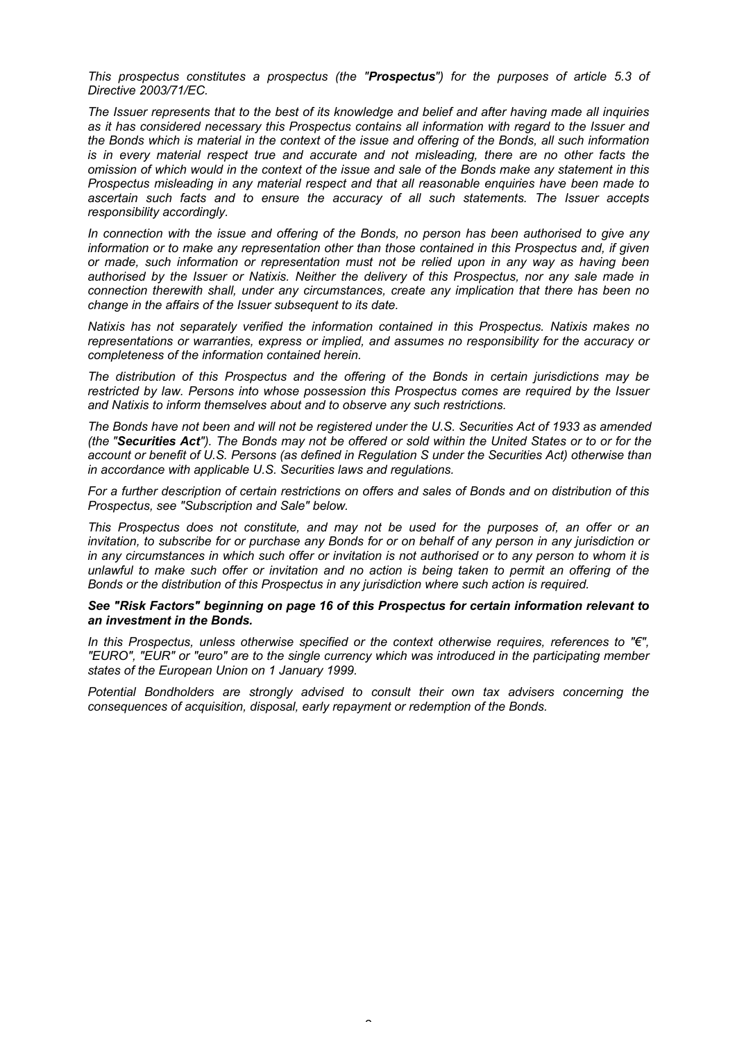*This prospectus constitutes a prospectus (the "**Prospectus**") for the purposes of article 5.3 of Directive 2003/71/EC.*

*The Issuer represents that to the best of its knowledge and belief and after having made all inquiries as it has considered necessary this Prospectus contains all information with regard to the Issuer and the Bonds which is material in the context of the issue and offering of the Bonds, all such information is in every material respect true and accurate and not misleading, there are no other facts the omission of which would in the context of the issue and sale of the Bonds make any statement in this Prospectus misleading in any material respect and that all reasonable enquiries have been made to ascertain such facts and to ensure the accuracy of all such statements. The Issuer accepts responsibility accordingly.*

*In connection with the issue and offering of the Bonds, no person has been authorised to give any information or to make any representation other than those contained in this Prospectus and, if given or made, such information or representation must not be relied upon in any way as having been authorised by the Issuer or Natixis. Neither the delivery of this Prospectus, nor any sale made in connection therewith shall, under any circumstances, create any implication that there has been no change in the affairs of the Issuer subsequent to its date.*

*Natixis has not separately verified the information contained in this Prospectus. Natixis makes no representations or warranties, express or implied, and assumes no responsibility for the accuracy or completeness of the information contained herein.*

*The distribution of this Prospectus and the offering of the Bonds in certain jurisdictions may be restricted by law. Persons into whose possession this Prospectus comes are required by the Issuer and Natixis to inform themselves about and to observe any such restrictions.*

*The Bonds have not been and will not be registered under the U.S. Securities Act of 1933 as amended (the "**Securities Act**"). The Bonds may not be offered or sold within the United States or to or for the account or benefit of U.S. Persons (as defined in Regulation S under the Securities Act) otherwise than in accordance with applicable U.S. Securities laws and regulations.*

*For a further description of certain restrictions on offers and sales of Bonds and on distribution of this Prospectus, see "Subscription and Sale" below.*

*This Prospectus does not constitute, and may not be used for the purposes of, an offer or an invitation, to subscribe for or purchase any Bonds for or on behalf of any person in any jurisdiction or in any circumstances in which such offer or invitation is not authorised or to any person to whom it is unlawful to make such offer or invitation and no action is being taken to permit an offering of the Bonds or the distribution of this Prospectus in any jurisdiction where such action is required.*

***See "Risk Factors" beginning on page 16 of this Prospectus for certain information relevant to an investment in the Bonds.***

*In this Prospectus, unless otherwise specified or the context otherwise requires, references to "€", "EURO", "EUR" or "euro" are to the single currency which was introduced in the participating member states of the European Union on 1 January 1999.*

*Potential Bondholders are strongly advised to consult their own tax advisers concerning the consequences of acquisition, disposal, early repayment or redemption of the Bonds.*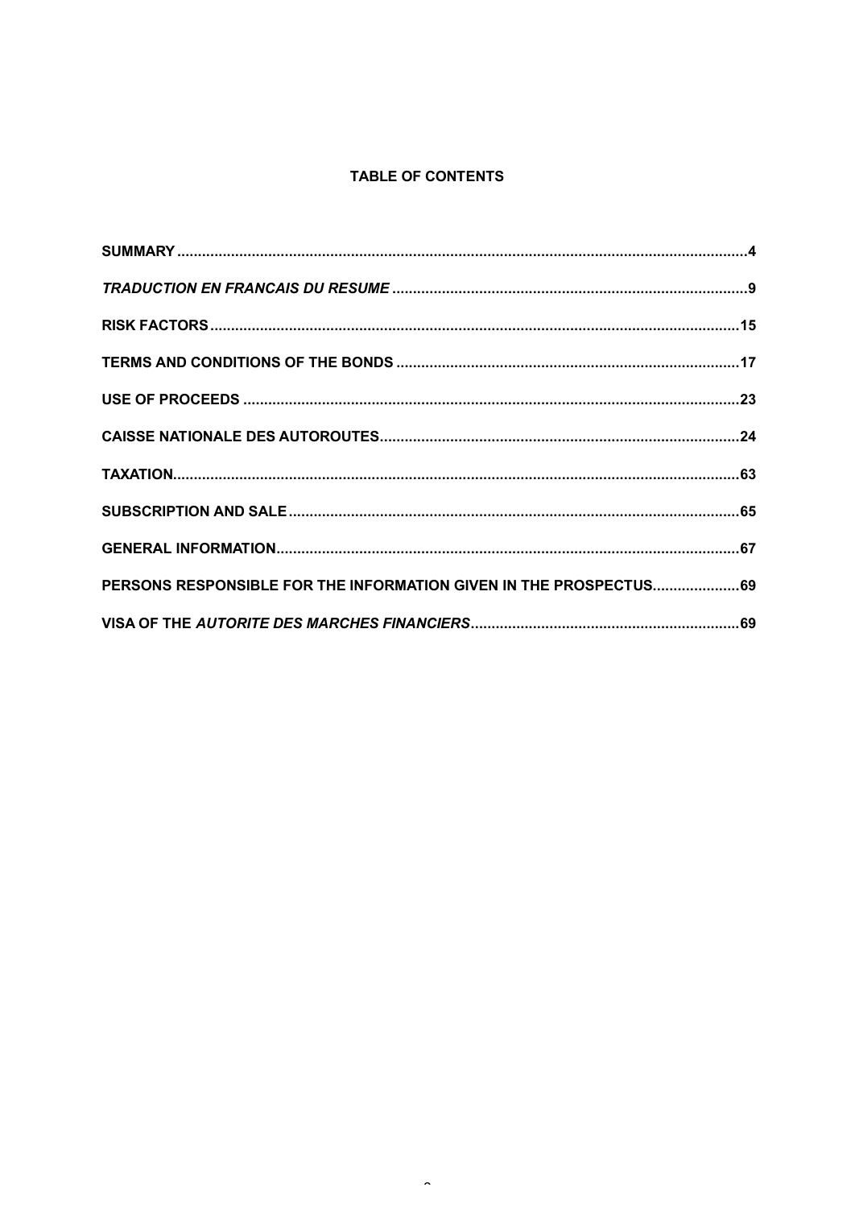# TABLE OF CONTENTS

| | |
|---|---|
| **SUMMARY** | **4** |
| ***TRADUCTION EN FRANCAIS DU RESUME*** | **9** |
| **RISK FACTORS** | **15** |
| **TERMS AND CONDITIONS OF THE BONDS** | **17** |
| **USE OF PROCEEDS** | **23** |
| **CAISSE NATIONALE DES AUTOROUTES** | **24** |
| **TAXATION** | **63** |
| **SUBSCRIPTION AND SALE** | **65** |
| **GENERAL INFORMATION** | **67** |
| **PERSONS RESPONSIBLE FOR THE INFORMATION GIVEN IN THE PROSPECTUS** | **69** |
| **VISA OF THE *AUTORITE DES MARCHES FINANCIERS*** | **69** |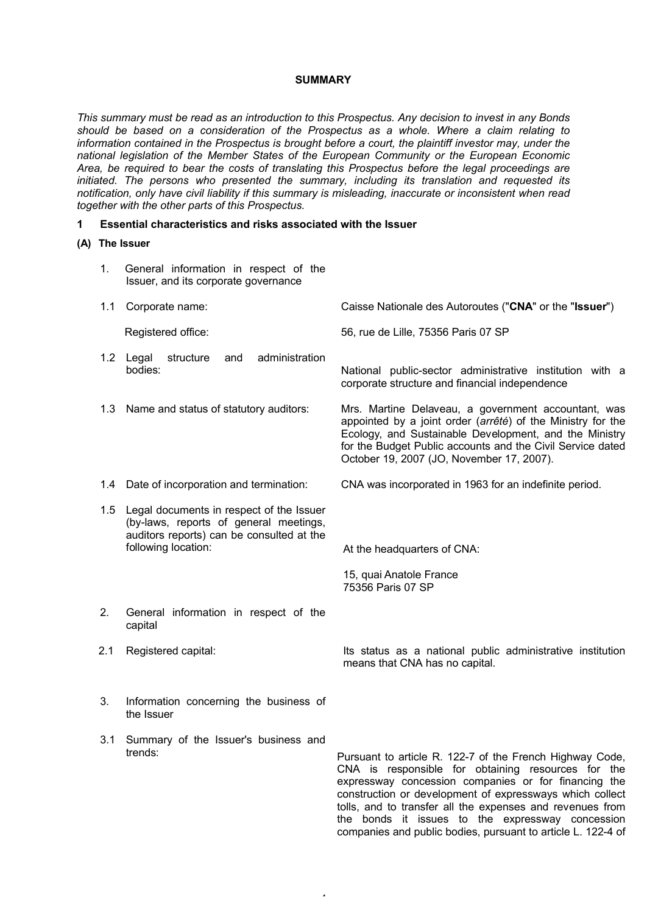**SUMMARY**

*This summary must be read as an introduction to this Prospectus. Any decision to invest in any Bonds should be based on a consideration of the Prospectus as a whole. Where a claim relating to information contained in the Prospectus is brought before a court, the plaintiff investor may, under the national legislation of the Member States of the European Community or the European Economic Area, be required to bear the costs of translating this Prospectus before the legal proceedings are initiated. The persons who presented the summary, including its translation and requested its notification, only have civil liability if this summary is misleading, inaccurate or inconsistent when read together with the other parts of this Prospectus.*

## 1 Essential characteristics and risks associated with the Issuer

### (A) The Issuer

| | |
|---|---|
| 1. General information in respect of the Issuer, and its corporate governance | |
| 1.1 Corporate name: | Caisse Nationale des Autoroutes ("**CNA**" or the "**Issuer**") |
| Registered office: | 56, rue de Lille, 75356 Paris 07 SP |
| 1.2 Legal structure and administration bodies: | National public-sector administrative institution with a corporate structure and financial independence |
| 1.3 Name and status of statutory auditors: | Mrs. Martine Delaveau, a government accountant, was appointed by a joint order (*arrêté*) of the Ministry for the Ecology, and Sustainable Development, and the Ministry for the Budget Public accounts and the Civil Service dated October 19, 2007 (JO, November 17, 2007). |
| 1.4 Date of incorporation and termination: | CNA was incorporated in 1963 for an indefinite period. |
| 1.5 Legal documents in respect of the Issuer (by-laws, reports of general meetings, auditors reports) can be consulted at the following location: | At the headquarters of CNA:<br><br>15, quai Anatole France<br>75356 Paris 07 SP |
| 2. General information in respect of the capital | |
| 2.1 Registered capital: | Its status as a national public administrative institution means that CNA has no capital. |
| 3. Information concerning the business of the Issuer | |
| 3.1 Summary of the Issuer's business and trends: | Pursuant to article R. 122-7 of the French Highway Code, CNA is responsible for obtaining resources for the expressway concession companies or for financing the construction or development of expressways which collect tolls, and to transfer all the expenses and revenues from the bonds it issues to the expressway concession companies and public bodies, pursuant to article L. 122-4 of |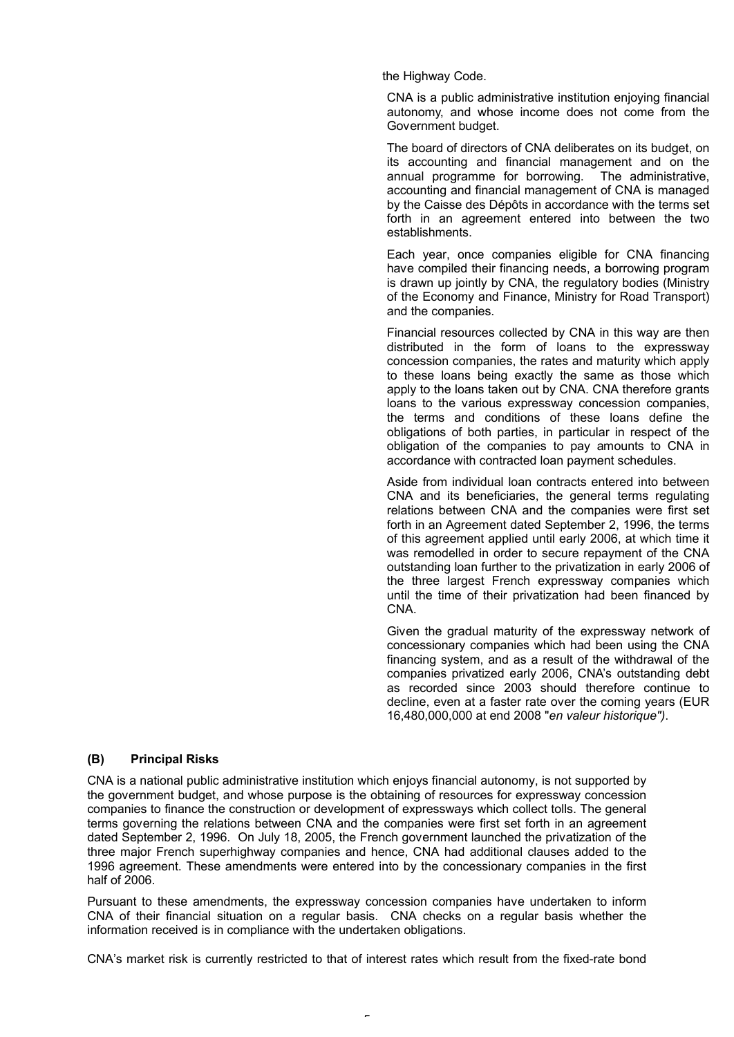the Highway Code.

CNA is a public administrative institution enjoying financial autonomy, and whose income does not come from the Government budget.

The board of directors of CNA deliberates on its budget, on its accounting and financial management and on the annual programme for borrowing. The administrative, accounting and financial management of CNA is managed by the Caisse des Dépôts in accordance with the terms set forth in an agreement entered into between the two establishments.

Each year, once companies eligible for CNA financing have compiled their financing needs, a borrowing program is drawn up jointly by CNA, the regulatory bodies (Ministry of the Economy and Finance, Ministry for Road Transport) and the companies.

Financial resources collected by CNA in this way are then distributed in the form of loans to the expressway concession companies, the rates and maturity which apply to these loans being exactly the same as those which apply to the loans taken out by CNA. CNA therefore grants loans to the various expressway concession companies, the terms and conditions of these loans define the obligations of both parties, in particular in respect of the obligation of the companies to pay amounts to CNA in accordance with contracted loan payment schedules.

Aside from individual loan contracts entered into between CNA and its beneficiaries, the general terms regulating relations between CNA and the companies were first set forth in an Agreement dated September 2, 1996, the terms of this agreement applied until early 2006, at which time it was remodelled in order to secure repayment of the CNA outstanding loan further to the privatization in early 2006 of the three largest French expressway companies which until the time of their privatization had been financed by CNA.

Given the gradual maturity of the expressway network of concessionary companies which had been using the CNA financing system, and as a result of the withdrawal of the companies privatized early 2006, CNA's outstanding debt as recorded since 2003 should therefore continue to decline, even at a faster rate over the coming years (EUR 16,480,000,000 at end 2008 "*en valeur historique")*.

### (B) Principal Risks

CNA is a national public administrative institution which enjoys financial autonomy, is not supported by the government budget, and whose purpose is the obtaining of resources for expressway concession companies to finance the construction or development of expressways which collect tolls. The general terms governing the relations between CNA and the companies were first set forth in an agreement dated September 2, 1996. On July 18, 2005, the French government launched the privatization of the three major French superhighway companies and hence, CNA had additional clauses added to the 1996 agreement. These amendments were entered into by the concessionary companies in the first half of 2006.

Pursuant to these amendments, the expressway concession companies have undertaken to inform CNA of their financial situation on a regular basis. CNA checks on a regular basis whether the information received is in compliance with the undertaken obligations.

CNA's market risk is currently restricted to that of interest rates which result from the fixed-rate bond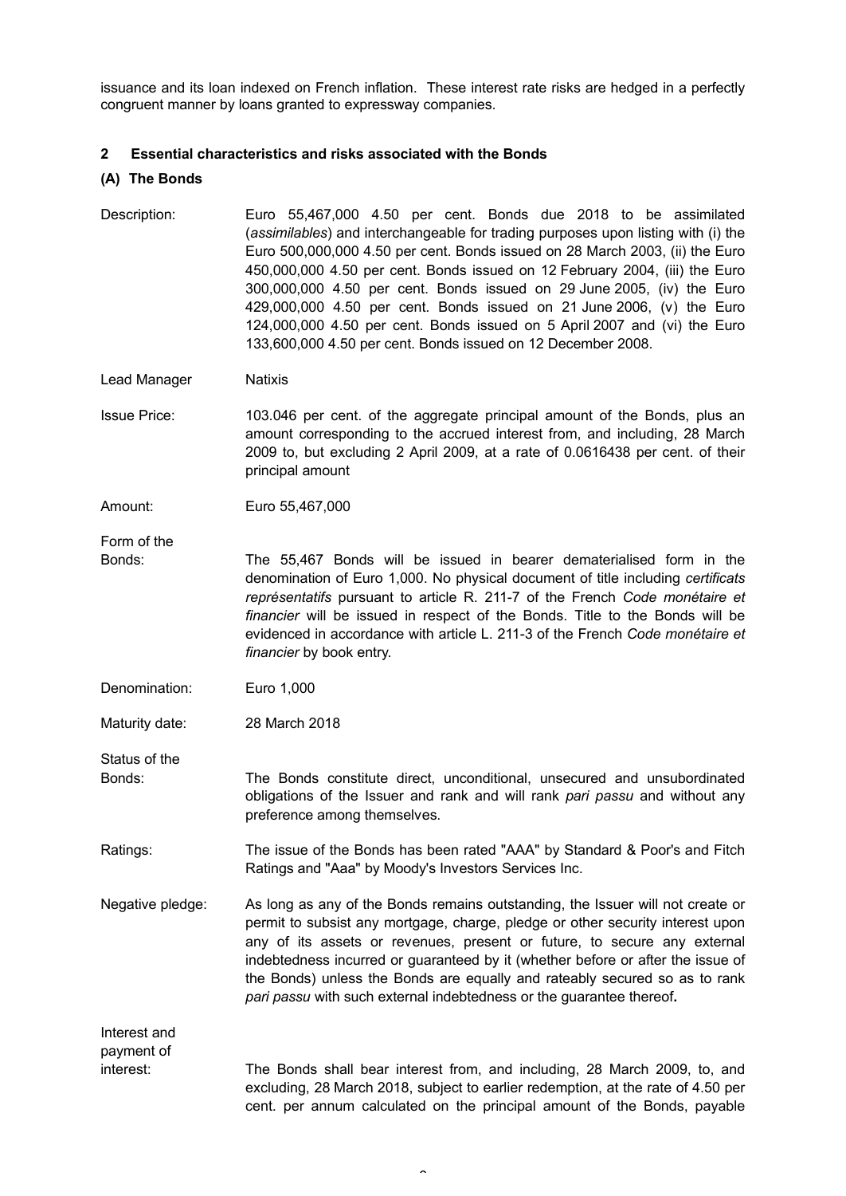issuance and its loan indexed on French inflation. These interest rate risks are hedged in a perfectly congruent manner by loans granted to expressway companies.

## 2 Essential characteristics and risks associated with the Bonds

### (A) The Bonds

**Description:** Euro 55,467,000 4.50 per cent. Bonds due 2018 to be assimilated (*assimilables*) and interchangeable for trading purposes upon listing with (i) the Euro 500,000,000 4.50 per cent. Bonds issued on 28 March 2003, (ii) the Euro 450,000,000 4.50 per cent. Bonds issued on 12 February 2004, (iii) the Euro 300,000,000 4.50 per cent. Bonds issued on 29 June 2005, (iv) the Euro 429,000,000 4.50 per cent. Bonds issued on 21 June 2006, (v) the Euro 124,000,000 4.50 per cent. Bonds issued on 5 April 2007 and (vi) the Euro 133,600,000 4.50 per cent. Bonds issued on 12 December 2008.

**Lead Manager** Natixis

**Issue Price:** 103.046 per cent. of the aggregate principal amount of the Bonds, plus an amount corresponding to the accrued interest from, and including, 28 March 2009 to, but excluding 2 April 2009, at a rate of 0.0616438 per cent. of their principal amount

**Amount:** Euro 55,467,000

**Form of the Bonds:** The 55,467 Bonds will be issued in bearer dematerialised form in the denomination of Euro 1,000. No physical document of title including *certificats représentatifs* pursuant to article R. 211-7 of the French *Code monétaire et financier* will be issued in respect of the Bonds. Title to the Bonds will be evidenced in accordance with article L. 211-3 of the French *Code monétaire et financier* by book entry.

**Denomination:** Euro 1,000

**Maturity date:** 28 March 2018

**Status of the Bonds:** The Bonds constitute direct, unconditional, unsecured and unsubordinated obligations of the Issuer and rank and will rank *pari passu* and without any preference among themselves.

**Ratings:** The issue of the Bonds has been rated "AAA" by Standard & Poor's and Fitch Ratings and "Aaa" by Moody's Investors Services Inc.

**Negative pledge:** As long as any of the Bonds remains outstanding, the Issuer will not create or permit to subsist any mortgage, charge, pledge or other security interest upon any of its assets or revenues, present or future, to secure any external indebtedness incurred or guaranteed by it (whether before or after the issue of the Bonds) unless the Bonds are equally and rateably secured so as to rank *pari passu* with such external indebtedness or the guarantee thereof**.**

**Interest and payment of interest:** The Bonds shall bear interest from, and including, 28 March 2009, to, and excluding, 28 March 2018, subject to earlier redemption, at the rate of 4.50 per cent. per annum calculated on the principal amount of the Bonds, payable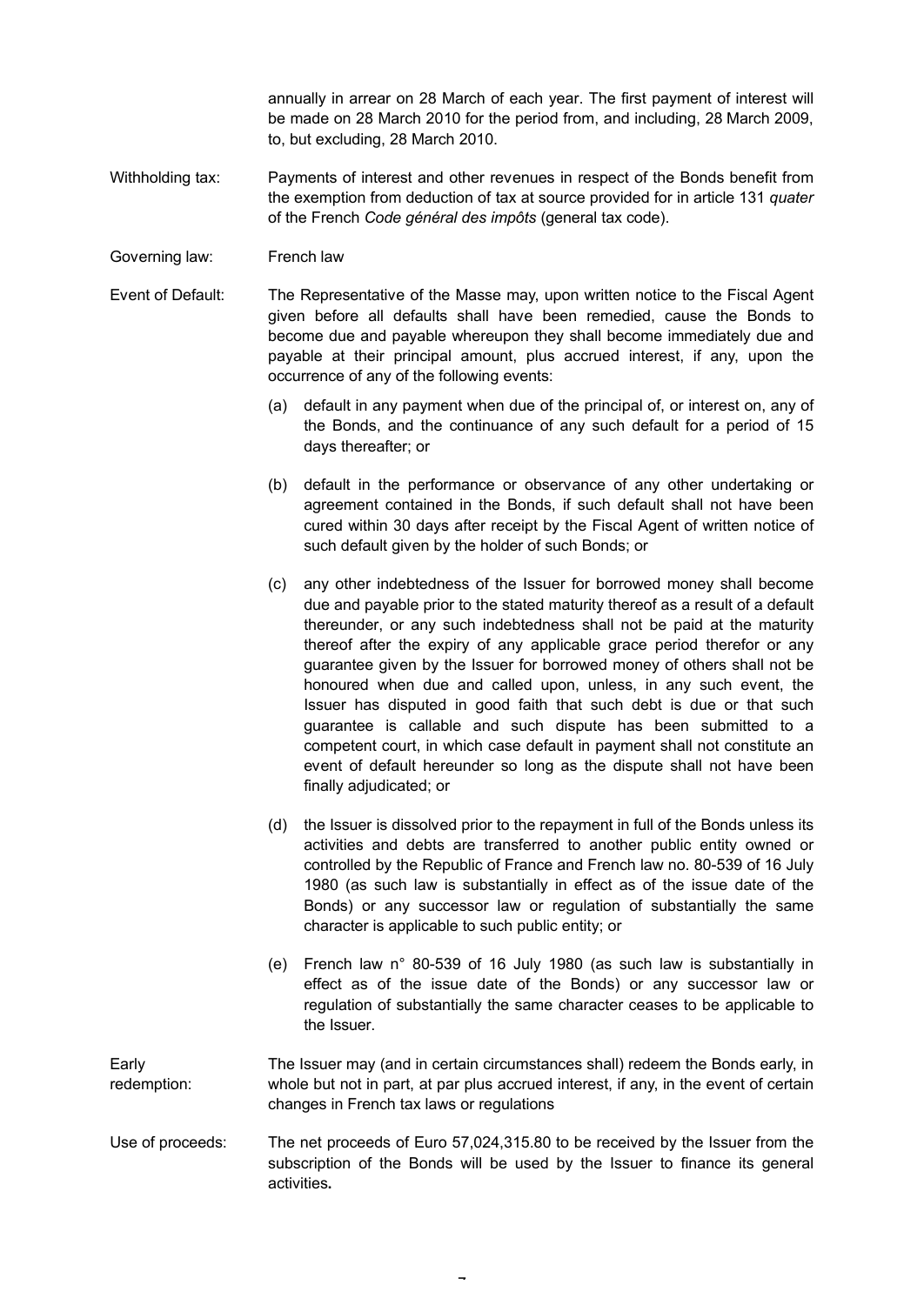annually in arrear on 28 March of each year. The first payment of interest will be made on 28 March 2010 for the period from, and including, 28 March 2009, to, but excluding, 28 March 2010.

| | |
|---|---|
| Withholding tax: | Payments of interest and other revenues in respect of the Bonds benefit from the exemption from deduction of tax at source provided for in article 131 *quater* of the French *Code général des impôts* (general tax code). |
| Governing law: | French law |

Event of Default: The Representative of the Masse may, upon written notice to the Fiscal Agent given before all defaults shall have been remedied, cause the Bonds to become due and payable whereupon they shall become immediately due and payable at their principal amount, plus accrued interest, if any, upon the occurrence of any of the following events:

(a) default in any payment when due of the principal of, or interest on, any of the Bonds, and the continuance of any such default for a period of 15 days thereafter; or

(b) default in the performance or observance of any other undertaking or agreement contained in the Bonds, if such default shall not have been cured within 30 days after receipt by the Fiscal Agent of written notice of such default given by the holder of such Bonds; or

(c) any other indebtedness of the Issuer for borrowed money shall become due and payable prior to the stated maturity thereof as a result of a default thereunder, or any such indebtedness shall not be paid at the maturity thereof after the expiry of any applicable grace period therefor or any guarantee given by the Issuer for borrowed money of others shall not be honoured when due and called upon, unless, in any such event, the Issuer has disputed in good faith that such debt is due or that such guarantee is callable and such dispute has been submitted to a competent court, in which case default in payment shall not constitute an event of default hereunder so long as the dispute shall not have been finally adjudicated; or

(d) the Issuer is dissolved prior to the repayment in full of the Bonds unless its activities and debts are transferred to another public entity owned or controlled by the Republic of France and French law no. 80-539 of 16 July 1980 (as such law is substantially in effect as of the issue date of the Bonds) or any successor law or regulation of substantially the same character is applicable to such public entity; or

(e) French law n° 80-539 of 16 July 1980 (as such law is substantially in effect as of the issue date of the Bonds) or any successor law or regulation of substantially the same character ceases to be applicable to the Issuer.

| | |
|---|---|
| Early redemption: | The Issuer may (and in certain circumstances shall) redeem the Bonds early, in whole but not in part, at par plus accrued interest, if any, in the event of certain changes in French tax laws or regulations |
| Use of proceeds: | The net proceeds of Euro 57,024,315.80 to be received by the Issuer from the subscription of the Bonds will be used by the Issuer to finance its general activities**.** |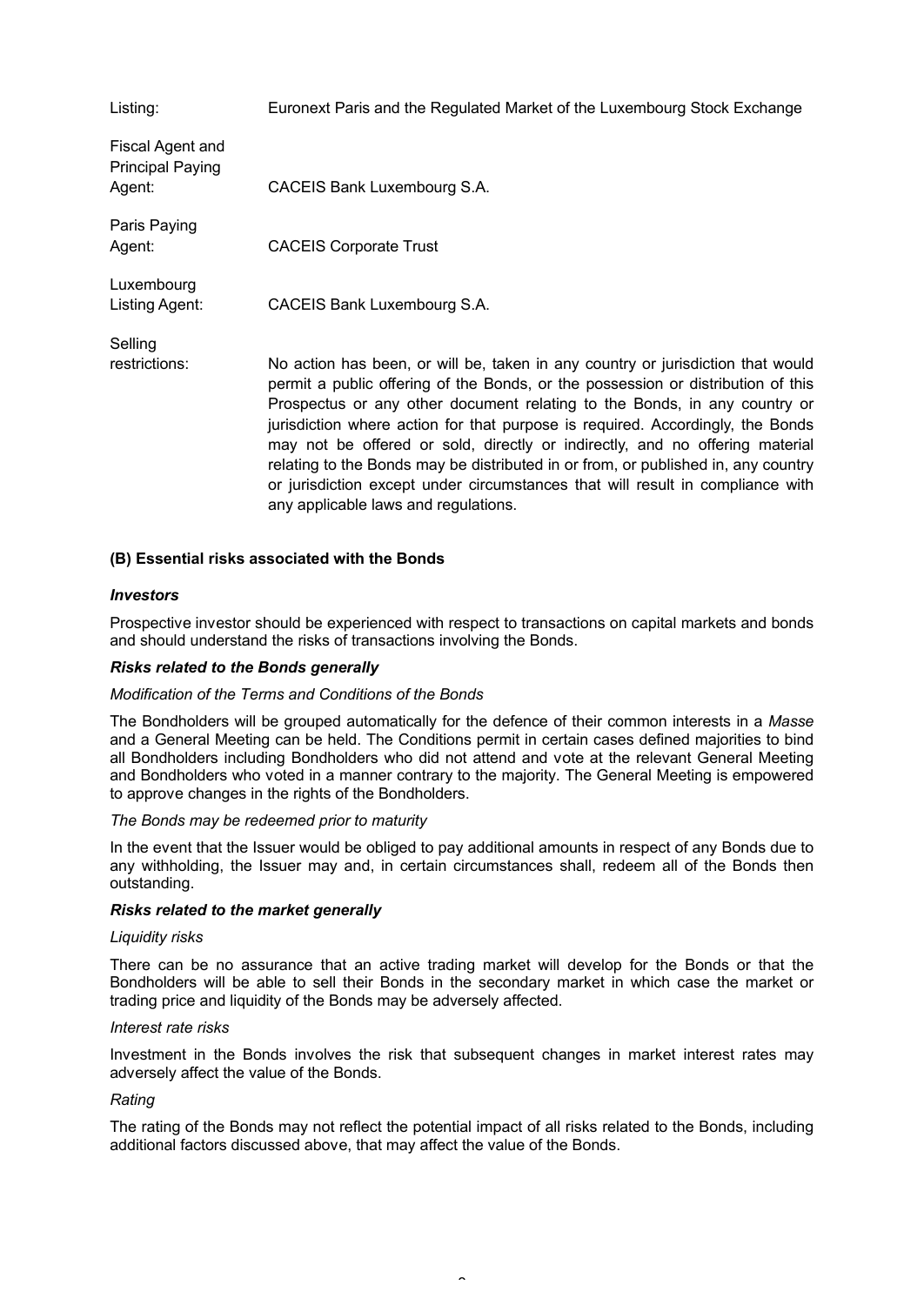| | |
|---|---|
| Listing: | Euronext Paris and the Regulated Market of the Luxembourg Stock Exchange |
| Fiscal Agent and Principal Paying Agent: | CACEIS Bank Luxembourg S.A. |
| Paris Paying Agent: | CACEIS Corporate Trust |
| Luxembourg Listing Agent: | CACEIS Bank Luxembourg S.A. |
| Selling restrictions: | No action has been, or will be, taken in any country or jurisdiction that would permit a public offering of the Bonds, or the possession or distribution of this Prospectus or any other document relating to the Bonds, in any country or jurisdiction where action for that purpose is required. Accordingly, the Bonds may not be offered or sold, directly or indirectly, and no offering material relating to the Bonds may be distributed in or from, or published in, any country or jurisdiction except under circumstances that will result in compliance with any applicable laws and regulations. |

**(B) Essential risks associated with the Bonds**

***Investors***

Prospective investor should be experienced with respect to transactions on capital markets and bonds and should understand the risks of transactions involving the Bonds.

***Risks related to the Bonds generally***

*Modification of the Terms and Conditions of the Bonds*

The Bondholders will be grouped automatically for the defence of their common interests in a *Masse* and a General Meeting can be held. The Conditions permit in certain cases defined majorities to bind all Bondholders including Bondholders who did not attend and vote at the relevant General Meeting and Bondholders who voted in a manner contrary to the majority. The General Meeting is empowered to approve changes in the rights of the Bondholders.

*The Bonds may be redeemed prior to maturity*

In the event that the Issuer would be obliged to pay additional amounts in respect of any Bonds due to any withholding, the Issuer may and, in certain circumstances shall, redeem all of the Bonds then outstanding.

***Risks related to the market generally***

*Liquidity risks*

There can be no assurance that an active trading market will develop for the Bonds or that the Bondholders will be able to sell their Bonds in the secondary market in which case the market or trading price and liquidity of the Bonds may be adversely affected.

*Interest rate risks*

Investment in the Bonds involves the risk that subsequent changes in market interest rates may adversely affect the value of the Bonds.

*Rating*

The rating of the Bonds may not reflect the potential impact of all risks related to the Bonds, including additional factors discussed above, that may affect the value of the Bonds.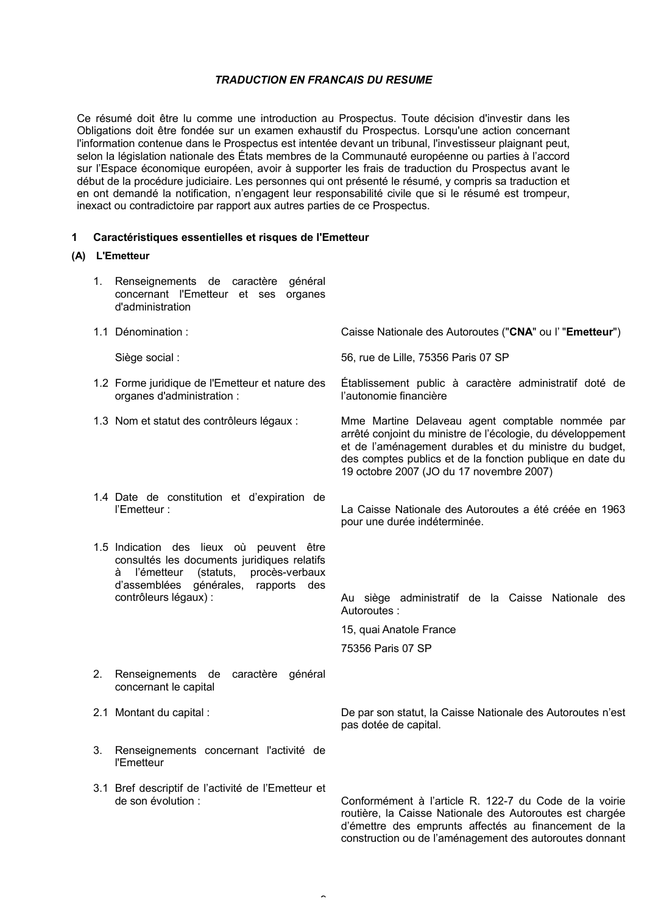### *TRADUCTION EN FRANCAIS DU RESUME*

Ce résumé doit être lu comme une introduction au Prospectus. Toute décision d'investir dans les Obligations doit être fondée sur un examen exhaustif du Prospectus. Lorsqu'une action concernant l'information contenue dans le Prospectus est intentée devant un tribunal, l'investisseur plaignant peut, selon la législation nationale des États membres de la Communauté européenne ou parties à l'accord sur l'Espace économique européen, avoir à supporter les frais de traduction du Prospectus avant le début de la procédure judiciaire. Les personnes qui ont présenté le résumé, y compris sa traduction et en ont demandé la notification, n'engagent leur responsabilité civile que si le résumé est trompeur, inexact ou contradictoire par rapport aux autres parties de ce Prospectus.

## 1 Caractéristiques essentielles et risques de l'Emetteur

### (A) L'Emetteur

| | |
|---|---|
| 1. Renseignements de caractère général concernant l'Emetteur et ses organes d'administration | |
| 1.1 Dénomination : | Caisse Nationale des Autoroutes ("**CNA**" ou l' "**Emetteur**") |
| Siège social : | 56, rue de Lille, 75356 Paris 07 SP |
| 1.2 Forme juridique de l'Emetteur et nature des organes d'administration : | Établissement public à caractère administratif doté de l'autonomie financière |
| 1.3 Nom et statut des contrôleurs légaux : | Mme Martine Delaveau agent comptable nommée par arrêté conjoint du ministre de l'écologie, du développement et de l'aménagement durables et du ministre du budget, des comptes publics et de la fonction publique en date du 19 octobre 2007 (JO du 17 novembre 2007) |
| 1.4 Date de constitution et d'expiration de l'Emetteur : | La Caisse Nationale des Autoroutes a été créée en 1963 pour une durée indéterminée. |
| 1.5 Indication des lieux où peuvent être consultés les documents juridiques relatifs à l'émetteur (statuts, procès-verbaux d'assemblées générales, rapports des contrôleurs légaux) : | Au siège administratif de la Caisse Nationale des Autoroutes :<br>15, quai Anatole France<br>75356 Paris 07 SP |
| 2. Renseignements de caractère général concernant le capital | |
| 2.1 Montant du capital : | De par son statut, la Caisse Nationale des Autoroutes n'est pas dotée de capital. |
| 3. Renseignements concernant l'activité de l'Emetteur | |
| 3.1 Bref descriptif de l'activité de l'Emetteur et de son évolution : | Conformément à l'article R. 122-7 du Code de la voirie routière, la Caisse Nationale des Autoroutes est chargée d'émettre des emprunts affectés au financement de la construction ou de l'aménagement des autoroutes donnant |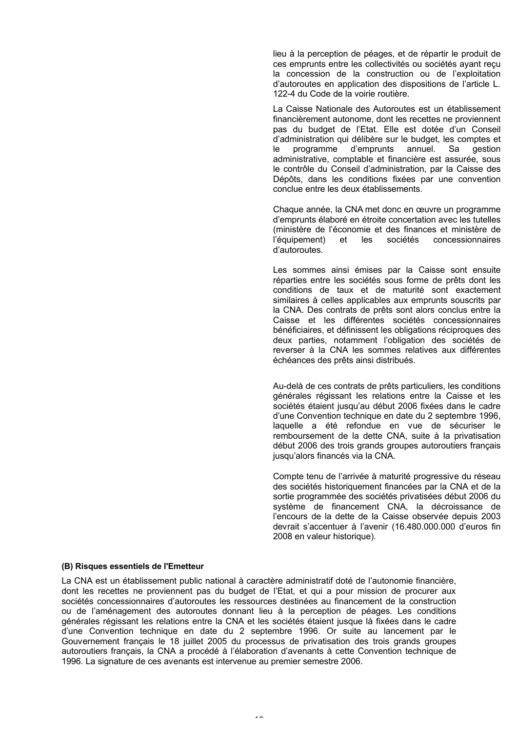lieu à la perception de péages, et de répartir le produit de ces emprunts entre les collectivités ou sociétés ayant reçu la concession de la construction ou de l'exploitation d'autoroutes en application des dispositions de l'article L. 122-4 du Code de la voirie routière.

La Caisse Nationale des Autoroutes est un établissement financièrement autonome, dont les recettes ne proviennent pas du budget de l'Etat. Elle est dotée d'un Conseil d'administration qui délibère sur le budget, les comptes et le programme d'emprunts annuel. Sa gestion administrative, comptable et financière est assurée, sous le contrôle du Conseil d'administration, par la Caisse des Dépôts, dans les conditions fixées par une convention conclue entre les deux établissements.

Chaque année, la CNA met donc en œuvre un programme d'emprunts élaboré en étroite concertation avec les tutelles (ministère de l'économie et des finances et ministère de l'équipement) et les sociétés concessionnaires d'autoroutes.

Les sommes ainsi émises par la Caisse sont ensuite réparties entre les sociétés sous forme de prêts dont les conditions de taux et de maturité sont exactement similaires à celles applicables aux emprunts souscrits par la CNA. Des contrats de prêts sont alors conclus entre la Caisse et les différentes sociétés concessionnaires bénéficiaires, et définissent les obligations réciproques des deux parties, notamment l'obligation des sociétés de reverser à la CNA les sommes relatives aux différentes échéances des prêts ainsi distribués.

Au-delà de ces contrats de prêts particuliers, les conditions générales régissant les relations entre la Caisse et les sociétés étaient jusqu'au début 2006 fixées dans le cadre d'une Convention technique en date du 2 septembre 1996, laquelle a été refondue en vue de sécuriser le remboursement de la dette CNA, suite à la privatisation début 2006 des trois grands groupes autoroutiers français jusqu'alors financés via la CNA.

Compte tenu de l'arrivée à maturité progressive du réseau des sociétés historiquement financées par la CNA et de la sortie programmée des sociétés privatisées début 2006 du système de financement CNA, la décroissance de l'encours de la dette de la Caisse observée depuis 2003 devrait s'accentuer à l'avenir (16.480.000.000 d'euros fin 2008 en valeur historique).

**(B) Risques essentiels de l'Emetteur**

La CNA est un établissement public national à caractère administratif doté de l'autonomie financière, dont les recettes ne proviennent pas du budget de l'Etat, et qui a pour mission de procurer aux sociétés concessionnaires d'autoroutes les ressources destinées au financement de la construction ou de l'aménagement des autoroutes donnant lieu à la perception de péages. Les conditions générales régissant les relations entre la CNA et les sociétés étaient jusque là fixées dans le cadre d'une Convention technique en date du 2 septembre 1996. Or suite au lancement par le Gouvernement français le 18 juillet 2005 du processus de privatisation des trois grands groupes autoroutiers français, la CNA a procédé à l'élaboration d'avenants à cette Convention technique de 1996. La signature de ces avenants est intervenue au premier semestre 2006.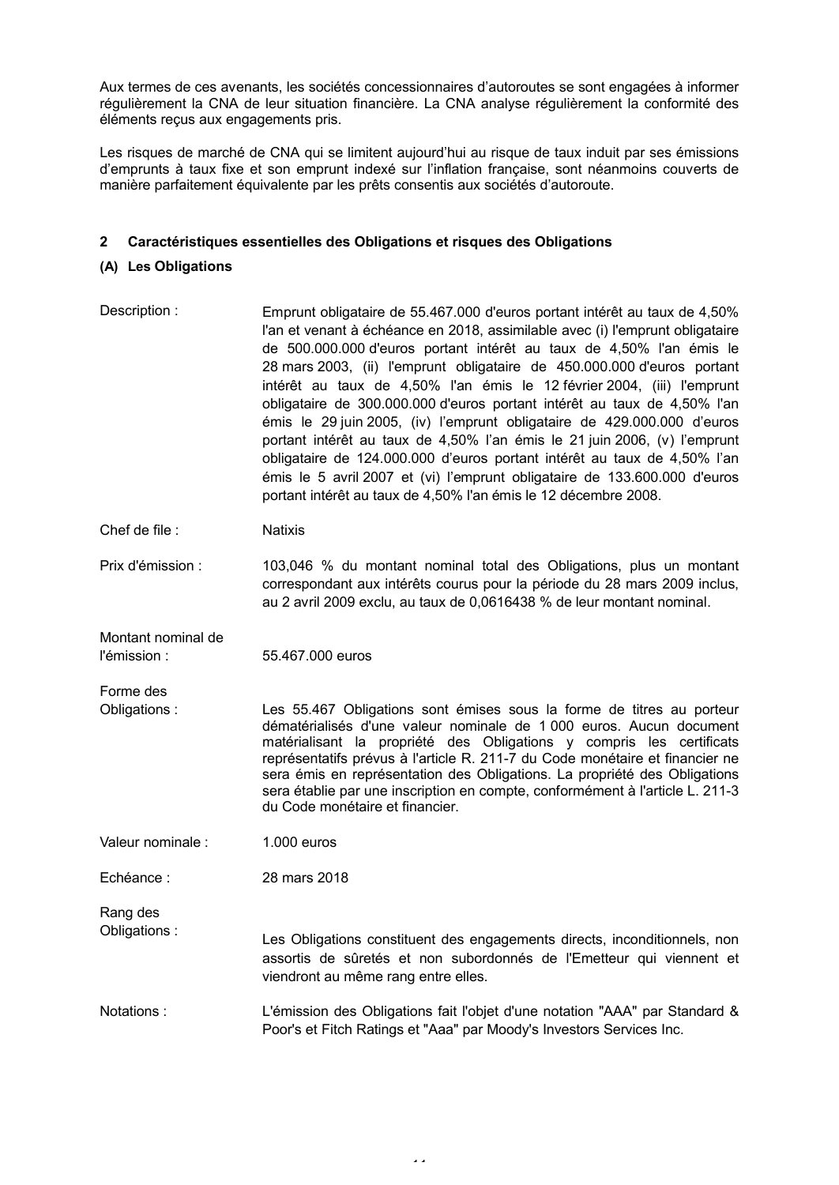Aux termes de ces avenants, les sociétés concessionnaires d'autoroutes se sont engagées à informer régulièrement la CNA de leur situation financière. La CNA analyse régulièrement la conformité des éléments reçus aux engagements pris.

Les risques de marché de CNA qui se limitent aujourd'hui au risque de taux induit par ses émissions d'emprunts à taux fixe et son emprunt indexé sur l'inflation française, sont néanmoins couverts de manière parfaitement équivalente par les prêts consentis aux sociétés d'autoroute.

## 2 Caractéristiques essentielles des Obligations et risques des Obligations

### (A) Les Obligations

| | |
|---|---|
| Description : | Emprunt obligataire de 55.467.000 d'euros portant intérêt au taux de 4,50% l'an et venant à échéance en 2018, assimilable avec (i) l'emprunt obligataire de 500.000.000 d'euros portant intérêt au taux de 4,50% l'an émis le 28 mars 2003, (ii) l'emprunt obligataire de 450.000.000 d'euros portant intérêt au taux de 4,50% l'an émis le 12 février 2004, (iii) l'emprunt obligataire de 300.000.000 d'euros portant intérêt au taux de 4,50% l'an émis le 29 juin 2005, (iv) l'emprunt obligataire de 429.000.000 d'euros portant intérêt au taux de 4,50% l'an émis le 21 juin 2006, (v) l'emprunt obligataire de 124.000.000 d'euros portant intérêt au taux de 4,50% l'an émis le 5 avril 2007 et (vi) l'emprunt obligataire de 133.600.000 d'euros portant intérêt au taux de 4,50% l'an émis le 12 décembre 2008. |
| Chef de file : | Natixis |
| Prix d'émission : | 103,046 % du montant nominal total des Obligations, plus un montant correspondant aux intérêts courus pour la période du 28 mars 2009 inclus, au 2 avril 2009 exclu, au taux de 0,0616438 % de leur montant nominal. |
| Montant nominal de l'émission : | 55.467.000 euros |
| Forme des Obligations : | Les 55.467 Obligations sont émises sous la forme de titres au porteur dématérialisés d'une valeur nominale de 1 000 euros. Aucun document matérialisant la propriété des Obligations y compris les certificats représentatifs prévus à l'article R. 211-7 du Code monétaire et financier ne sera émis en représentation des Obligations. La propriété des Obligations sera établie par une inscription en compte, conformément à l'article L. 211-3 du Code monétaire et financier. |
| Valeur nominale : | 1.000 euros |
| Echéance : | 28 mars 2018 |
| Rang des Obligations : | Les Obligations constituent des engagements directs, inconditionnels, non assortis de sûretés et non subordonnés de l'Emetteur qui viennent et viendront au même rang entre elles. |
| Notations : | L'émission des Obligations fait l'objet d'une notation "AAA" par Standard & Poor's et Fitch Ratings et "Aaa" par Moody's Investors Services Inc. |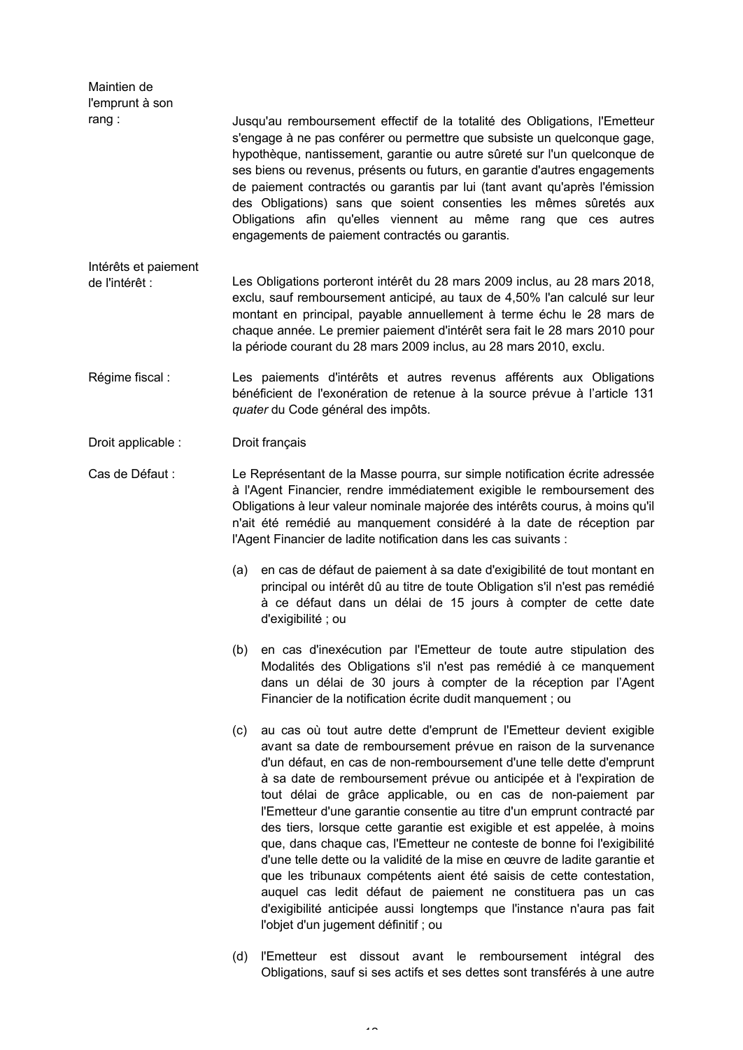**Maintien de l'emprunt à son rang :**

Jusqu'au remboursement effectif de la totalité des Obligations, l'Emetteur s'engage à ne pas conférer ou permettre que subsiste un quelconque gage, hypothèque, nantissement, garantie ou autre sûreté sur l'un quelconque de ses biens ou revenus, présents ou futurs, en garantie d'autres engagements de paiement contractés ou garantis par lui (tant avant qu'après l'émission des Obligations) sans que soient consenties les mêmes sûretés aux Obligations afin qu'elles viennent au même rang que ces autres engagements de paiement contractés ou garantis.

**Intérêts et paiement de l'intérêt :**

Les Obligations porteront intérêt du 28 mars 2009 inclus, au 28 mars 2018, exclu, sauf remboursement anticipé, au taux de 4,50% l'an calculé sur leur montant en principal, payable annuellement à terme échu le 28 mars de chaque année. Le premier paiement d'intérêt sera fait le 28 mars 2010 pour la période courant du 28 mars 2009 inclus, au 28 mars 2010, exclu.

**Régime fiscal :**

Les paiements d'intérêts et autres revenus afférents aux Obligations bénéficient de l'exonération de retenue à la source prévue à l'article 131 *quater* du Code général des impôts.

**Droit applicable :**

Droit français

**Cas de Défaut :**

Le Représentant de la Masse pourra, sur simple notification écrite adressée à l'Agent Financier, rendre immédiatement exigible le remboursement des Obligations à leur valeur nominale majorée des intérêts courus, à moins qu'il n'ait été remédié au manquement considéré à la date de réception par l'Agent Financier de ladite notification dans les cas suivants :

(a) en cas de défaut de paiement à sa date d'exigibilité de tout montant en principal ou intérêt dû au titre de toute Obligation s'il n'est pas remédié à ce défaut dans un délai de 15 jours à compter de cette date d'exigibilité ; ou

(b) en cas d'inexécution par l'Emetteur de toute autre stipulation des Modalités des Obligations s'il n'est pas remédié à ce manquement dans un délai de 30 jours à compter de la réception par l'Agent Financier de la notification écrite dudit manquement ; ou

(c) au cas où tout autre dette d'emprunt de l'Emetteur devient exigible avant sa date de remboursement prévue en raison de la survenance d'un défaut, en cas de non-remboursement d'une telle dette d'emprunt à sa date de remboursement prévue ou anticipée et à l'expiration de tout délai de grâce applicable, ou en cas de non-paiement par l'Emetteur d'une garantie consentie au titre d'un emprunt contracté par des tiers, lorsque cette garantie est exigible et est appelée, à moins que, dans chaque cas, l'Emetteur ne conteste de bonne foi l'exigibilité d'une telle dette ou la validité de la mise en œuvre de ladite garantie et que les tribunaux compétents aient été saisis de cette contestation, auquel cas ledit défaut de paiement ne constituera pas un cas d'exigibilité anticipée aussi longtemps que l'instance n'aura pas fait l'objet d'un jugement définitif ; ou

(d) l'Emetteur est dissout avant le remboursement intégral des Obligations, sauf si ses actifs et ses dettes sont transférés à une autre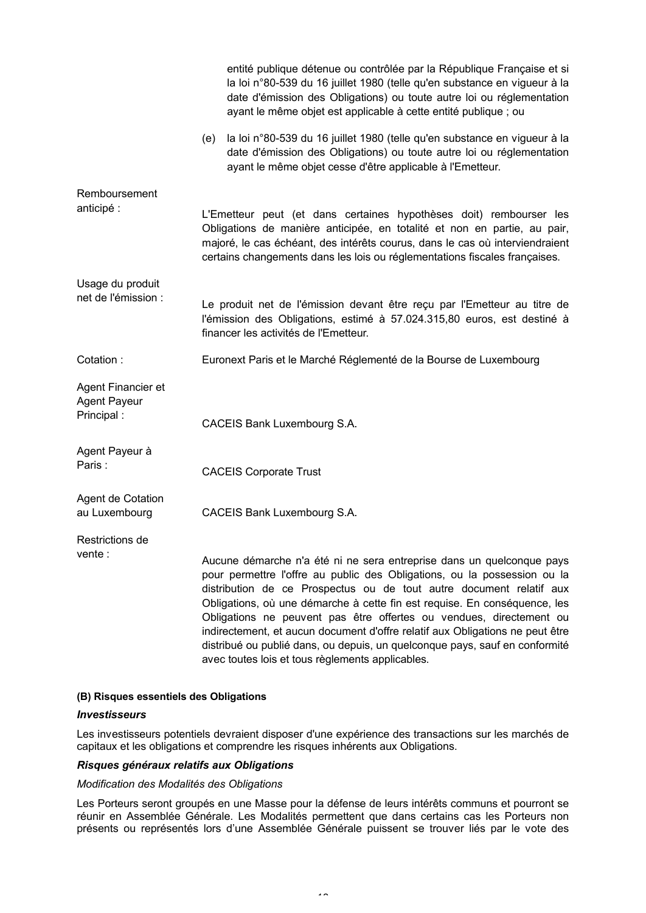|  |  |
|---|---|
|  | entité publique détenue ou contrôlée par la République Française et si la loi n°80-539 du 16 juillet 1980 (telle qu'en substance en vigueur à la date d'émission des Obligations) ou toute autre loi ou réglementation ayant le même objet est applicable à cette entité publique ; ou |
|  | (e) la loi n°80-539 du 16 juillet 1980 (telle qu'en substance en vigueur à la date d'émission des Obligations) ou toute autre loi ou réglementation ayant le même objet cesse d'être applicable à l'Emetteur. |
| Remboursement anticipé : | L'Emetteur peut (et dans certaines hypothèses doit) rembourser les Obligations de manière anticipée, en totalité et non en partie, au pair, majoré, le cas échéant, des intérêts courus, dans le cas où interviendraient certains changements dans les lois ou réglementations fiscales françaises. |
| Usage du produit net de l'émission : | Le produit net de l'émission devant être reçu par l'Emetteur au titre de l'émission des Obligations, estimé à 57.024.315,80 euros, est destiné à financer les activités de l'Emetteur. |
| Cotation : | Euronext Paris et le Marché Réglementé de la Bourse de Luxembourg |
| Agent Financier et Agent Payeur Principal : | CACEIS Bank Luxembourg S.A. |
| Agent Payeur à Paris : | CACEIS Corporate Trust |
| Agent de Cotation au Luxembourg | CACEIS Bank Luxembourg S.A. |
| Restrictions de vente : | Aucune démarche n'a été ni ne sera entreprise dans un quelconque pays pour permettre l'offre au public des Obligations, ou la possession ou la distribution de ce Prospectus ou de tout autre document relatif aux Obligations, où une démarche à cette fin est requise. En conséquence, les Obligations ne peuvent pas être offertes ou vendues, directement ou indirectement, et aucun document d'offre relatif aux Obligations ne peut être distribué ou publié dans, ou depuis, un quelconque pays, sauf en conformité avec toutes lois et tous règlements applicables. |

**(B) Risques essentiels des Obligations**

***Investisseurs***

Les investisseurs potentiels devraient disposer d'une expérience des transactions sur les marchés de capitaux et les obligations et comprendre les risques inhérents aux Obligations.

***Risques généraux relatifs aux Obligations***

*Modification des Modalités des Obligations*

Les Porteurs seront groupés en une Masse pour la défense de leurs intérêts communs et pourront se réunir en Assemblée Générale. Les Modalités permettent que dans certains cas les Porteurs non présents ou représentés lors d'une Assemblée Générale puissent se trouver liés par le vote des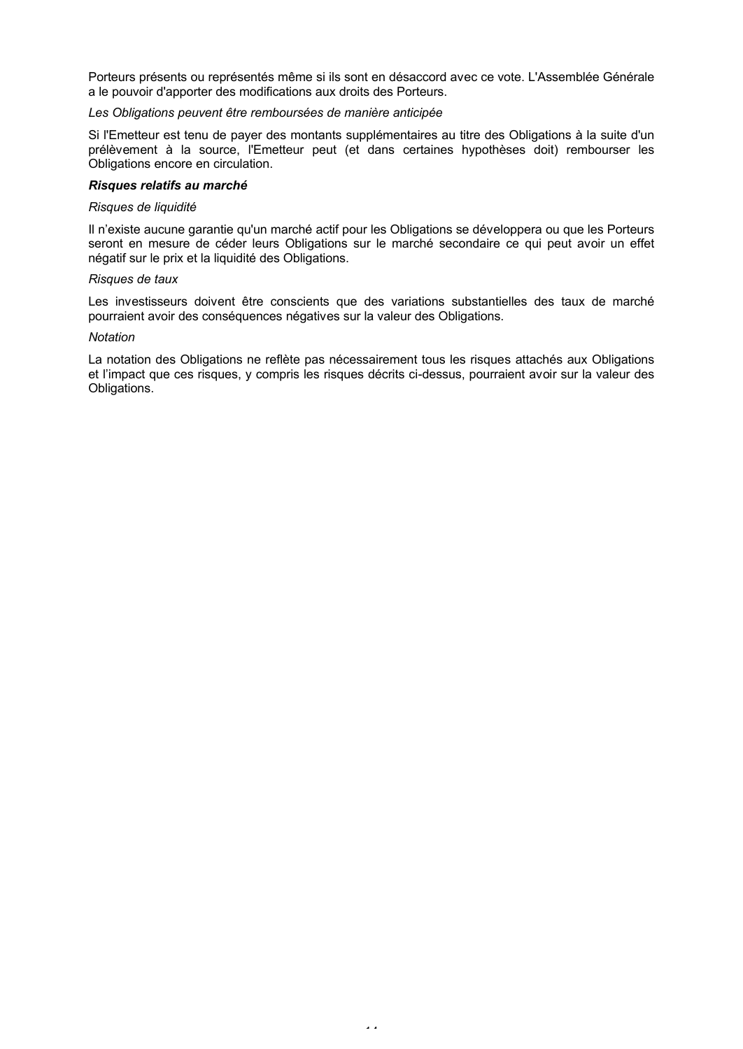Porteurs présents ou représentés même si ils sont en désaccord avec ce vote. L'Assemblée Générale a le pouvoir d'apporter des modifications aux droits des Porteurs.

*Les Obligations peuvent être remboursées de manière anticipée*

Si l'Emetteur est tenu de payer des montants supplémentaires au titre des Obligations à la suite d'un prélèvement à la source, l'Emetteur peut (et dans certaines hypothèses doit) rembourser les Obligations encore en circulation.

***Risques relatifs au marché***

*Risques de liquidité*

Il n'existe aucune garantie qu'un marché actif pour les Obligations se développera ou que les Porteurs seront en mesure de céder leurs Obligations sur le marché secondaire ce qui peut avoir un effet négatif sur le prix et la liquidité des Obligations.

*Risques de taux*

Les investisseurs doivent être conscients que des variations substantielles des taux de marché pourraient avoir des conséquences négatives sur la valeur des Obligations.

*Notation*

La notation des Obligations ne reflète pas nécessairement tous les risques attachés aux Obligations et l'impact que ces risques, y compris les risques décrits ci-dessus, pourraient avoir sur la valeur des Obligations.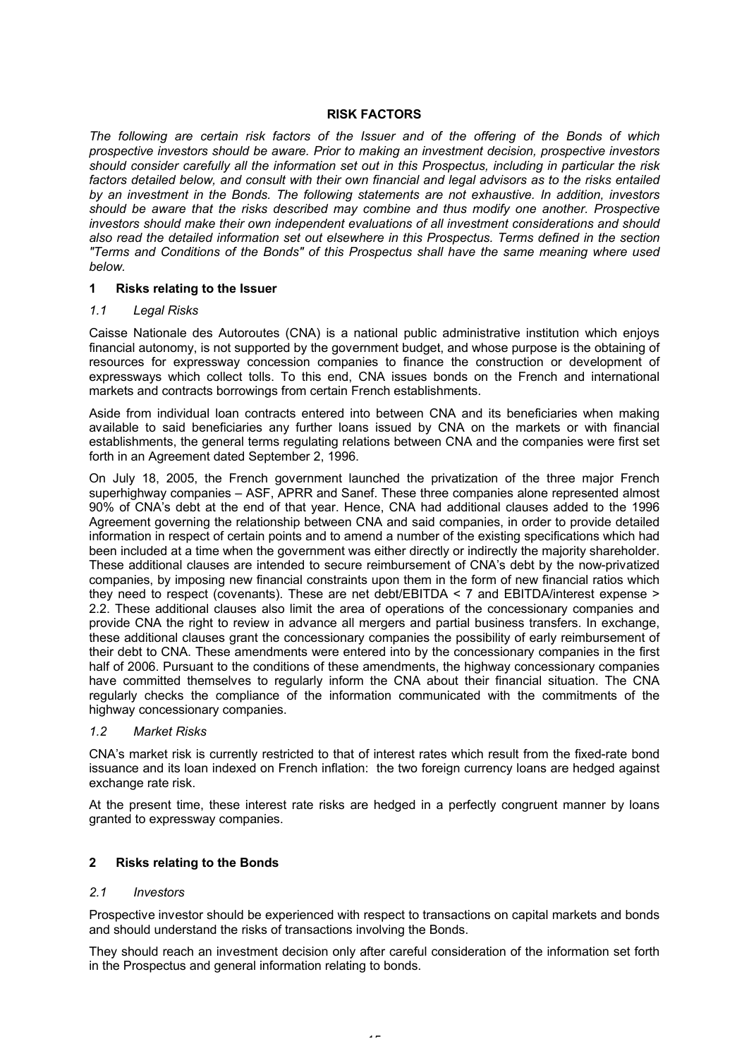## RISK FACTORS

*The following are certain risk factors of the Issuer and of the offering of the Bonds of which prospective investors should be aware. Prior to making an investment decision, prospective investors should consider carefully all the information set out in this Prospectus, including in particular the risk factors detailed below, and consult with their own financial and legal advisors as to the risks entailed by an investment in the Bonds. The following statements are not exhaustive. In addition, investors should be aware that the risks described may combine and thus modify one another. Prospective investors should make their own independent evaluations of all investment considerations and should also read the detailed information set out elsewhere in this Prospectus. Terms defined in the section "Terms and Conditions of the Bonds" of this Prospectus shall have the same meaning where used below.*

### 1 Risks relating to the Issuer

#### *1.1 Legal Risks*

Caisse Nationale des Autoroutes (CNA) is a national public administrative institution which enjoys financial autonomy, is not supported by the government budget, and whose purpose is the obtaining of resources for expressway concession companies to finance the construction or development of expressways which collect tolls. To this end, CNA issues bonds on the French and international markets and contracts borrowings from certain French establishments.

Aside from individual loan contracts entered into between CNA and its beneficiaries when making available to said beneficiaries any further loans issued by CNA on the markets or with financial establishments, the general terms regulating relations between CNA and the companies were first set forth in an Agreement dated September 2, 1996.

On July 18, 2005, the French government launched the privatization of the three major French superhighway companies – ASF, APRR and Sanef. These three companies alone represented almost 90% of CNA's debt at the end of that year. Hence, CNA had additional clauses added to the 1996 Agreement governing the relationship between CNA and said companies, in order to provide detailed information in respect of certain points and to amend a number of the existing specifications which had been included at a time when the government was either directly or indirectly the majority shareholder. These additional clauses are intended to secure reimbursement of CNA's debt by the now-privatized companies, by imposing new financial constraints upon them in the form of new financial ratios which they need to respect (covenants). These are net debt/EBITDA < 7 and EBITDA/interest expense > 2.2. These additional clauses also limit the area of operations of the concessionary companies and provide CNA the right to review in advance all mergers and partial business transfers. In exchange, these additional clauses grant the concessionary companies the possibility of early reimbursement of their debt to CNA. These amendments were entered into by the concessionary companies in the first half of 2006. Pursuant to the conditions of these amendments, the highway concessionary companies have committed themselves to regularly inform the CNA about their financial situation. The CNA regularly checks the compliance of the information communicated with the commitments of the highway concessionary companies.

#### *1.2 Market Risks*

CNA's market risk is currently restricted to that of interest rates which result from the fixed-rate bond issuance and its loan indexed on French inflation: the two foreign currency loans are hedged against exchange rate risk.

At the present time, these interest rate risks are hedged in a perfectly congruent manner by loans granted to expressway companies.

### 2 Risks relating to the Bonds

#### *2.1 Investors*

Prospective investor should be experienced with respect to transactions on capital markets and bonds and should understand the risks of transactions involving the Bonds.

They should reach an investment decision only after careful consideration of the information set forth in the Prospectus and general information relating to bonds.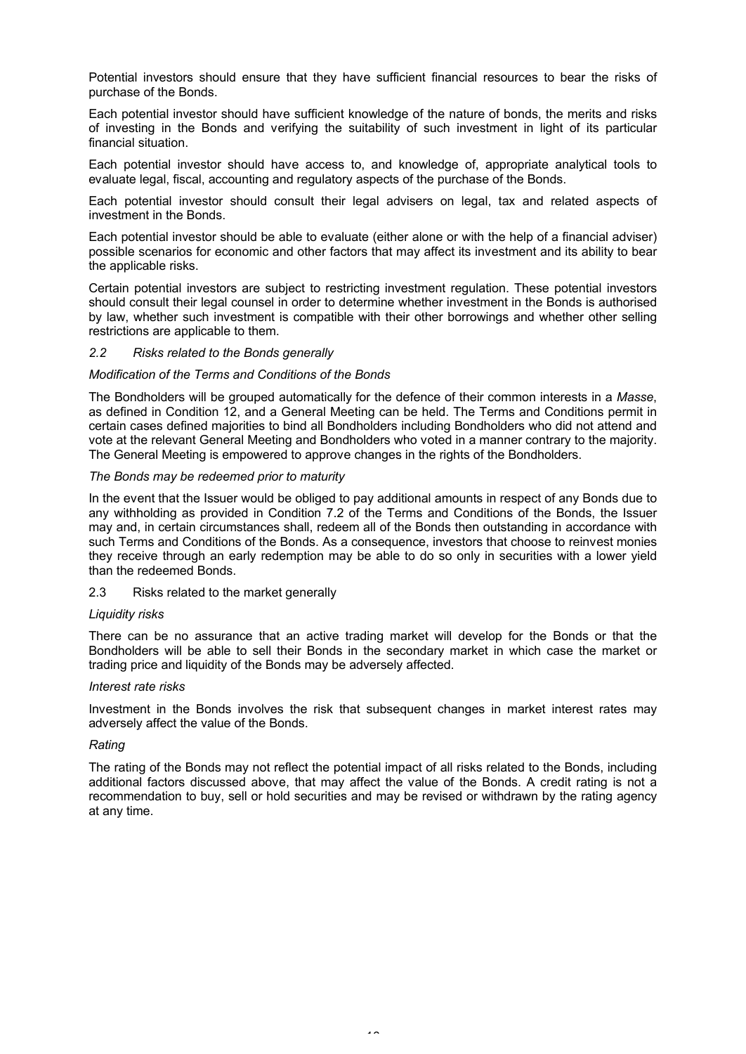Potential investors should ensure that they have sufficient financial resources to bear the risks of purchase of the Bonds.

Each potential investor should have sufficient knowledge of the nature of bonds, the merits and risks of investing in the Bonds and verifying the suitability of such investment in light of its particular financial situation.

Each potential investor should have access to, and knowledge of, appropriate analytical tools to evaluate legal, fiscal, accounting and regulatory aspects of the purchase of the Bonds.

Each potential investor should consult their legal advisers on legal, tax and related aspects of investment in the Bonds.

Each potential investor should be able to evaluate (either alone or with the help of a financial adviser) possible scenarios for economic and other factors that may affect its investment and its ability to bear the applicable risks.

Certain potential investors are subject to restricting investment regulation. These potential investors should consult their legal counsel in order to determine whether investment in the Bonds is authorised by law, whether such investment is compatible with their other borrowings and whether other selling restrictions are applicable to them.

### *2.2 Risks related to the Bonds generally*

*Modification of the Terms and Conditions of the Bonds*

The Bondholders will be grouped automatically for the defence of their common interests in a *Masse*, as defined in Condition 12, and a General Meeting can be held. The Terms and Conditions permit in certain cases defined majorities to bind all Bondholders including Bondholders who did not attend and vote at the relevant General Meeting and Bondholders who voted in a manner contrary to the majority. The General Meeting is empowered to approve changes in the rights of the Bondholders.

*The Bonds may be redeemed prior to maturity*

In the event that the Issuer would be obliged to pay additional amounts in respect of any Bonds due to any withholding as provided in Condition 7.2 of the Terms and Conditions of the Bonds, the Issuer may and, in certain circumstances shall, redeem all of the Bonds then outstanding in accordance with such Terms and Conditions of the Bonds. As a consequence, investors that choose to reinvest monies they receive through an early redemption may be able to do so only in securities with a lower yield than the redeemed Bonds.

### 2.3 Risks related to the market generally

*Liquidity risks*

There can be no assurance that an active trading market will develop for the Bonds or that the Bondholders will be able to sell their Bonds in the secondary market in which case the market or trading price and liquidity of the Bonds may be adversely affected.

*Interest rate risks*

Investment in the Bonds involves the risk that subsequent changes in market interest rates may adversely affect the value of the Bonds.

*Rating*

The rating of the Bonds may not reflect the potential impact of all risks related to the Bonds, including additional factors discussed above, that may affect the value of the Bonds. A credit rating is not a recommendation to buy, sell or hold securities and may be revised or withdrawn by the rating agency at any time.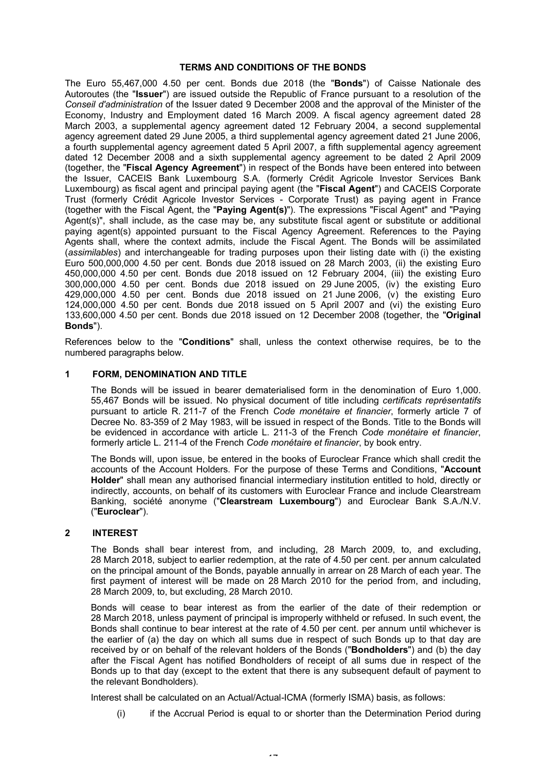## TERMS AND CONDITIONS OF THE BONDS

The Euro 55,467,000 4.50 per cent. Bonds due 2018 (the "**Bonds**") of Caisse Nationale des Autoroutes (the "**Issuer**") are issued outside the Republic of France pursuant to a resolution of the *Conseil d'administration* of the Issuer dated 9 December 2008 and the approval of the Minister of the Economy, Industry and Employment dated 16 March 2009. A fiscal agency agreement dated 28 March 2003, a supplemental agency agreement dated 12 February 2004, a second supplemental agency agreement dated 29 June 2005, a third supplemental agency agreement dated 21 June 2006, a fourth supplemental agency agreement dated 5 April 2007, a fifth supplemental agency agreement dated 12 December 2008 and a sixth supplemental agency agreement to be dated 2 April 2009 (together, the "**Fiscal Agency Agreement**") in respect of the Bonds have been entered into between the Issuer, CACEIS Bank Luxembourg S.A. (formerly Crédit Agricole Investor Services Bank Luxembourg) as fiscal agent and principal paying agent (the "**Fiscal Agent**") and CACEIS Corporate Trust (formerly Crédit Agricole Investor Services - Corporate Trust) as paying agent in France (together with the Fiscal Agent, the "**Paying Agent(s)**"). The expressions "Fiscal Agent" and "Paying Agent(s)", shall include, as the case may be, any substitute fiscal agent or substitute or additional paying agent(s) appointed pursuant to the Fiscal Agency Agreement. References to the Paying Agents shall, where the context admits, include the Fiscal Agent. The Bonds will be assimilated (*assimilables*) and interchangeable for trading purposes upon their listing date with (i) the existing Euro 500,000,000 4.50 per cent. Bonds due 2018 issued on 28 March 2003, (ii) the existing Euro 450,000,000 4.50 per cent. Bonds due 2018 issued on 12 February 2004, (iii) the existing Euro 300,000,000 4.50 per cent. Bonds due 2018 issued on 29 June 2005, (iv) the existing Euro 429,000,000 4.50 per cent. Bonds due 2018 issued on 21 June 2006, (v) the existing Euro 124,000,000 4.50 per cent. Bonds due 2018 issued on 5 April 2007 and (vi) the existing Euro 133,600,000 4.50 per cent. Bonds due 2018 issued on 12 December 2008 (together, the "**Original Bonds**").

References below to the "**Conditions**" shall, unless the context otherwise requires, be to the numbered paragraphs below.

### 1 FORM, DENOMINATION AND TITLE

The Bonds will be issued in bearer dematerialised form in the denomination of Euro 1,000. 55,467 Bonds will be issued. No physical document of title including *certificats représentatifs* pursuant to article R. 211-7 of the French *Code monétaire et financier*, formerly article 7 of Decree No. 83-359 of 2 May 1983, will be issued in respect of the Bonds. Title to the Bonds will be evidenced in accordance with article L. 211-3 of the French *Code monétaire et financier*, formerly article L. 211-4 of the French *Code monétaire et financier*, by book entry.

The Bonds will, upon issue, be entered in the books of Euroclear France which shall credit the accounts of the Account Holders. For the purpose of these Terms and Conditions, "**Account Holder**" shall mean any authorised financial intermediary institution entitled to hold, directly or indirectly, accounts, on behalf of its customers with Euroclear France and include Clearstream Banking, société anonyme ("**Clearstream Luxembourg**") and Euroclear Bank S.A./N.V. ("**Euroclear**").

### 2 INTEREST

The Bonds shall bear interest from, and including, 28 March 2009, to, and excluding, 28 March 2018, subject to earlier redemption, at the rate of 4.50 per cent. per annum calculated on the principal amount of the Bonds, payable annually in arrear on 28 March of each year. The first payment of interest will be made on 28 March 2010 for the period from, and including, 28 March 2009, to, but excluding, 28 March 2010.

Bonds will cease to bear interest as from the earlier of the date of their redemption or 28 March 2018, unless payment of principal is improperly withheld or refused. In such event, the Bonds shall continue to bear interest at the rate of 4.50 per cent. per annum until whichever is the earlier of (a) the day on which all sums due in respect of such Bonds up to that day are received by or on behalf of the relevant holders of the Bonds ("**Bondholders**") and (b) the day after the Fiscal Agent has notified Bondholders of receipt of all sums due in respect of the Bonds up to that day (except to the extent that there is any subsequent default of payment to the relevant Bondholders).

Interest shall be calculated on an Actual/Actual-ICMA (formerly ISMA) basis, as follows:

(i) if the Accrual Period is equal to or shorter than the Determination Period during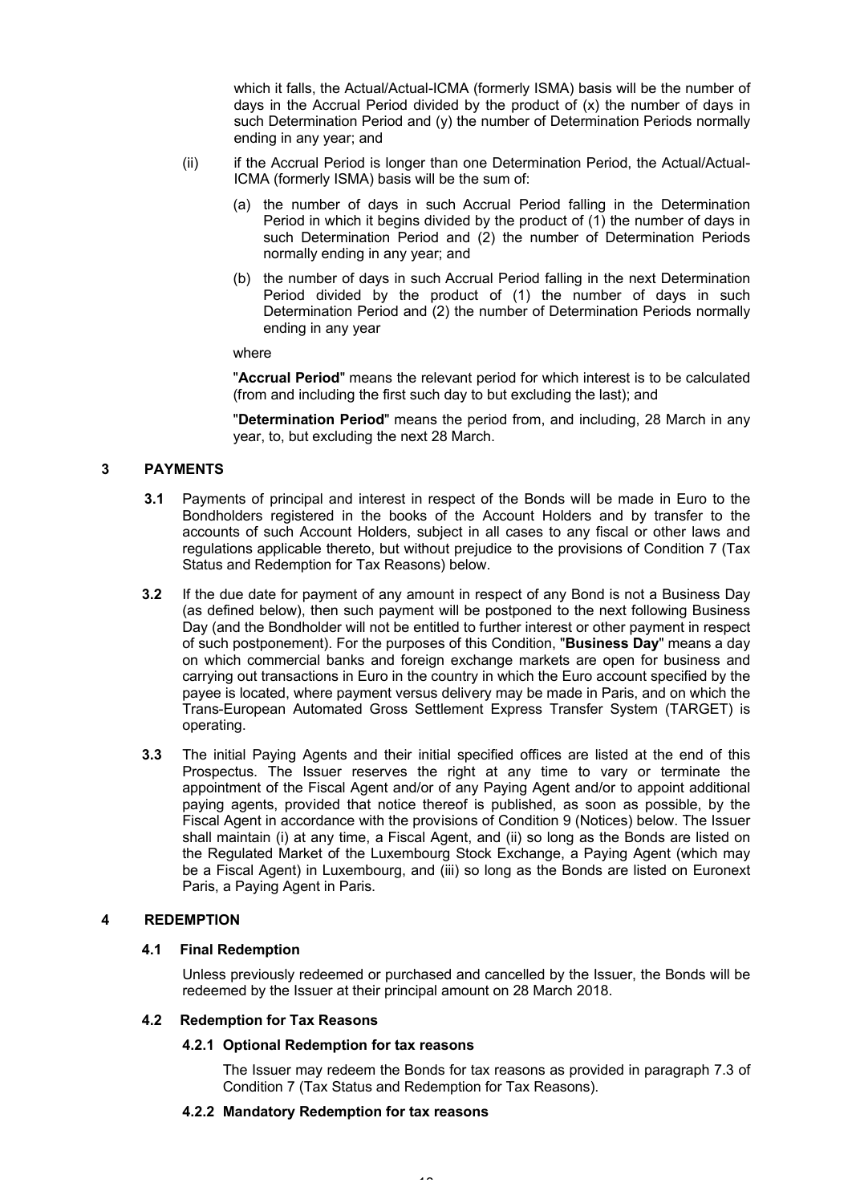which it falls, the Actual/Actual-ICMA (formerly ISMA) basis will be the number of days in the Accrual Period divided by the product of (x) the number of days in such Determination Period and (y) the number of Determination Periods normally ending in any year; and

(ii) if the Accrual Period is longer than one Determination Period, the Actual/Actual-ICMA (formerly ISMA) basis will be the sum of:

(a) the number of days in such Accrual Period falling in the Determination Period in which it begins divided by the product of (1) the number of days in such Determination Period and (2) the number of Determination Periods normally ending in any year; and

(b) the number of days in such Accrual Period falling in the next Determination Period divided by the product of (1) the number of days in such Determination Period and (2) the number of Determination Periods normally ending in any year

where

"**Accrual Period**" means the relevant period for which interest is to be calculated (from and including the first such day to but excluding the last); and

"**Determination Period**" means the period from, and including, 28 March in any year, to, but excluding the next 28 March.

## 3 PAYMENTS

**3.1** Payments of principal and interest in respect of the Bonds will be made in Euro to the Bondholders registered in the books of the Account Holders and by transfer to the accounts of such Account Holders, subject in all cases to any fiscal or other laws and regulations applicable thereto, but without prejudice to the provisions of Condition 7 (Tax Status and Redemption for Tax Reasons) below.

**3.2** If the due date for payment of any amount in respect of any Bond is not a Business Day (as defined below), then such payment will be postponed to the next following Business Day (and the Bondholder will not be entitled to further interest or other payment in respect of such postponement). For the purposes of this Condition, "**Business Day**" means a day on which commercial banks and foreign exchange markets are open for business and carrying out transactions in Euro in the country in which the Euro account specified by the payee is located, where payment versus delivery may be made in Paris, and on which the Trans-European Automated Gross Settlement Express Transfer System (TARGET) is operating.

**3.3** The initial Paying Agents and their initial specified offices are listed at the end of this Prospectus. The Issuer reserves the right at any time to vary or terminate the appointment of the Fiscal Agent and/or of any Paying Agent and/or to appoint additional paying agents, provided that notice thereof is published, as soon as possible, by the Fiscal Agent in accordance with the provisions of Condition 9 (Notices) below. The Issuer shall maintain (i) at any time, a Fiscal Agent, and (ii) so long as the Bonds are listed on the Regulated Market of the Luxembourg Stock Exchange, a Paying Agent (which may be a Fiscal Agent) in Luxembourg, and (iii) so long as the Bonds are listed on Euronext Paris, a Paying Agent in Paris.

## 4 REDEMPTION

### 4.1 Final Redemption

Unless previously redeemed or purchased and cancelled by the Issuer, the Bonds will be redeemed by the Issuer at their principal amount on 28 March 2018.

### 4.2 Redemption for Tax Reasons

#### 4.2.1 Optional Redemption for tax reasons

The Issuer may redeem the Bonds for tax reasons as provided in paragraph 7.3 of Condition 7 (Tax Status and Redemption for Tax Reasons).

#### 4.2.2 Mandatory Redemption for tax reasons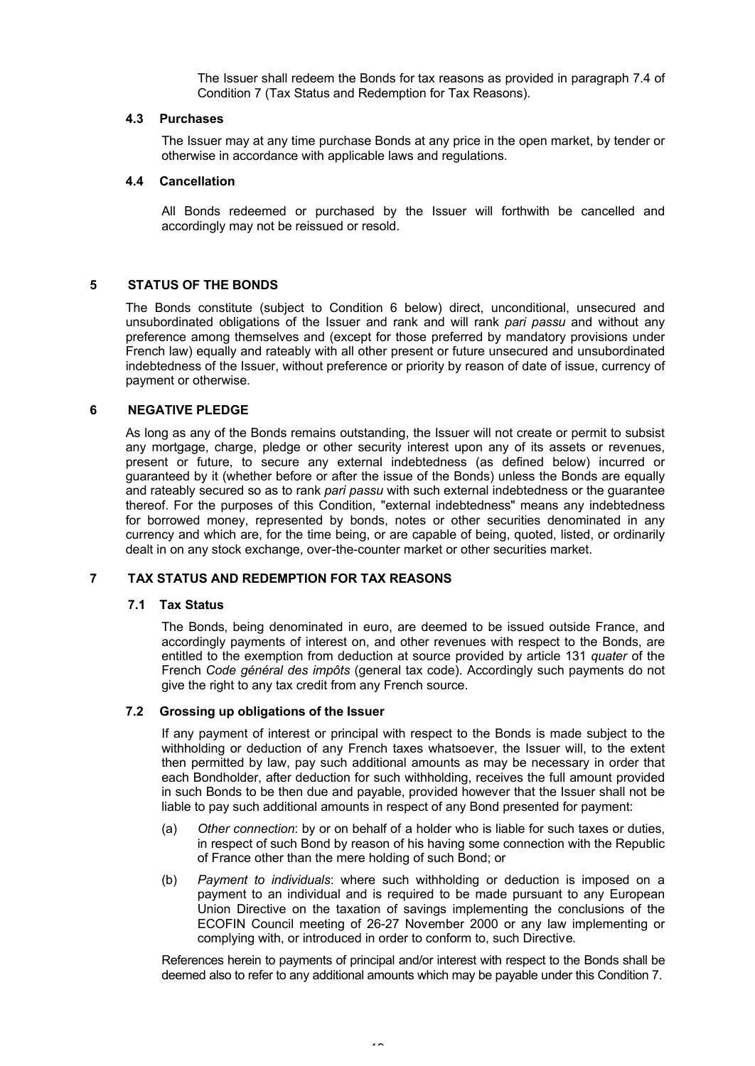The Issuer shall redeem the Bonds for tax reasons as provided in paragraph 7.4 of Condition 7 (Tax Status and Redemption for Tax Reasons).

### 4.3 Purchases

The Issuer may at any time purchase Bonds at any price in the open market, by tender or otherwise in accordance with applicable laws and regulations.

### 4.4 Cancellation

All Bonds redeemed or purchased by the Issuer will forthwith be cancelled and accordingly may not be reissued or resold.

## 5 STATUS OF THE BONDS

The Bonds constitute (subject to Condition 6 below) direct, unconditional, unsecured and unsubordinated obligations of the Issuer and rank and will rank *pari passu* and without any preference among themselves and (except for those preferred by mandatory provisions under French law) equally and rateably with all other present or future unsecured and unsubordinated indebtedness of the Issuer, without preference or priority by reason of date of issue, currency of payment or otherwise.

## 6 NEGATIVE PLEDGE

As long as any of the Bonds remains outstanding, the Issuer will not create or permit to subsist any mortgage, charge, pledge or other security interest upon any of its assets or revenues, present or future, to secure any external indebtedness (as defined below) incurred or guaranteed by it (whether before or after the issue of the Bonds) unless the Bonds are equally and rateably secured so as to rank *pari passu* with such external indebtedness or the guarantee thereof. For the purposes of this Condition, "external indebtedness" means any indebtedness for borrowed money, represented by bonds, notes or other securities denominated in any currency and which are, for the time being, or are capable of being, quoted, listed, or ordinarily dealt in on any stock exchange, over-the-counter market or other securities market.

## 7 TAX STATUS AND REDEMPTION FOR TAX REASONS

### 7.1 Tax Status

The Bonds, being denominated in euro, are deemed to be issued outside France, and accordingly payments of interest on, and other revenues with respect to the Bonds, are entitled to the exemption from deduction at source provided by article 131 *quater* of the French *Code général des impôts* (general tax code). Accordingly such payments do not give the right to any tax credit from any French source.

### 7.2 Grossing up obligations of the Issuer

If any payment of interest or principal with respect to the Bonds is made subject to the withholding or deduction of any French taxes whatsoever, the Issuer will, to the extent then permitted by law, pay such additional amounts as may be necessary in order that each Bondholder, after deduction for such withholding, receives the full amount provided in such Bonds to be then due and payable, provided however that the Issuer shall not be liable to pay such additional amounts in respect of any Bond presented for payment:

(a) *Other connection*: by or on behalf of a holder who is liable for such taxes or duties, in respect of such Bond by reason of his having some connection with the Republic of France other than the mere holding of such Bond; or

(b) *Payment to individuals*: where such withholding or deduction is imposed on a payment to an individual and is required to be made pursuant to any European Union Directive on the taxation of savings implementing the conclusions of the ECOFIN Council meeting of 26-27 November 2000 or any law implementing or complying with, or introduced in order to conform to, such Directive.

References herein to payments of principal and/or interest with respect to the Bonds shall be deemed also to refer to any additional amounts which may be payable under this Condition 7.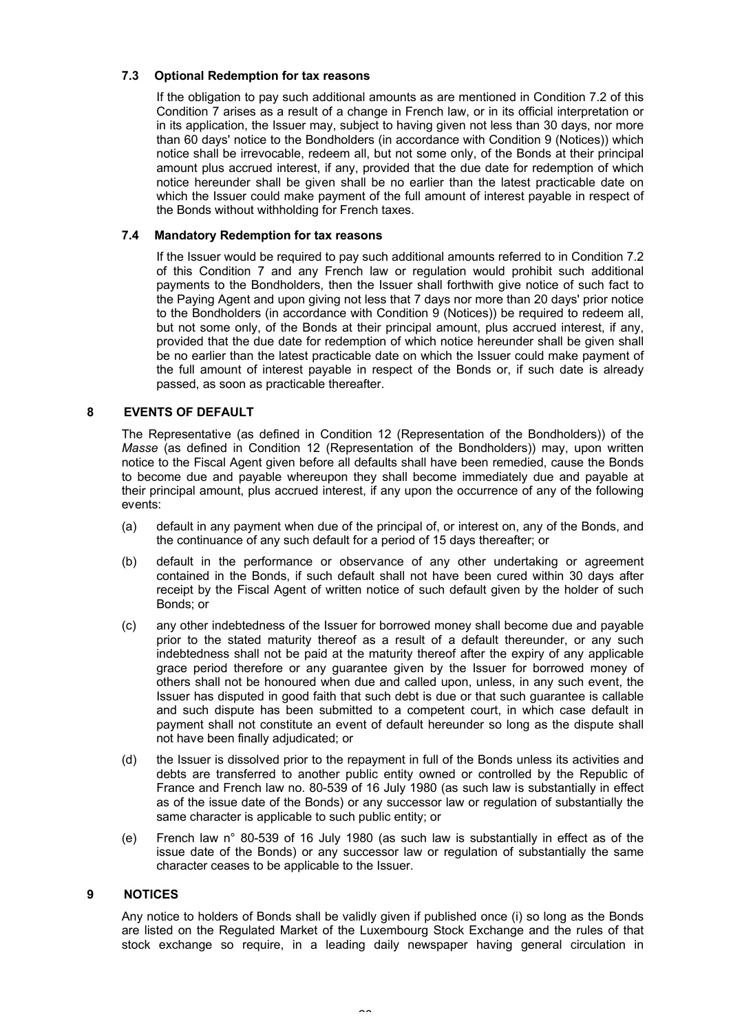### 7.3 Optional Redemption for tax reasons

If the obligation to pay such additional amounts as are mentioned in Condition 7.2 of this Condition 7 arises as a result of a change in French law, or in its official interpretation or in its application, the Issuer may, subject to having given not less than 30 days, nor more than 60 days' notice to the Bondholders (in accordance with Condition 9 (Notices)) which notice shall be irrevocable, redeem all, but not some only, of the Bonds at their principal amount plus accrued interest, if any, provided that the due date for redemption of which notice hereunder shall be given shall be no earlier than the latest practicable date on which the Issuer could make payment of the full amount of interest payable in respect of the Bonds without withholding for French taxes.

### 7.4 Mandatory Redemption for tax reasons

If the Issuer would be required to pay such additional amounts referred to in Condition 7.2 of this Condition 7 and any French law or regulation would prohibit such additional payments to the Bondholders, then the Issuer shall forthwith give notice of such fact to the Paying Agent and upon giving not less that 7 days nor more than 20 days' prior notice to the Bondholders (in accordance with Condition 9 (Notices)) be required to redeem all, but not some only, of the Bonds at their principal amount, plus accrued interest, if any, provided that the due date for redemption of which notice hereunder shall be given shall be no earlier than the latest practicable date on which the Issuer could make payment of the full amount of interest payable in respect of the Bonds or, if such date is already passed, as soon as practicable thereafter.

## 8 EVENTS OF DEFAULT

The Representative (as defined in Condition 12 (Representation of the Bondholders)) of the *Masse* (as defined in Condition 12 (Representation of the Bondholders)) may, upon written notice to the Fiscal Agent given before all defaults shall have been remedied, cause the Bonds to become due and payable whereupon they shall become immediately due and payable at their principal amount, plus accrued interest, if any upon the occurrence of any of the following events:

(a) default in any payment when due of the principal of, or interest on, any of the Bonds, and the continuance of any such default for a period of 15 days thereafter; or

(b) default in the performance or observance of any other undertaking or agreement contained in the Bonds, if such default shall not have been cured within 30 days after receipt by the Fiscal Agent of written notice of such default given by the holder of such Bonds; or

(c) any other indebtedness of the Issuer for borrowed money shall become due and payable prior to the stated maturity thereof as a result of a default thereunder, or any such indebtedness shall not be paid at the maturity thereof after the expiry of any applicable grace period therefore or any guarantee given by the Issuer for borrowed money of others shall not be honoured when due and called upon, unless, in any such event, the Issuer has disputed in good faith that such debt is due or that such guarantee is callable and such dispute has been submitted to a competent court, in which case default in payment shall not constitute an event of default hereunder so long as the dispute shall not have been finally adjudicated; or

(d) the Issuer is dissolved prior to the repayment in full of the Bonds unless its activities and debts are transferred to another public entity owned or controlled by the Republic of France and French law no. 80-539 of 16 July 1980 (as such law is substantially in effect as of the issue date of the Bonds) or any successor law or regulation of substantially the same character is applicable to such public entity; or

(e) French law n° 80-539 of 16 July 1980 (as such law is substantially in effect as of the issue date of the Bonds) or any successor law or regulation of substantially the same character ceases to be applicable to the Issuer.

## 9 NOTICES

Any notice to holders of Bonds shall be validly given if published once (i) so long as the Bonds are listed on the Regulated Market of the Luxembourg Stock Exchange and the rules of that stock exchange so require, in a leading daily newspaper having general circulation in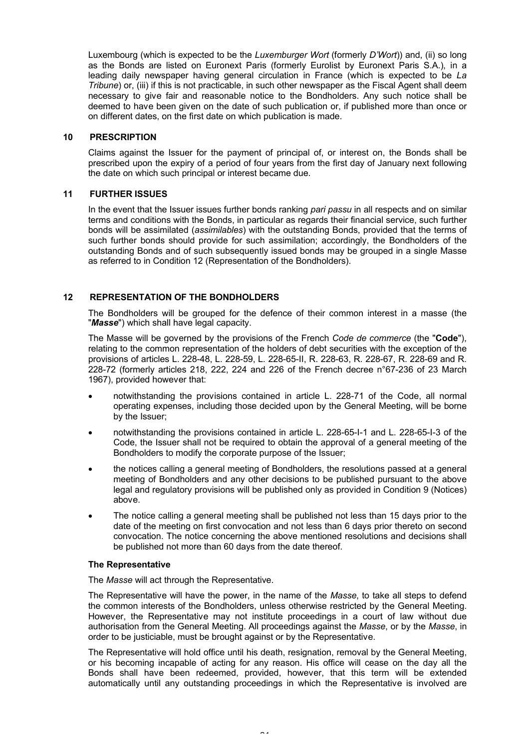Luxembourg (which is expected to be the *Luxemburger Wort* (formerly *D'Wort*)) and, (ii) so long as the Bonds are listed on Euronext Paris (formerly Eurolist by Euronext Paris S.A.), in a leading daily newspaper having general circulation in France (which is expected to be *La Tribune*) or, (iii) if this is not practicable, in such other newspaper as the Fiscal Agent shall deem necessary to give fair and reasonable notice to the Bondholders. Any such notice shall be deemed to have been given on the date of such publication or, if published more than once or on different dates, on the first date on which publication is made.

## 10 PRESCRIPTION

Claims against the Issuer for the payment of principal of, or interest on, the Bonds shall be prescribed upon the expiry of a period of four years from the first day of January next following the date on which such principal or interest became due.

## 11 FURTHER ISSUES

In the event that the Issuer issues further bonds ranking *pari passu* in all respects and on similar terms and conditions with the Bonds, in particular as regards their financial service, such further bonds will be assimilated (*assimilables*) with the outstanding Bonds, provided that the terms of such further bonds should provide for such assimilation; accordingly, the Bondholders of the outstanding Bonds and of such subsequently issued bonds may be grouped in a single Masse as referred to in Condition 12 (Representation of the Bondholders).

## 12 REPRESENTATION OF THE BONDHOLDERS

The Bondholders will be grouped for the defence of their common interest in a masse (the "***Masse***") which shall have legal capacity.

The Masse will be governed by the provisions of the French *Code de commerce* (the "**Code**"), relating to the common representation of the holders of debt securities with the exception of the provisions of articles L. 228-48, L. 228-59, L. 228-65-II, R. 228-63, R. 228-67, R. 228-69 and R. 228-72 (formerly articles 218, 222, 224 and 226 of the French decree n°67-236 of 23 March 1967), provided however that:

- notwithstanding the provisions contained in article L. 228-71 of the Code, all normal operating expenses, including those decided upon by the General Meeting, will be borne by the Issuer;
- notwithstanding the provisions contained in article L. 228-65-I-1 and L. 228-65-I-3 of the Code, the Issuer shall not be required to obtain the approval of a general meeting of the Bondholders to modify the corporate purpose of the Issuer;
- the notices calling a general meeting of Bondholders, the resolutions passed at a general meeting of Bondholders and any other decisions to be published pursuant to the above legal and regulatory provisions will be published only as provided in Condition 9 (Notices) above.
- The notice calling a general meeting shall be published not less than 15 days prior to the date of the meeting on first convocation and not less than 6 days prior thereto on second convocation. The notice concerning the above mentioned resolutions and decisions shall be published not more than 60 days from the date thereof.

### The Representative

The *Masse* will act through the Representative.

The Representative will have the power, in the name of the *Masse*, to take all steps to defend the common interests of the Bondholders, unless otherwise restricted by the General Meeting. However, the Representative may not institute proceedings in a court of law without due authorisation from the General Meeting. All proceedings against the *Masse*, or by the *Masse*, in order to be justiciable, must be brought against or by the Representative.

The Representative will hold office until his death, resignation, removal by the General Meeting, or his becoming incapable of acting for any reason. His office will cease on the day all the Bonds shall have been redeemed, provided, however, that this term will be extended automatically until any outstanding proceedings in which the Representative is involved are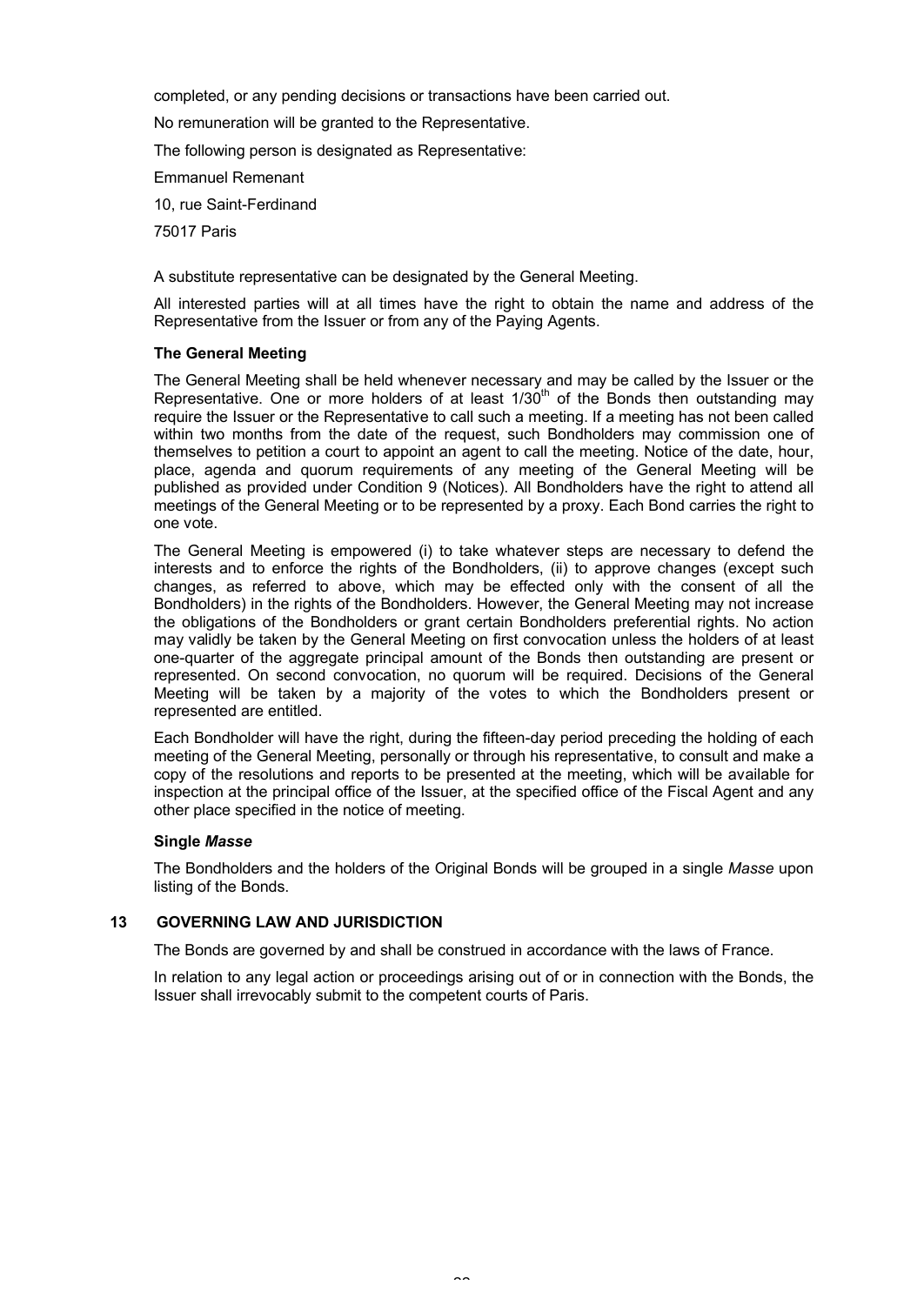completed, or any pending decisions or transactions have been carried out.

No remuneration will be granted to the Representative.

The following person is designated as Representative:

Emmanuel Remenant

10, rue Saint-Ferdinand

75017 Paris

A substitute representative can be designated by the General Meeting.

All interested parties will at all times have the right to obtain the name and address of the Representative from the Issuer or from any of the Paying Agents.

**The General Meeting**

The General Meeting shall be held whenever necessary and may be called by the Issuer or the Representative. One or more holders of at least 1/30th of the Bonds then outstanding may require the Issuer or the Representative to call such a meeting. If a meeting has not been called within two months from the date of the request, such Bondholders may commission one of themselves to petition a court to appoint an agent to call the meeting. Notice of the date, hour, place, agenda and quorum requirements of any meeting of the General Meeting will be published as provided under Condition 9 (Notices). All Bondholders have the right to attend all meetings of the General Meeting or to be represented by a proxy. Each Bond carries the right to one vote.

The General Meeting is empowered (i) to take whatever steps are necessary to defend the interests and to enforce the rights of the Bondholders, (ii) to approve changes (except such changes, as referred to above, which may be effected only with the consent of all the Bondholders) in the rights of the Bondholders. However, the General Meeting may not increase the obligations of the Bondholders or grant certain Bondholders preferential rights. No action may validly be taken by the General Meeting on first convocation unless the holders of at least one-quarter of the aggregate principal amount of the Bonds then outstanding are present or represented. On second convocation, no quorum will be required. Decisions of the General Meeting will be taken by a majority of the votes to which the Bondholders present or represented are entitled.

Each Bondholder will have the right, during the fifteen-day period preceding the holding of each meeting of the General Meeting, personally or through his representative, to consult and make a copy of the resolutions and reports to be presented at the meeting, which will be available for inspection at the principal office of the Issuer, at the specified office of the Fiscal Agent and any other place specified in the notice of meeting.

**Single *Masse***

The Bondholders and the holders of the Original Bonds will be grouped in a single *Masse* upon listing of the Bonds.

## 13 GOVERNING LAW AND JURISDICTION

The Bonds are governed by and shall be construed in accordance with the laws of France.

In relation to any legal action or proceedings arising out of or in connection with the Bonds, the Issuer shall irrevocably submit to the competent courts of Paris.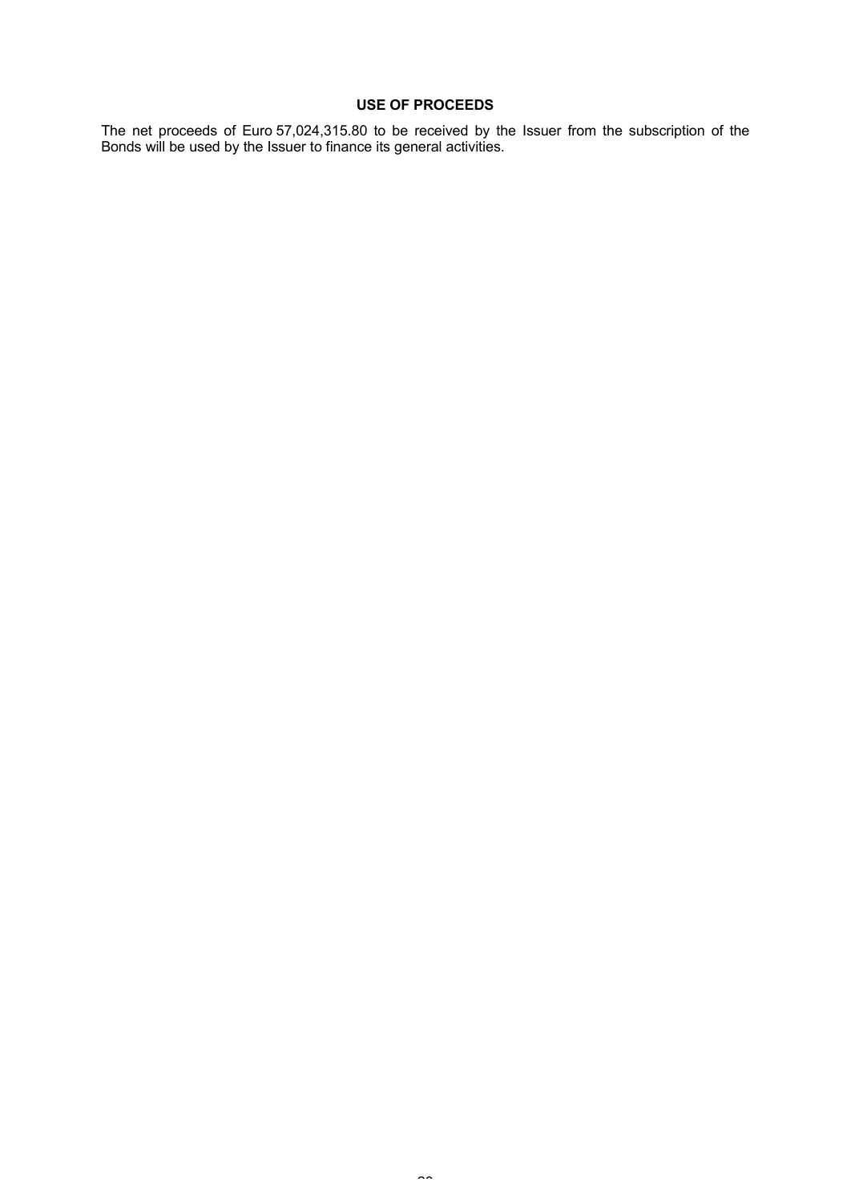## USE OF PROCEEDS

The net proceeds of Euro 57,024,315.80 to be received by the Issuer from the subscription of the Bonds will be used by the Issuer to finance its general activities.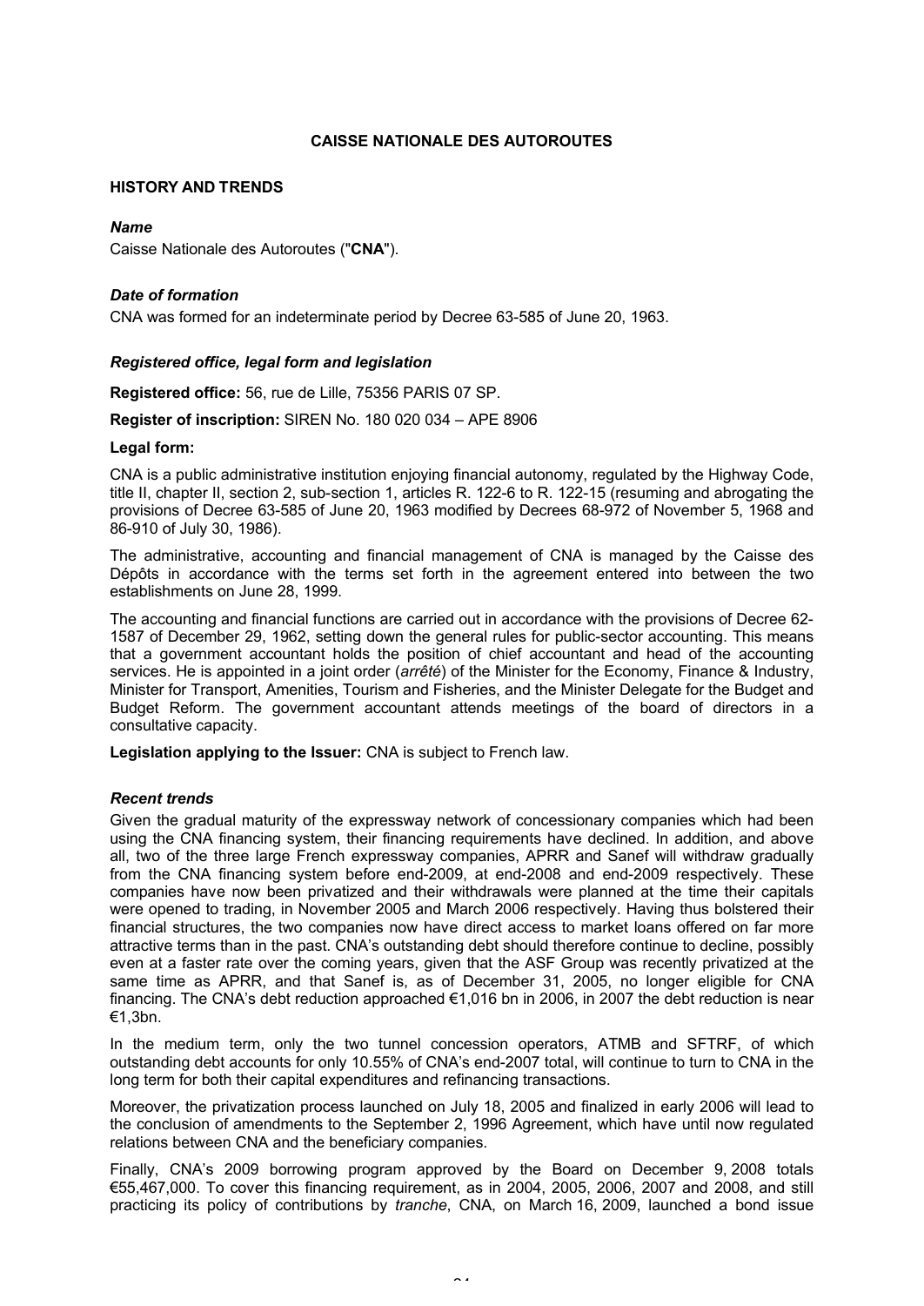## CAISSE NATIONALE DES AUTOROUTES

### HISTORY AND TRENDS

#### *Name*

Caisse Nationale des Autoroutes ("**CNA**").

#### *Date of formation*

CNA was formed for an indeterminate period by Decree 63-585 of June 20, 1963.

#### *Registered office, legal form and legislation*

**Registered office:** 56, rue de Lille, 75356 PARIS 07 SP.

**Register of inscription:** SIREN No. 180 020 034 – APE 8906

**Legal form:**

CNA is a public administrative institution enjoying financial autonomy, regulated by the Highway Code, title II, chapter II, section 2, sub-section 1, articles R. 122-6 to R. 122-15 (resuming and abrogating the provisions of Decree 63-585 of June 20, 1963 modified by Decrees 68-972 of November 5, 1968 and 86-910 of July 30, 1986).

The administrative, accounting and financial management of CNA is managed by the Caisse des Dépôts in accordance with the terms set forth in the agreement entered into between the two establishments on June 28, 1999.

The accounting and financial functions are carried out in accordance with the provisions of Decree 62-1587 of December 29, 1962, setting down the general rules for public-sector accounting. This means that a government accountant holds the position of chief accountant and head of the accounting services. He is appointed in a joint order (*arrêté*) of the Minister for the Economy, Finance & Industry, Minister for Transport, Amenities, Tourism and Fisheries, and the Minister Delegate for the Budget and Budget Reform. The government accountant attends meetings of the board of directors in a consultative capacity.

**Legislation applying to the Issuer:** CNA is subject to French law.

#### *Recent trends*

Given the gradual maturity of the expressway network of concessionary companies which had been using the CNA financing system, their financing requirements have declined. In addition, and above all, two of the three large French expressway companies, APRR and Sanef will withdraw gradually from the CNA financing system before end-2009, at end-2008 and end-2009 respectively. These companies have now been privatized and their withdrawals were planned at the time their capitals were opened to trading, in November 2005 and March 2006 respectively. Having thus bolstered their financial structures, the two companies now have direct access to market loans offered on far more attractive terms than in the past. CNA's outstanding debt should therefore continue to decline, possibly even at a faster rate over the coming years, given that the ASF Group was recently privatized at the same time as APRR, and that Sanef is, as of December 31, 2005, no longer eligible for CNA financing. The CNA's debt reduction approached €1,016 bn in 2006, in 2007 the debt reduction is near €1,3bn.

In the medium term, only the two tunnel concession operators, ATMB and SFTRF, of which outstanding debt accounts for only 10.55% of CNA's end-2007 total, will continue to turn to CNA in the long term for both their capital expenditures and refinancing transactions.

Moreover, the privatization process launched on July 18, 2005 and finalized in early 2006 will lead to the conclusion of amendments to the September 2, 1996 Agreement, which have until now regulated relations between CNA and the beneficiary companies.

Finally, CNA's 2009 borrowing program approved by the Board on December 9, 2008 totals €55,467,000. To cover this financing requirement, as in 2004, 2005, 2006, 2007 and 2008, and still practicing its policy of contributions by *tranche*, CNA, on March 16, 2009, launched a bond issue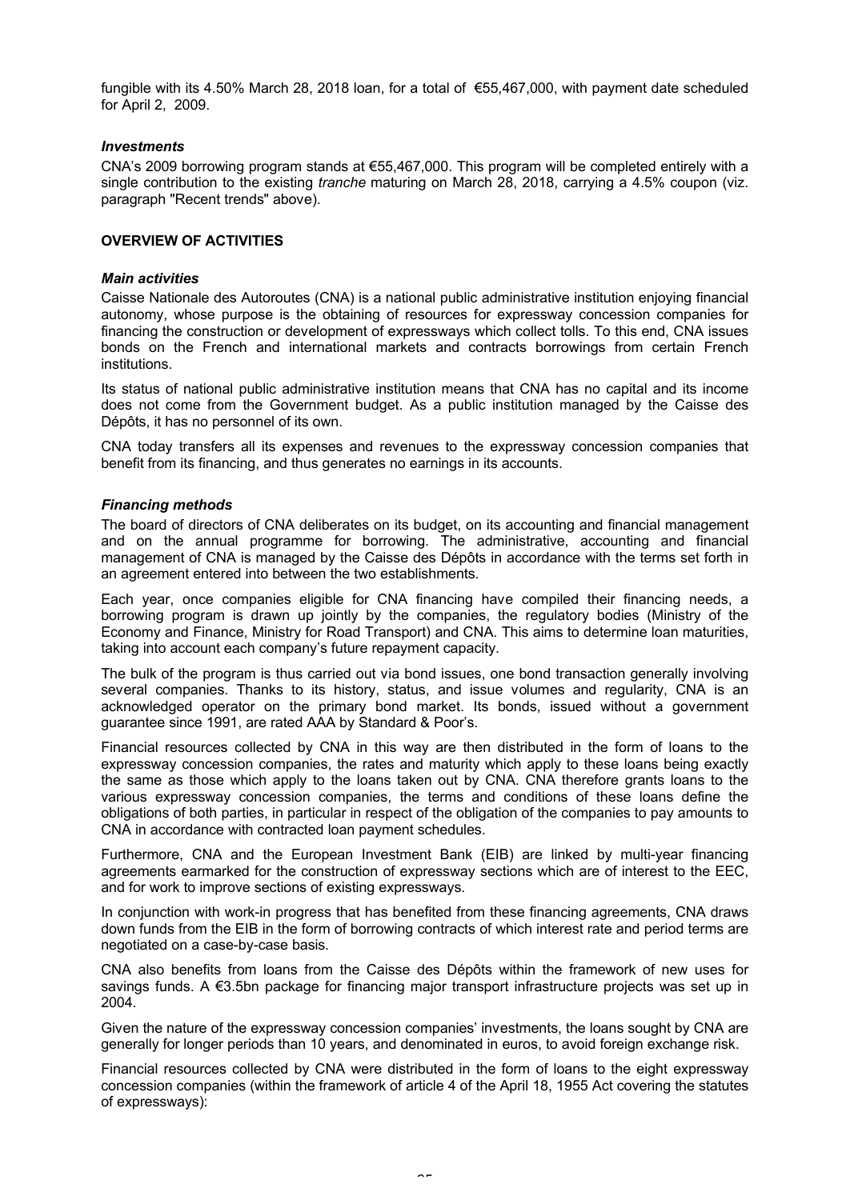fungible with its 4.50% March 28, 2018 loan, for a total of €55,467,000, with payment date scheduled for April 2, 2009.

### *Investments*

CNA's 2009 borrowing program stands at €55,467,000. This program will be completed entirely with a single contribution to the existing *tranche* maturing on March 28, 2018, carrying a 4.5% coupon (viz. paragraph "Recent trends" above).

## OVERVIEW OF ACTIVITIES

### *Main activities*

Caisse Nationale des Autoroutes (CNA) is a national public administrative institution enjoying financial autonomy, whose purpose is the obtaining of resources for expressway concession companies for financing the construction or development of expressways which collect tolls. To this end, CNA issues bonds on the French and international markets and contracts borrowings from certain French institutions.

Its status of national public administrative institution means that CNA has no capital and its income does not come from the Government budget. As a public institution managed by the Caisse des Dépôts, it has no personnel of its own.

CNA today transfers all its expenses and revenues to the expressway concession companies that benefit from its financing, and thus generates no earnings in its accounts.

### *Financing methods*

The board of directors of CNA deliberates on its budget, on its accounting and financial management and on the annual programme for borrowing. The administrative, accounting and financial management of CNA is managed by the Caisse des Dépôts in accordance with the terms set forth in an agreement entered into between the two establishments.

Each year, once companies eligible for CNA financing have compiled their financing needs, a borrowing program is drawn up jointly by the companies, the regulatory bodies (Ministry of the Economy and Finance, Ministry for Road Transport) and CNA. This aims to determine loan maturities, taking into account each company's future repayment capacity.

The bulk of the program is thus carried out via bond issues, one bond transaction generally involving several companies. Thanks to its history, status, and issue volumes and regularity, CNA is an acknowledged operator on the primary bond market. Its bonds, issued without a government guarantee since 1991, are rated AAA by Standard & Poor's.

Financial resources collected by CNA in this way are then distributed in the form of loans to the expressway concession companies, the rates and maturity which apply to these loans being exactly the same as those which apply to the loans taken out by CNA. CNA therefore grants loans to the various expressway concession companies, the terms and conditions of these loans define the obligations of both parties, in particular in respect of the obligation of the companies to pay amounts to CNA in accordance with contracted loan payment schedules.

Furthermore, CNA and the European Investment Bank (EIB) are linked by multi-year financing agreements earmarked for the construction of expressway sections which are of interest to the EEC, and for work to improve sections of existing expressways.

In conjunction with work-in progress that has benefited from these financing agreements, CNA draws down funds from the EIB in the form of borrowing contracts of which interest rate and period terms are negotiated on a case-by-case basis.

CNA also benefits from loans from the Caisse des Dépôts within the framework of new uses for savings funds. A €3.5bn package for financing major transport infrastructure projects was set up in 2004.

Given the nature of the expressway concession companies' investments, the loans sought by CNA are generally for longer periods than 10 years, and denominated in euros, to avoid foreign exchange risk.

Financial resources collected by CNA were distributed in the form of loans to the eight expressway concession companies (within the framework of article 4 of the April 18, 1955 Act covering the statutes of expressways):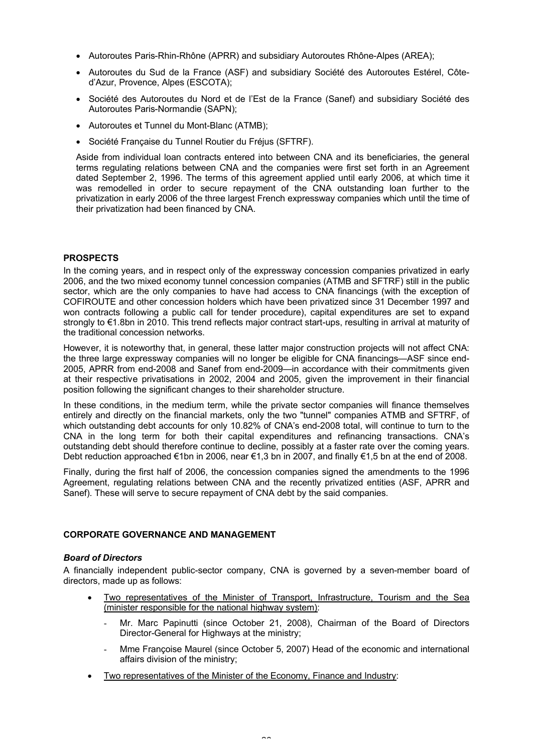- Autoroutes Paris-Rhin-Rhône (APRR) and subsidiary Autoroutes Rhône-Alpes (AREA);
- Autoroutes du Sud de la France (ASF) and subsidiary Société des Autoroutes Estérel, Côte-d'Azur, Provence, Alpes (ESCOTA);
- Société des Autoroutes du Nord et de l'Est de la France (Sanef) and subsidiary Société des Autoroutes Paris-Normandie (SAPN);
- Autoroutes et Tunnel du Mont-Blanc (ATMB);
- Société Française du Tunnel Routier du Fréjus (SFTRF).

Aside from individual loan contracts entered into between CNA and its beneficiaries, the general terms regulating relations between CNA and the companies were first set forth in an Agreement dated September 2, 1996. The terms of this agreement applied until early 2006, at which time it was remodelled in order to secure repayment of the CNA outstanding loan further to the privatization in early 2006 of the three largest French expressway companies which until the time of their privatization had been financed by CNA.

## PROSPECTS

In the coming years, and in respect only of the expressway concession companies privatized in early 2006, and the two mixed economy tunnel concession companies (ATMB and SFTRF) still in the public sector, which are the only companies to have had access to CNA financings (with the exception of COFIROUTE and other concession holders which have been privatized since 31 December 1997 and won contracts following a public call for tender procedure), capital expenditures are set to expand strongly to €1.8bn in 2010. This trend reflects major contract start-ups, resulting in arrival at maturity of the traditional concession networks.

However, it is noteworthy that, in general, these latter major construction projects will not affect CNA: the three large expressway companies will no longer be eligible for CNA financings—ASF since end-2005, APRR from end-2008 and Sanef from end-2009—in accordance with their commitments given at their respective privatisations in 2002, 2004 and 2005, given the improvement in their financial position following the significant changes to their shareholder structure.

In these conditions, in the medium term, while the private sector companies will finance themselves entirely and directly on the financial markets, only the two "tunnel" companies ATMB and SFTRF, of which outstanding debt accounts for only 10.82% of CNA's end-2008 total, will continue to turn to the CNA in the long term for both their capital expenditures and refinancing transactions. CNA's outstanding debt should therefore continue to decline, possibly at a faster rate over the coming years. Debt reduction approached €1bn in 2006, near €1,3 bn in 2007, and finally €1,5 bn at the end of 2008.

Finally, during the first half of 2006, the concession companies signed the amendments to the 1996 Agreement, regulating relations between CNA and the recently privatized entities (ASF, APRR and Sanef). These will serve to secure repayment of CNA debt by the said companies.

## CORPORATE GOVERNANCE AND MANAGEMENT

### *Board of Directors*

A financially independent public-sector company, CNA is governed by a seven-member board of directors, made up as follows:

- Two representatives of the Minister of Transport, Infrastructure, Tourism and the Sea (minister responsible for the national highway system):
  - Mr. Marc Papinutti (since October 21, 2008), Chairman of the Board of Directors Director-General for Highways at the ministry;
  - Mme Françoise Maurel (since October 5, 2007) Head of the economic and international affairs division of the ministry;
- Two representatives of the Minister of the Economy, Finance and Industry: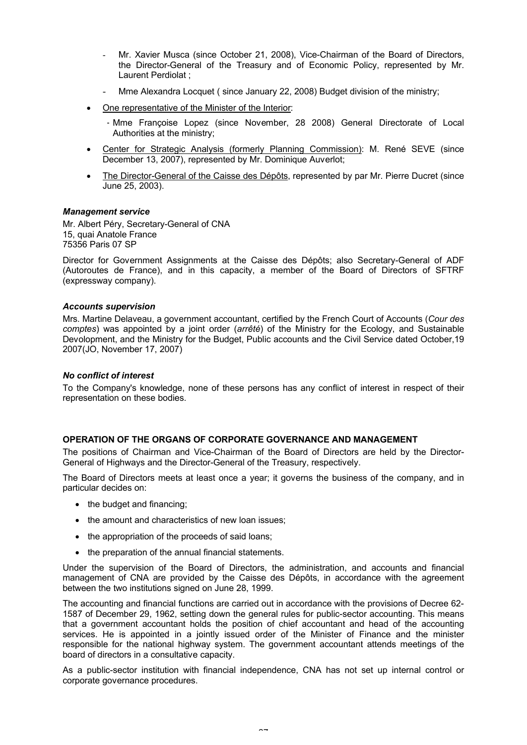- Mr. Xavier Musca (since October 21, 2008), Vice-Chairman of the Board of Directors, the Director-General of the Treasury and of Economic Policy, represented by Mr. Laurent Perdiolat ;
  - Mme Alexandra Locquet ( since January 22, 2008) Budget division of the ministry;

- One representative of the Minister of the Interior:
  - Mme Françoise Lopez (since November, 28 2008) General Directorate of Local Authorities at the ministry;
- Center for Strategic Analysis (formerly Planning Commission): M. René SEVE (since December 13, 2007), represented by Mr. Dominique Auverlot;
- The Director-General of the Caisse des Dépôts, represented by par Mr. Pierre Ducret (since June 25, 2003).

***Management service***

Mr. Albert Péry, Secretary-General of CNA
15, quai Anatole France
75356 Paris 07 SP

Director for Government Assignments at the Caisse des Dépôts; also Secretary-General of ADF (Autoroutes de France), and in this capacity, a member of the Board of Directors of SFTRF (expressway company).

***Accounts supervision***

Mrs. Martine Delaveau, a government accountant, certified by the French Court of Accounts (*Cour des comptes*) was appointed by a joint order (*arrêté*) of the Ministry for the Ecology, and Sustainable Devolopment, and the Ministry for the Budget, Public accounts and the Civil Service dated October,19 2007(JO, November 17, 2007)

***No conflict of interest***

To the Company's knowledge, none of these persons has any conflict of interest in respect of their representation on these bodies.

**OPERATION OF THE ORGANS OF CORPORATE GOVERNANCE AND MANAGEMENT**

The positions of Chairman and Vice-Chairman of the Board of Directors are held by the Director-General of Highways and the Director-General of the Treasury, respectively.

The Board of Directors meets at least once a year; it governs the business of the company, and in particular decides on:

- the budget and financing;
- the amount and characteristics of new loan issues;
- the appropriation of the proceeds of said loans;
- the preparation of the annual financial statements.

Under the supervision of the Board of Directors, the administration, and accounts and financial management of CNA are provided by the Caisse des Dépôts, in accordance with the agreement between the two institutions signed on June 28, 1999.

The accounting and financial functions are carried out in accordance with the provisions of Decree 62-1587 of December 29, 1962, setting down the general rules for public-sector accounting. This means that a government accountant holds the position of chief accountant and head of the accounting services. He is appointed in a jointly issued order of the Minister of Finance and the minister responsible for the national highway system. The government accountant attends meetings of the board of directors in a consultative capacity.

As a public-sector institution with financial independence, CNA has not set up internal control or corporate governance procedures.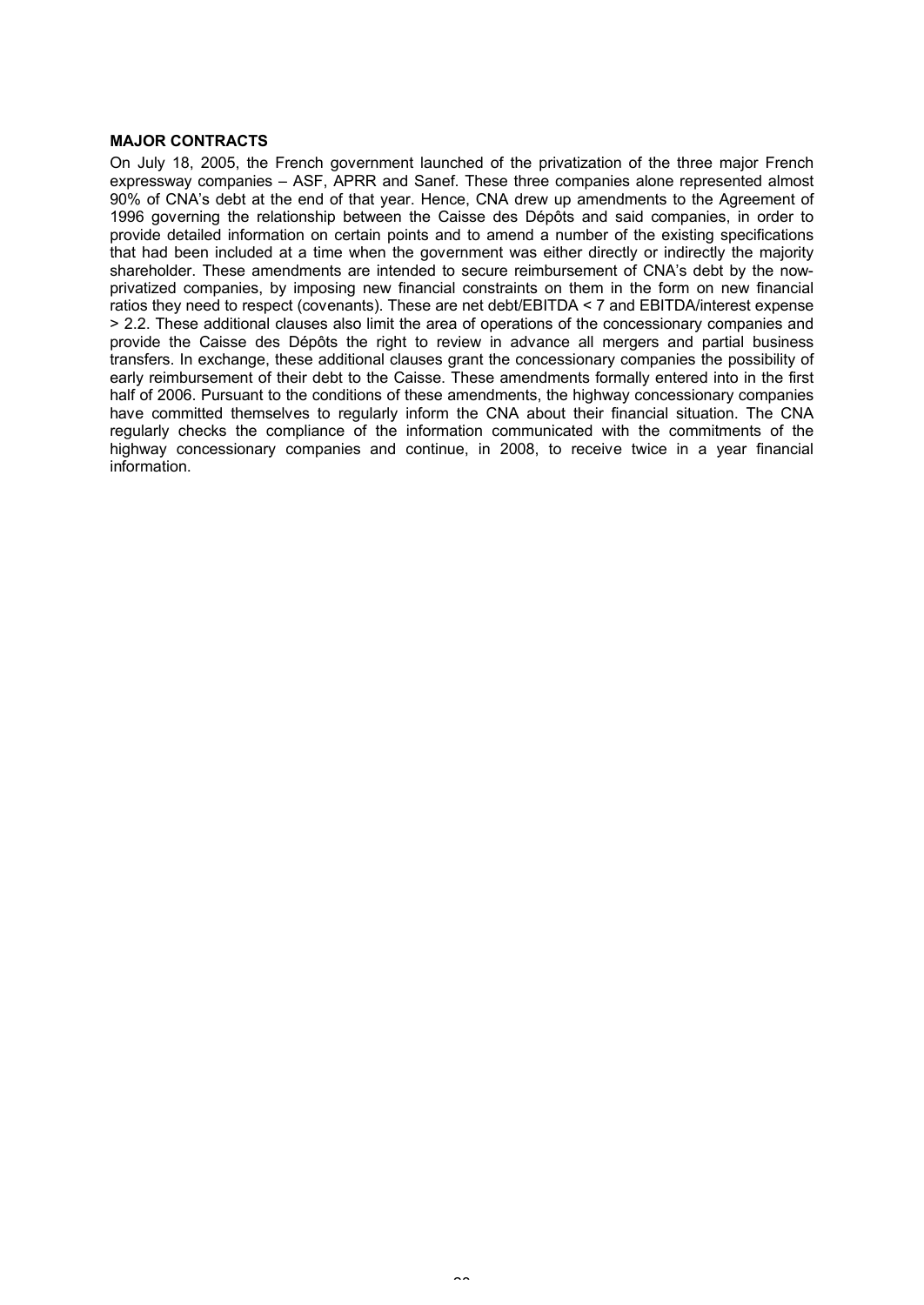**MAJOR CONTRACTS**

On July 18, 2005, the French government launched of the privatization of the three major French expressway companies – ASF, APRR and Sanef. These three companies alone represented almost 90% of CNA's debt at the end of that year. Hence, CNA drew up amendments to the Agreement of 1996 governing the relationship between the Caisse des Dépôts and said companies, in order to provide detailed information on certain points and to amend a number of the existing specifications that had been included at a time when the government was either directly or indirectly the majority shareholder. These amendments are intended to secure reimbursement of CNA's debt by the now-privatized companies, by imposing new financial constraints on them in the form on new financial ratios they need to respect (covenants). These are net debt/EBITDA < 7 and EBITDA/interest expense > 2.2. These additional clauses also limit the area of operations of the concessionary companies and provide the Caisse des Dépôts the right to review in advance all mergers and partial business transfers. In exchange, these additional clauses grant the concessionary companies the possibility of early reimbursement of their debt to the Caisse. These amendments formally entered into in the first half of 2006. Pursuant to the conditions of these amendments, the highway concessionary companies have committed themselves to regularly inform the CNA about their financial situation. The CNA regularly checks the compliance of the information communicated with the commitments of the highway concessionary companies and continue, in 2008, to receive twice in a year financial information.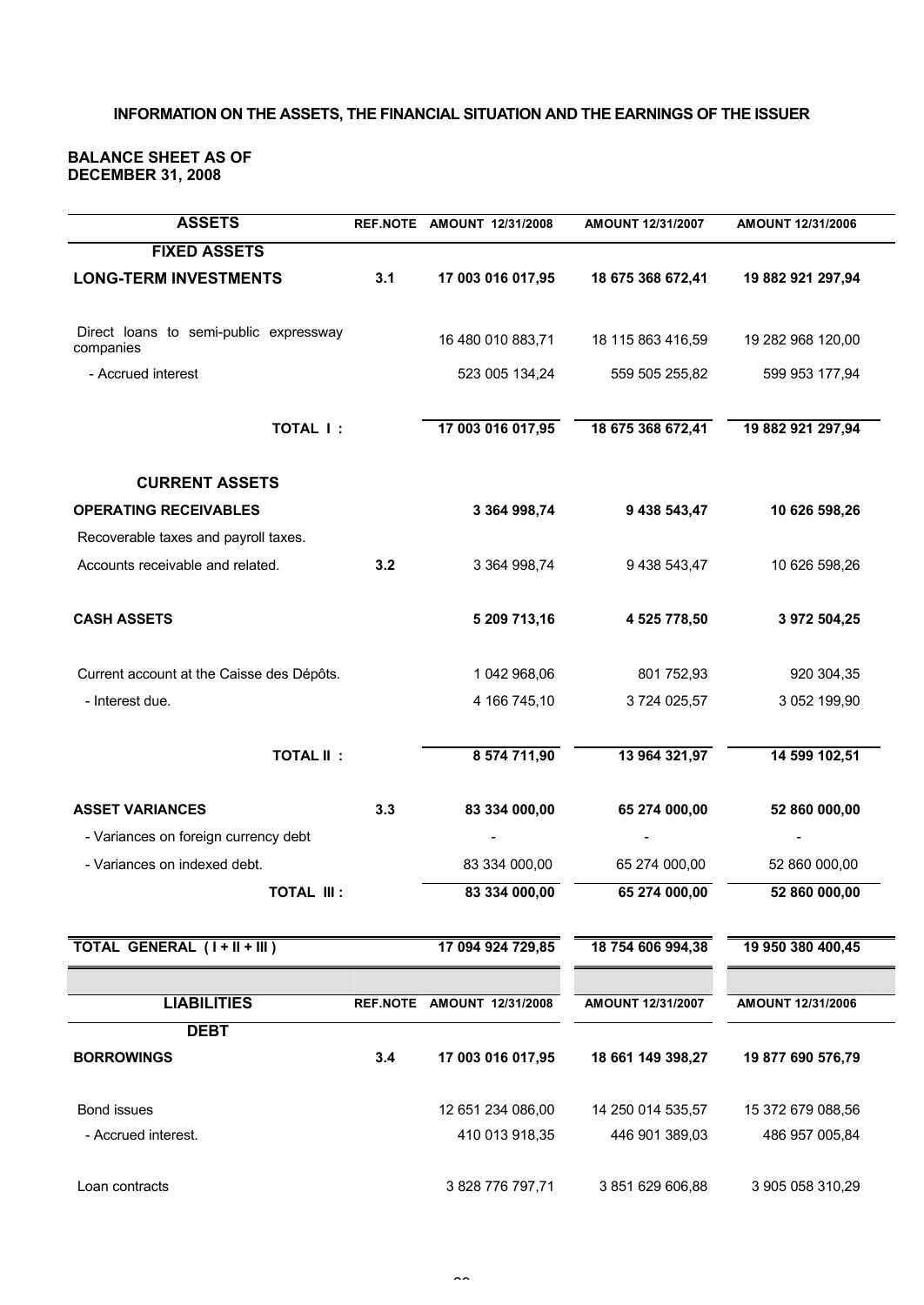### INFORMATION ON THE ASSETS, THE FINANCIAL SITUATION AND THE EARNINGS OF THE ISSUER

**BALANCE SHEET AS OF DECEMBER 31, 2008**

| ASSETS | REF.NOTE | AMOUNT 12/31/2008 | AMOUNT 12/31/2007 | AMOUNT 12/31/2006 |
|---|---|---|---|---|
| **FIXED ASSETS** | | | | |
| **LONG-TERM INVESTMENTS** | **3.1** | **17 003 016 017,95** | **18 675 368 672,41** | **19 882 921 297,94** |
| Direct loans to semi-public expressway companies | | 16 480 010 883,71 | 18 115 863 416,59 | 19 282 968 120,00 |
| - Accrued interest | | 523 005 134,24 | 559 505 255,82 | 599 953 177,94 |
| **TOTAL I :** | | **17 003 016 017,95** | **18 675 368 672,41** | **19 882 921 297,94** |
| **CURRENT ASSETS** | | | | |
| **OPERATING RECEIVABLES** | | **3 364 998,74** | **9 438 543,47** | **10 626 598,26** |
| Recoverable taxes and payroll taxes. | | | | |
| Accounts receivable and related. | 3.2 | 3 364 998,74 | 9 438 543,47 | 10 626 598,26 |
| **CASH ASSETS** | | **5 209 713,16** | **4 525 778,50** | **3 972 504,25** |
| Current account at the Caisse des Dépôts. | | 1 042 968,06 | 801 752,93 | 920 304,35 |
| - Interest due. | | 4 166 745,10 | 3 724 025,57 | 3 052 199,90 |
| **TOTAL II :** | | **8 574 711,90** | **13 964 321,97** | **14 599 102,51** |
| **ASSET VARIANCES** | **3.3** | **83 334 000,00** | **65 274 000,00** | **52 860 000,00** |
| - Variances on foreign currency debt | | - | - | - |
| - Variances on indexed debt. | | 83 334 000,00 | 65 274 000,00 | 52 860 000,00 |
| **TOTAL III :** | | **83 334 000,00** | **65 274 000,00** | **52 860 000,00** |
| **TOTAL GENERAL ( I + II + III )** | | **17 094 924 729,85** | **18 754 606 994,38** | **19 950 380 400,45** |

| LIABILITIES | REF.NOTE | AMOUNT 12/31/2008 | AMOUNT 12/31/2007 | AMOUNT 12/31/2006 |
|---|---|---|---|---|
| **DEBT** | | | | |
| **BORROWINGS** | **3.4** | **17 003 016 017,95** | **18 661 149 398,27** | **19 877 690 576,79** |
| Bond issues | | 12 651 234 086,00 | 14 250 014 535,57 | 15 372 679 088,56 |
| - Accrued interest. | | 410 013 918,35 | 446 901 389,03 | 486 957 005,84 |
| Loan contracts | | 3 828 776 797,71 | 3 851 629 606,88 | 3 905 058 310,29 |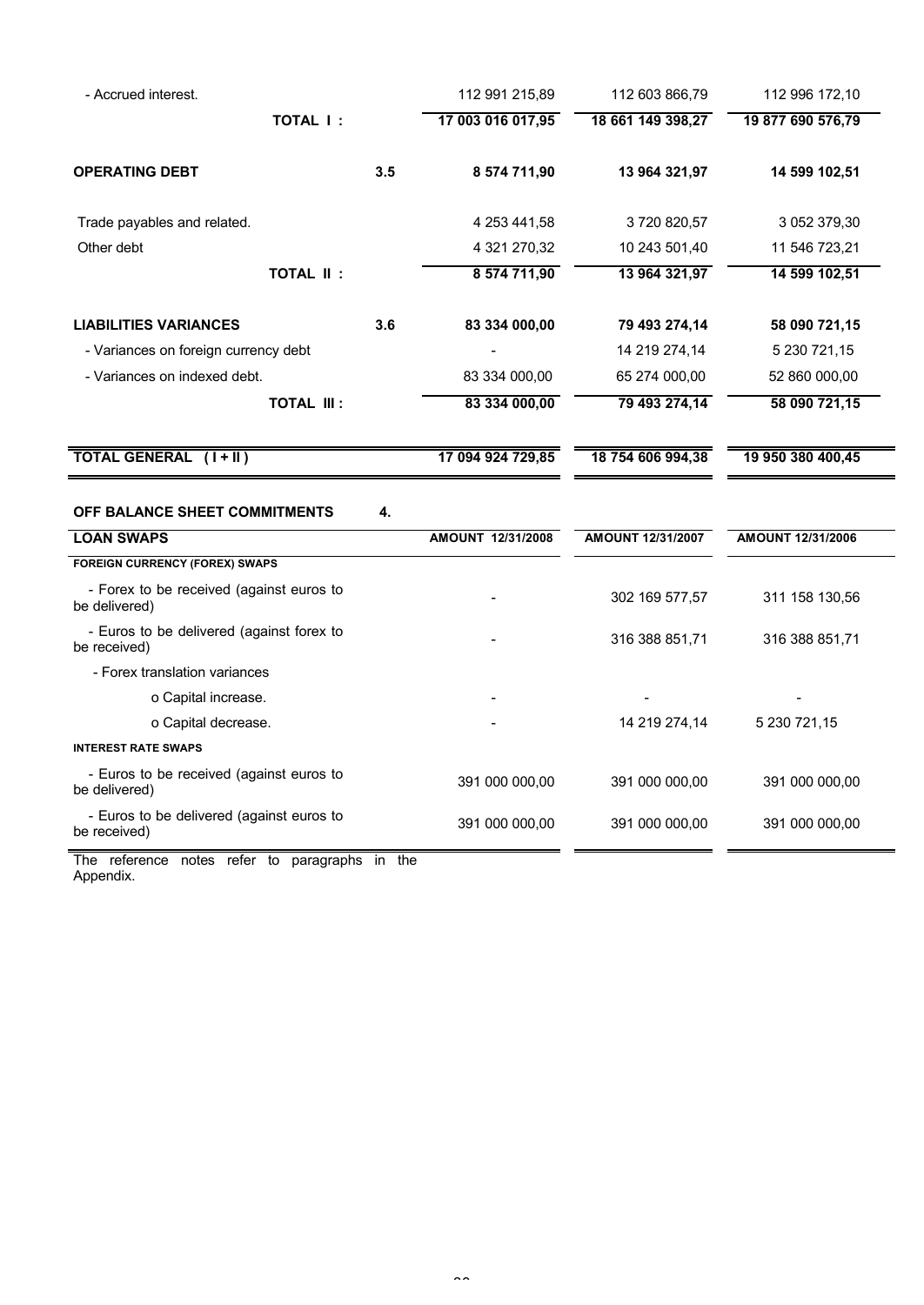| | | | | |
|---|---|---|---|---|
| - Accrued interest. | | 112 991 215,89 | 112 603 866,79 | 112 996 172,10 |
| **TOTAL I :** | | **17 003 016 017,95** | **18 661 149 398,27** | **19 877 690 576,79** |
| **OPERATING DEBT** | **3.5** | **8 574 711,90** | **13 964 321,97** | **14 599 102,51** |
| Trade payables and related. | | 4 253 441,58 | 3 720 820,57 | 3 052 379,30 |
| Other debt | | 4 321 270,32 | 10 243 501,40 | 11 546 723,21 |
| **TOTAL II :** | | **8 574 711,90** | **13 964 321,97** | **14 599 102,51** |
| **LIABILITIES VARIANCES** | **3.6** | **83 334 000,00** | **79 493 274,14** | **58 090 721,15** |
| - Variances on foreign currency debt | | - | 14 219 274,14 | 5 230 721,15 |
| - Variances on indexed debt. | | 83 334 000,00 | 65 274 000,00 | 52 860 000,00 |
| **TOTAL III :** | | **83 334 000,00** | **79 493 274,14** | **58 090 721,15** |
| **TOTAL GENERAL ( I + II )** | | **17 094 924 729,85** | **18 754 606 994,38** | **19 950 380 400,45** |

**OFF BALANCE SHEET COMMITMENTS** **4.**

| **LOAN SWAPS** | **AMOUNT 12/31/2008** | **AMOUNT 12/31/2007** | **AMOUNT 12/31/2006** |
|---|---|---|---|
| **FOREIGN CURRENCY (FOREX) SWAPS** | | | |
| - Forex to be received (against euros to be delivered) | - | 302 169 577,57 | 311 158 130,56 |
| - Euros to be delivered (against forex to be received) | - | 316 388 851,71 | 316 388 851,71 |
| - Forex translation variances | | | |
| o Capital increase. | - | - | - |
| o Capital decrease. | - | 14 219 274,14 | 5 230 721,15 |
| **INTEREST RATE SWAPS** | | | |
| - Euros to be received (against euros to be delivered) | 391 000 000,00 | 391 000 000,00 | 391 000 000,00 |
| - Euros to be delivered (against euros to be received) | 391 000 000,00 | 391 000 000,00 | 391 000 000,00 |

The reference notes refer to paragraphs in the Appendix.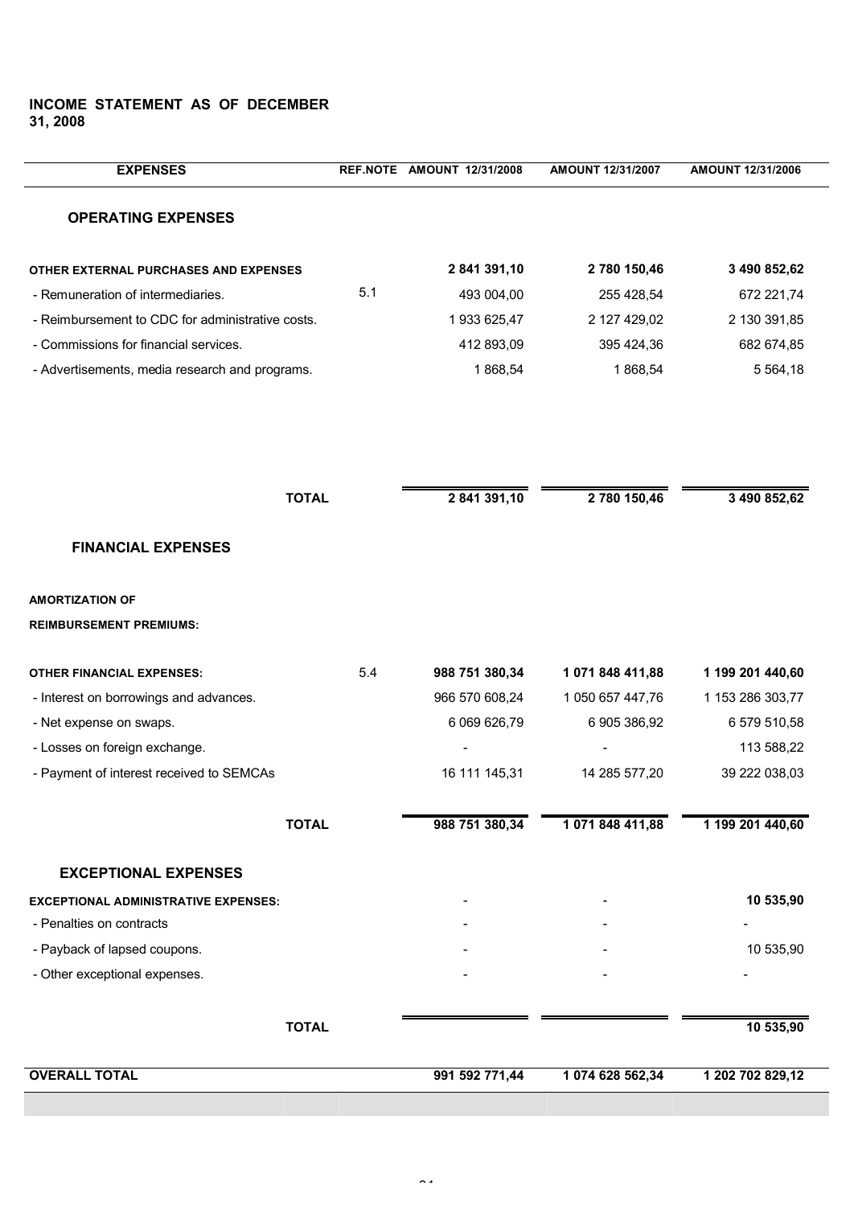## INCOME STATEMENT AS OF DECEMBER 31, 2008

| EXPENSES | REF.NOTE | AMOUNT 12/31/2008 | AMOUNT 12/31/2007 | AMOUNT 12/31/2006 |
|---|---|---|---|---|
| **OPERATING EXPENSES** | | | | |
| **OTHER EXTERNAL PURCHASES AND EXPENSES** | | **2 841 391,10** | **2 780 150,46** | **3 490 852,62** |
| - Remuneration of intermediaries. | 5.1 | 493 004,00 | 255 428,54 | 672 221,74 |
| - Reimbursement to CDC for administrative costs. | | 1 933 625,47 | 2 127 429,02 | 2 130 391,85 |
| - Commissions for financial services. | | 412 893,09 | 395 424,36 | 682 674,85 |
| - Advertisements, media research and programs. | | 1 868,54 | 1 868,54 | 5 564,18 |
| **TOTAL** | | **2 841 391,10** | **2 780 150,46** | **3 490 852,62** |
| **FINANCIAL EXPENSES** | | | | |
| **AMORTIZATION OF REIMBURSEMENT PREMIUMS:** | | | | |
| **OTHER FINANCIAL EXPENSES:** | 5.4 | **988 751 380,34** | **1 071 848 411,88** | **1 199 201 440,60** |
| - Interest on borrowings and advances. | | 966 570 608,24 | 1 050 657 447,76 | 1 153 286 303,77 |
| - Net expense on swaps. | | 6 069 626,79 | 6 905 386,92 | 6 579 510,58 |
| - Losses on foreign exchange. | | - | - | 113 588,22 |
| - Payment of interest received to SEMCAs | | 16 111 145,31 | 14 285 577,20 | 39 222 038,03 |
| **TOTAL** | | **988 751 380,34** | **1 071 848 411,88** | **1 199 201 440,60** |
| **EXCEPTIONAL EXPENSES** | | | | |
| **EXCEPTIONAL ADMINISTRATIVE EXPENSES:** | | - | - | **10 535,90** |
| - Penalties on contracts | | - | - | - |
| - Payback of lapsed coupons. | | - | - | 10 535,90 |
| - Other exceptional expenses. | | - | - | - |
| **TOTAL** | | | | **10 535,90** |
| **OVERALL TOTAL** | | **991 592 771,44** | **1 074 628 562,34** | **1 202 702 829,12** |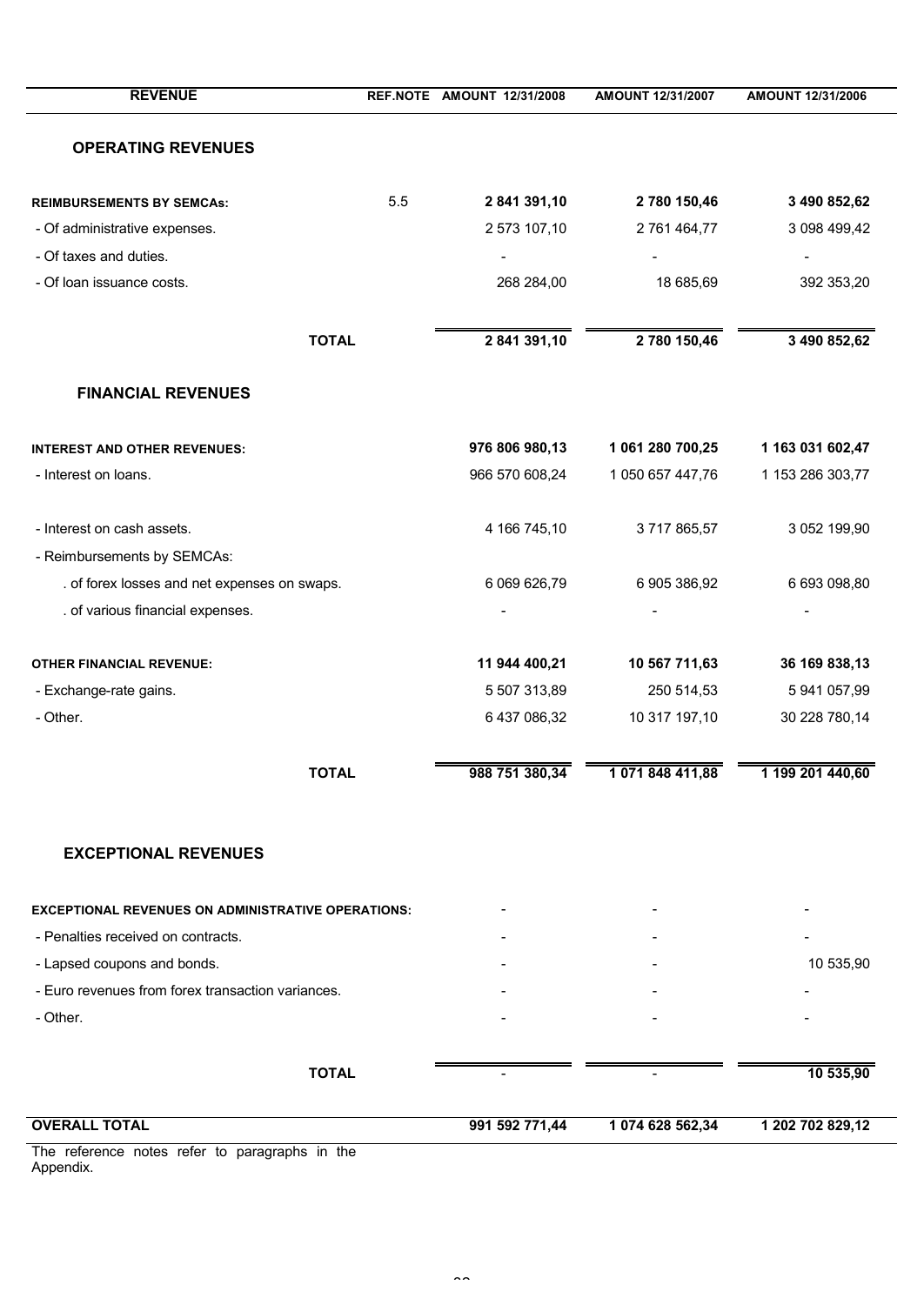| REVENUE | REF.NOTE | AMOUNT 12/31/2008 | AMOUNT 12/31/2007 | AMOUNT 12/31/2006 |
|---|---|---|---|---|
| **OPERATING REVENUES** | | | | |
| **REIMBURSEMENTS BY SEMCAs:** | 5.5 | **2 841 391,10** | **2 780 150,46** | **3 490 852,62** |
| - Of administrative expenses. | | 2 573 107,10 | 2 761 464,77 | 3 098 499,42 |
| - Of taxes and duties. | | - | - | - |
| - Of loan issuance costs. | | 268 284,00 | 18 685,69 | 392 353,20 |
| **TOTAL** | | **2 841 391,10** | **2 780 150,46** | **3 490 852,62** |
| **FINANCIAL REVENUES** | | | | |
| **INTEREST AND OTHER REVENUES:** | | **976 806 980,13** | **1 061 280 700,25** | **1 163 031 602,47** |
| - Interest on loans. | | 966 570 608,24 | 1 050 657 447,76 | 1 153 286 303,77 |
| - Interest on cash assets. | | 4 166 745,10 | 3 717 865,57 | 3 052 199,90 |
| - Reimbursements by SEMCAs: | | | | |
| . of forex losses and net expenses on swaps. | | 6 069 626,79 | 6 905 386,92 | 6 693 098,80 |
| . of various financial expenses. | | - | - | - |
| **OTHER FINANCIAL REVENUE:** | | **11 944 400,21** | **10 567 711,63** | **36 169 838,13** |
| - Exchange-rate gains. | | 5 507 313,89 | 250 514,53 | 5 941 057,99 |
| - Other. | | 6 437 086,32 | 10 317 197,10 | 30 228 780,14 |
| **TOTAL** | | **988 751 380,34** | **1 071 848 411,88** | **1 199 201 440,60** |
| **EXCEPTIONAL REVENUES** | | | | |
| **EXCEPTIONAL REVENUES ON ADMINISTRATIVE OPERATIONS:** | | - | - | - |
| - Penalties received on contracts. | | - | - | - |
| - Lapsed coupons and bonds. | | - | - | 10 535,90 |
| - Euro revenues from forex transaction variances. | | - | - | - |
| - Other. | | - | - | - |
| **TOTAL** | | - | - | **10 535,90** |
| **OVERALL TOTAL** | | **991 592 771,44** | **1 074 628 562,34** | **1 202 702 829,12** |

The reference notes refer to paragraphs in the Appendix.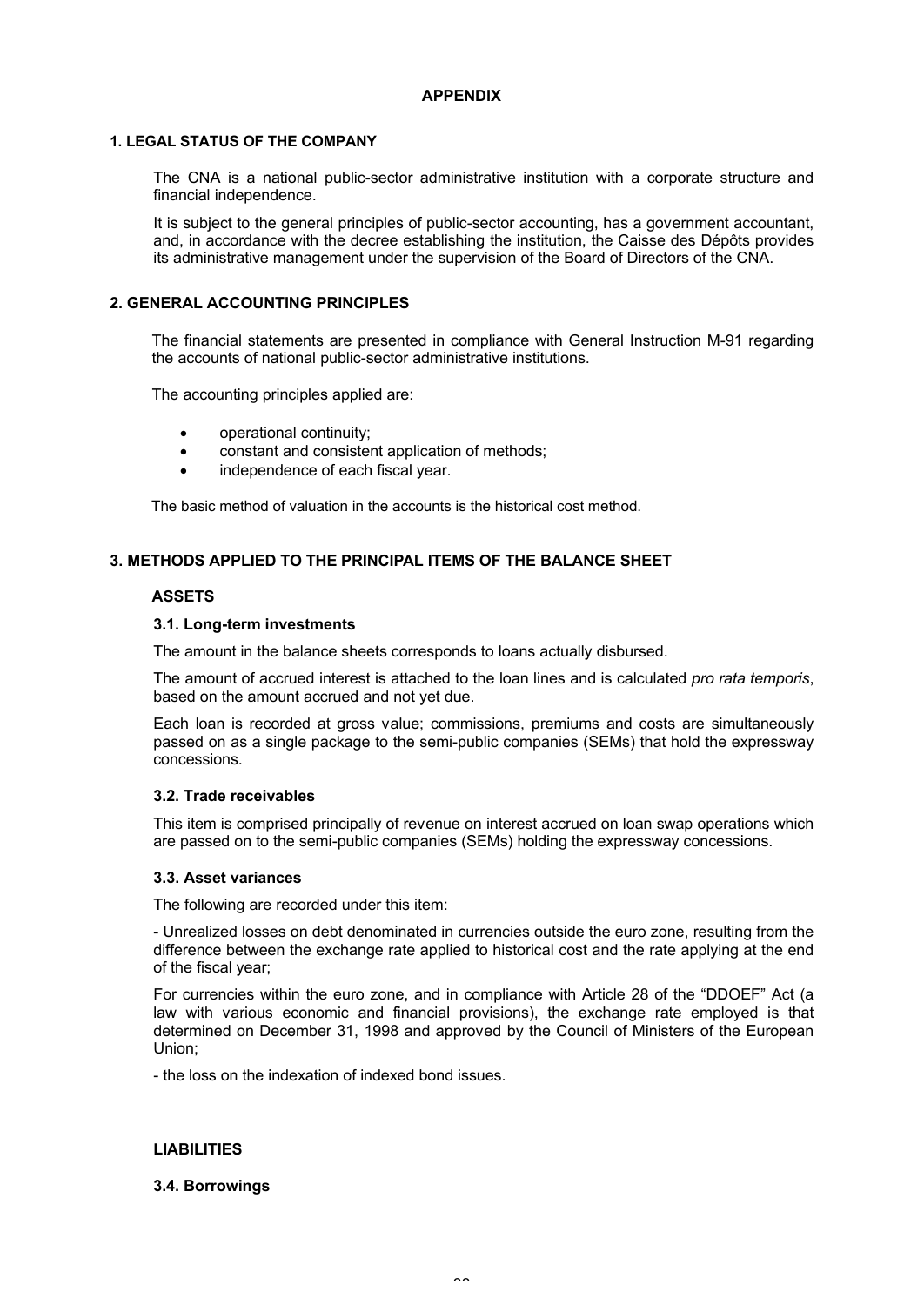# APPENDIX

## 1. LEGAL STATUS OF THE COMPANY

The CNA is a national public-sector administrative institution with a corporate structure and financial independence.

It is subject to the general principles of public-sector accounting, has a government accountant, and, in accordance with the decree establishing the institution, the Caisse des Dépôts provides its administrative management under the supervision of the Board of Directors of the CNA.

## 2. GENERAL ACCOUNTING PRINCIPLES

The financial statements are presented in compliance with General Instruction M-91 regarding the accounts of national public-sector administrative institutions.

The accounting principles applied are:

- operational continuity;
- constant and consistent application of methods;
- independence of each fiscal year.

The basic method of valuation in the accounts is the historical cost method.

## 3. METHODS APPLIED TO THE PRINCIPAL ITEMS OF THE BALANCE SHEET

### ASSETS

#### 3.1. Long-term investments

The amount in the balance sheets corresponds to loans actually disbursed.

The amount of accrued interest is attached to the loan lines and is calculated *pro rata temporis*, based on the amount accrued and not yet due.

Each loan is recorded at gross value; commissions, premiums and costs are simultaneously passed on as a single package to the semi-public companies (SEMs) that hold the expressway concessions.

#### 3.2. Trade receivables

This item is comprised principally of revenue on interest accrued on loan swap operations which are passed on to the semi-public companies (SEMs) holding the expressway concessions.

#### 3.3. Asset variances

The following are recorded under this item:

- Unrealized losses on debt denominated in currencies outside the euro zone, resulting from the difference between the exchange rate applied to historical cost and the rate applying at the end of the fiscal year;

For currencies within the euro zone, and in compliance with Article 28 of the "DDOEF" Act (a law with various economic and financial provisions), the exchange rate employed is that determined on December 31, 1998 and approved by the Council of Ministers of the European Union;

- the loss on the indexation of indexed bond issues.

### LIABILITIES

#### 3.4. Borrowings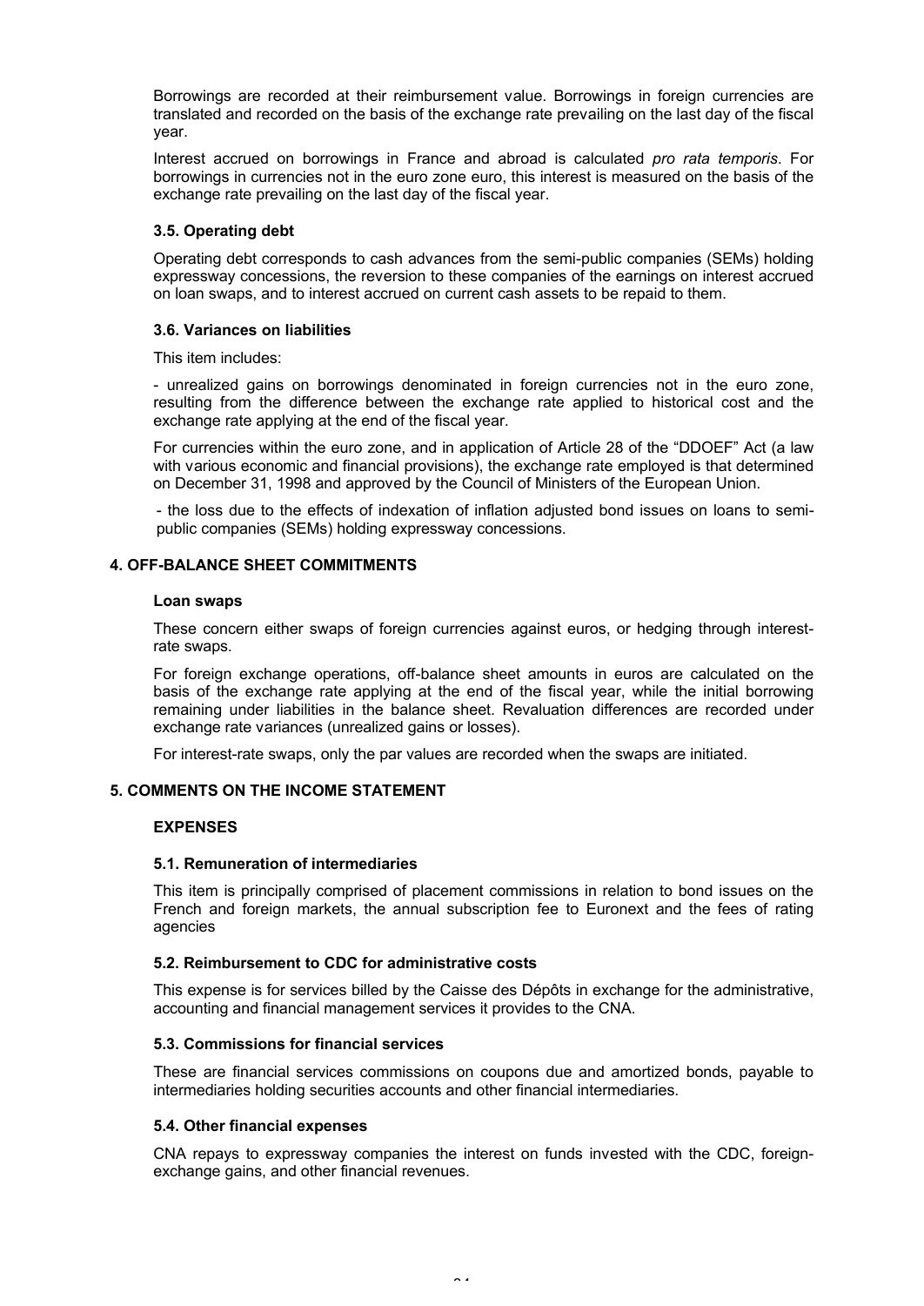Borrowings are recorded at their reimbursement value. Borrowings in foreign currencies are translated and recorded on the basis of the exchange rate prevailing on the last day of the fiscal year.

Interest accrued on borrowings in France and abroad is calculated *pro rata temporis*. For borrowings in currencies not in the euro zone euro, this interest is measured on the basis of the exchange rate prevailing on the last day of the fiscal year.

### 3.5. Operating debt

Operating debt corresponds to cash advances from the semi-public companies (SEMs) holding expressway concessions, the reversion to these companies of the earnings on interest accrued on loan swaps, and to interest accrued on current cash assets to be repaid to them.

### 3.6. Variances on liabilities

This item includes:

- unrealized gains on borrowings denominated in foreign currencies not in the euro zone, resulting from the difference between the exchange rate applied to historical cost and the exchange rate applying at the end of the fiscal year.

For currencies within the euro zone, and in application of Article 28 of the "DDOEF" Act (a law with various economic and financial provisions), the exchange rate employed is that determined on December 31, 1998 and approved by the Council of Ministers of the European Union.

- the loss due to the effects of indexation of inflation adjusted bond issues on loans to semi-public companies (SEMs) holding expressway concessions.

## 4. OFF-BALANCE SHEET COMMITMENTS

**Loan swaps**

These concern either swaps of foreign currencies against euros, or hedging through interest-rate swaps.

For foreign exchange operations, off-balance sheet amounts in euros are calculated on the basis of the exchange rate applying at the end of the fiscal year, while the initial borrowing remaining under liabilities in the balance sheet. Revaluation differences are recorded under exchange rate variances (unrealized gains or losses).

For interest-rate swaps, only the par values are recorded when the swaps are initiated.

## 5. COMMENTS ON THE INCOME STATEMENT

**EXPENSES**

### 5.1. Remuneration of intermediaries

This item is principally comprised of placement commissions in relation to bond issues on the French and foreign markets, the annual subscription fee to Euronext and the fees of rating agencies

### 5.2. Reimbursement to CDC for administrative costs

This expense is for services billed by the Caisse des Dépôts in exchange for the administrative, accounting and financial management services it provides to the CNA.

### 5.3. Commissions for financial services

These are financial services commissions on coupons due and amortized bonds, payable to intermediaries holding securities accounts and other financial intermediaries.

### 5.4. Other financial expenses

CNA repays to expressway companies the interest on funds invested with the CDC, foreign-exchange gains, and other financial revenues.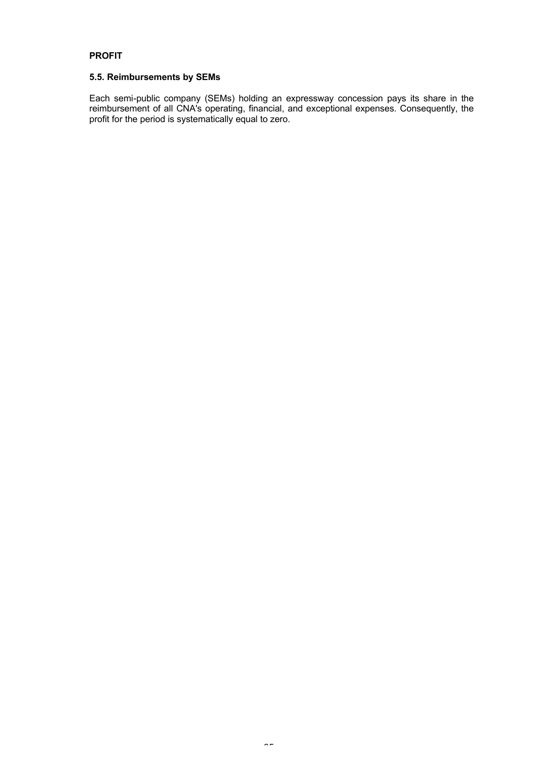**PROFIT**

**5.5. Reimbursements by SEMs**

Each semi-public company (SEMs) holding an expressway concession pays its share in the reimbursement of all CNA's operating, financial, and exceptional expenses. Consequently, the profit for the period is systematically equal to zero.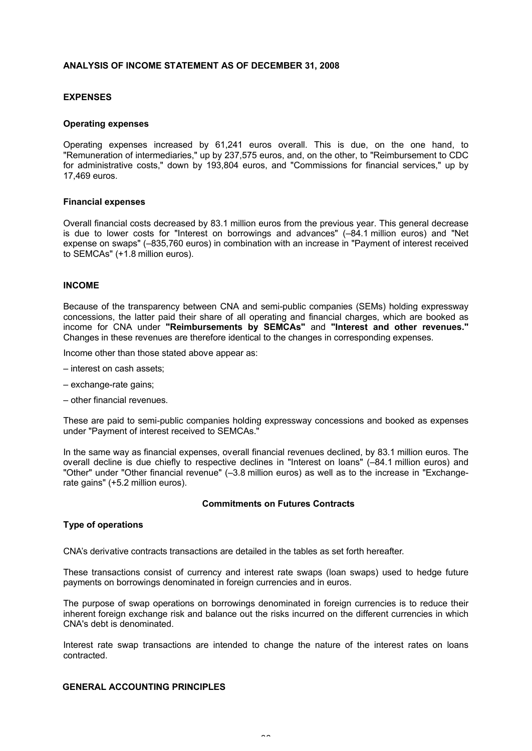## ANALYSIS OF INCOME STATEMENT AS OF DECEMBER 31, 2008

### EXPENSES

#### Operating expenses

Operating expenses increased by 61,241 euros overall. This is due, on the one hand, to "Remuneration of intermediaries," up by 237,575 euros, and, on the other, to "Reimbursement to CDC for administrative costs," down by 193,804 euros, and "Commissions for financial services," up by 17,469 euros.

#### Financial expenses

Overall financial costs decreased by 83.1 million euros from the previous year. This general decrease is due to lower costs for "Interest on borrowings and advances" (–84.1 million euros) and "Net expense on swaps" (–835,760 euros) in combination with an increase in "Payment of interest received to SEMCAs" (+1.8 million euros).

### INCOME

Because of the transparency between CNA and semi-public companies (SEMs) holding expressway concessions, the latter paid their share of all operating and financial charges, which are booked as income for CNA under **"Reimbursements by SEMCAs"** and **"Interest and other revenues."** Changes in these revenues are therefore identical to the changes in corresponding expenses.

Income other than those stated above appear as:

– interest on cash assets;

– exchange-rate gains;

– other financial revenues.

These are paid to semi-public companies holding expressway concessions and booked as expenses under "Payment of interest received to SEMCAs."

In the same way as financial expenses, overall financial revenues declined, by 83.1 million euros. The overall decline is due chiefly to respective declines in "Interest on loans" (–84.1 million euros) and "Other" under "Other financial revenue" (–3.8 million euros) as well as to the increase in "Exchange-rate gains" (+5.2 million euros).

### Commitments on Futures Contracts

#### Type of operations

CNA's derivative contracts transactions are detailed in the tables as set forth hereafter.

These transactions consist of currency and interest rate swaps (loan swaps) used to hedge future payments on borrowings denominated in foreign currencies and in euros.

The purpose of swap operations on borrowings denominated in foreign currencies is to reduce their inherent foreign exchange risk and balance out the risks incurred on the different currencies in which CNA's debt is denominated.

Interest rate swap transactions are intended to change the nature of the interest rates on loans contracted.

#### GENERAL ACCOUNTING PRINCIPLES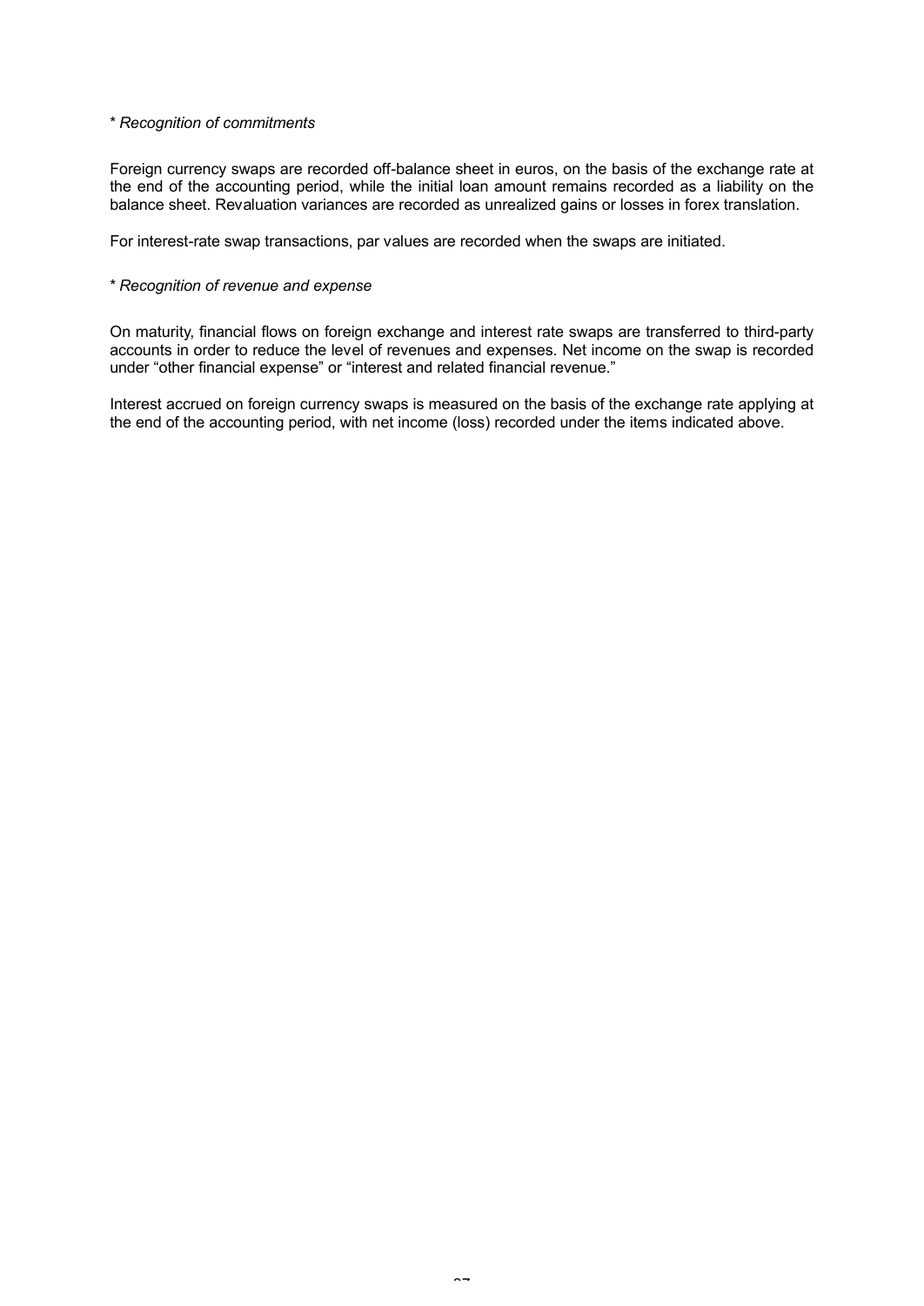\* *Recognition of commitments*

Foreign currency swaps are recorded off-balance sheet in euros, on the basis of the exchange rate at the end of the accounting period, while the initial loan amount remains recorded as a liability on the balance sheet. Revaluation variances are recorded as unrealized gains or losses in forex translation.

For interest-rate swap transactions, par values are recorded when the swaps are initiated.

\* *Recognition of revenue and expense*

On maturity, financial flows on foreign exchange and interest rate swaps are transferred to third-party accounts in order to reduce the level of revenues and expenses. Net income on the swap is recorded under "other financial expense" or "interest and related financial revenue."

Interest accrued on foreign currency swaps is measured on the basis of the exchange rate applying at the end of the accounting period, with net income (loss) recorded under the items indicated above.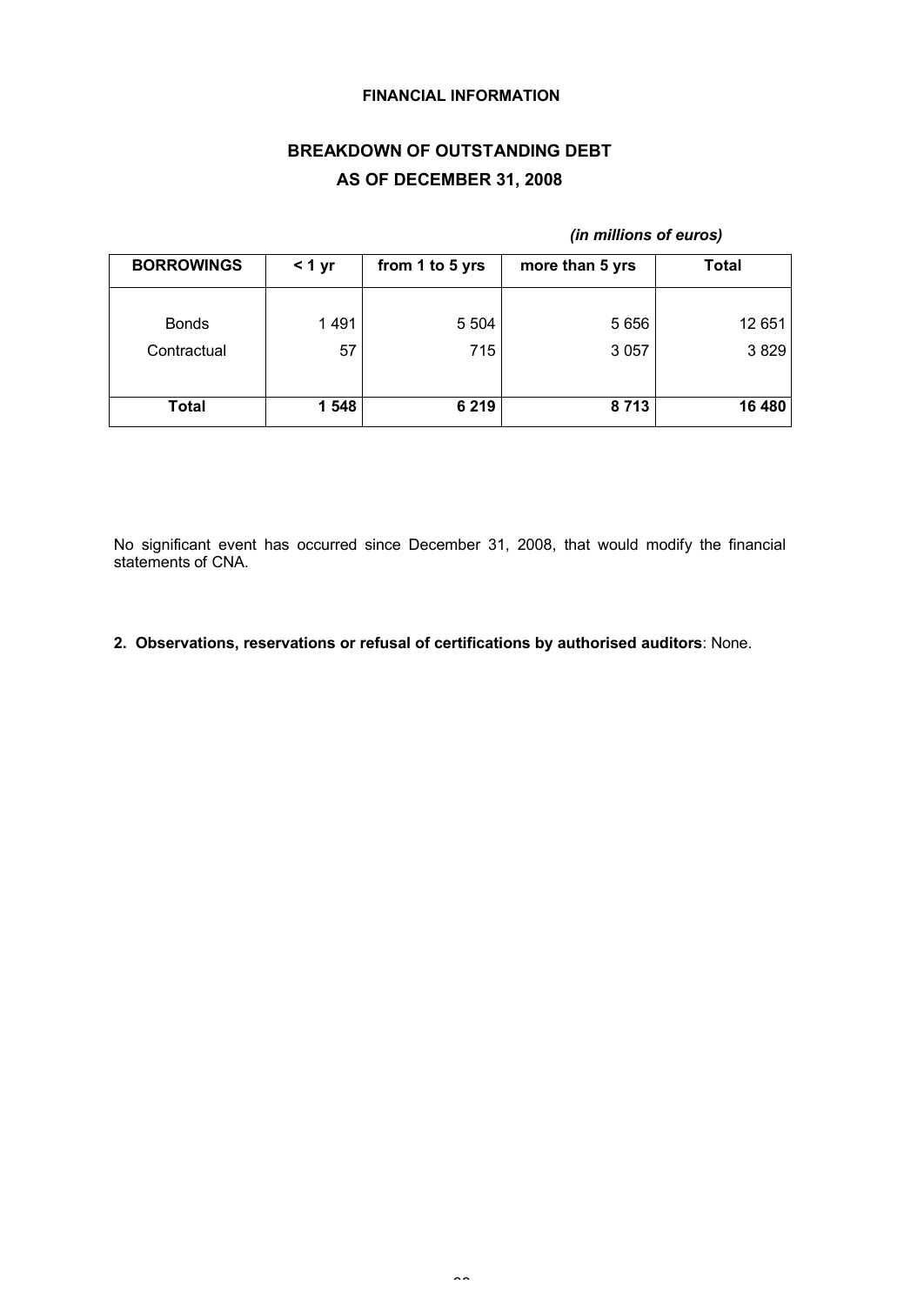**FINANCIAL INFORMATION**

## BREAKDOWN OF OUTSTANDING DEBT
## AS OF DECEMBER 31, 2008

*(in millions of euros)*

| BORROWINGS | < 1 yr | from 1 to 5 yrs | more than 5 yrs | Total |
|---|---|---|---|---|
| Bonds | 1 491 | 5 504 | 5 656 | 12 651 |
| Contractual | 57 | 715 | 3 057 | 3 829 |
| **Total** | **1 548** | **6 219** | **8 713** | **16 480** |

No significant event has occurred since December 31, 2008, that would modify the financial statements of CNA.

**2. Observations, reservations or refusal of certifications by authorised auditors**: None.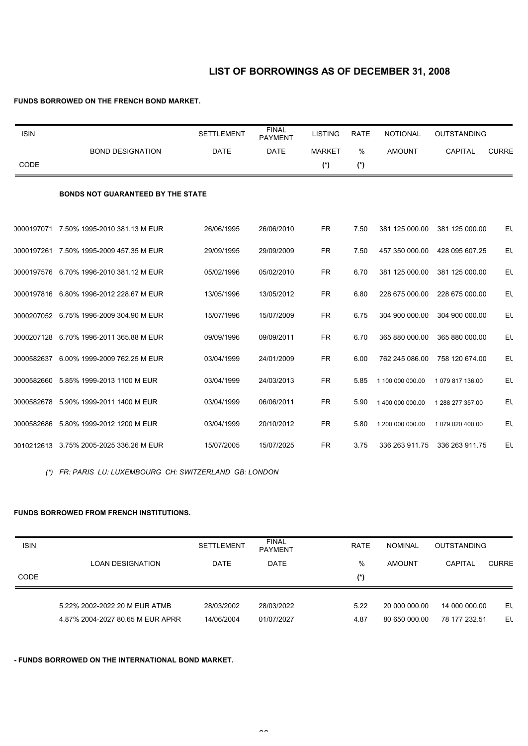# LIST OF BORROWINGS AS OF DECEMBER 31, 2008

**FUNDS BORROWED ON THE FRENCH BOND MARKET.**

| ISIN CODE | BOND DESIGNATION | SETTLEMENT DATE | FINAL PAYMENT DATE | LISTING MARKET (*) | RATE % (*) | NOTIONAL AMOUNT | OUTSTANDING CAPITAL | CURRE |
|---|---|---|---|---|---|---|---|---|
| | **BONDS NOT GUARANTEED BY THE STATE** | | | | | | | |
| 0000197071 | 7.50% 1995-2010 381.13 M EUR | 26/06/1995 | 26/06/2010 | FR | 7.50 | 381 125 000.00 | 381 125 000.00 | EU |
| 0000197261 | 7.50% 1995-2009 457.35 M EUR | 29/09/1995 | 29/09/2009 | FR | 7.50 | 457 350 000.00 | 428 095 607.25 | EU |
| 0000197576 | 6.70% 1996-2010 381.12 M EUR | 05/02/1996 | 05/02/2010 | FR | 6.70 | 381 125 000.00 | 381 125 000.00 | EU |
| 0000197816 | 6.80% 1996-2012 228.67 M EUR | 13/05/1996 | 13/05/2012 | FR | 6.80 | 228 675 000.00 | 228 675 000.00 | EU |
| 0000207052 | 6.75% 1996-2009 304.90 M EUR | 15/07/1996 | 15/07/2009 | FR | 6.75 | 304 900 000.00 | 304 900 000.00 | EU |
| 0000207128 | 6.70% 1996-2011 365.88 M EUR | 09/09/1996 | 09/09/2011 | FR | 6.70 | 365 880 000.00 | 365 880 000.00 | EU |
| 0000582637 | 6.00% 1999-2009 762.25 M EUR | 03/04/1999 | 24/01/2009 | FR | 6.00 | 762 245 086.00 | 758 120 674.00 | EU |
| 0000582660 | 5.85% 1999-2013 1100 M EUR | 03/04/1999 | 24/03/2013 | FR | 5.85 | 1 100 000 000.00 | 1 079 817 136.00 | EU |
| 0000582678 | 5.90% 1999-2011 1400 M EUR | 03/04/1999 | 06/06/2011 | FR | 5.90 | 1 400 000 000.00 | 1 288 277 357.00 | EU |
| 0000582686 | 5.80% 1999-2012 1200 M EUR | 03/04/1999 | 20/10/2012 | FR | 5.80 | 1 200 000 000.00 | 1 079 020 400.00 | EU |
| 0010212613 | 3.75% 2005-2025 336.26 M EUR | 15/07/2005 | 15/07/2025 | FR | 3.75 | 336 263 911.75 | 336 263 911.75 | EU |

*(\*) FR: PARIS LU: LUXEMBOURG CH: SWITZERLAND GB: LONDON*

**FUNDS BORROWED FROM FRENCH INSTITUTIONS.**

| ISIN CODE | LOAN DESIGNATION | SETTLEMENT DATE | FINAL PAYMENT DATE | RATE % (*) | NOMINAL AMOUNT | OUTSTANDING CAPITAL | CURRE |
|---|---|---|---|---|---|---|---|
| | 5.22% 2002-2022 20 M EUR ATMB | 28/03/2002 | 28/03/2022 | 5.22 | 20 000 000.00 | 14 000 000.00 | EU |
| | 4.87% 2004-2027 80.65 M EUR APRR | 14/06/2004 | 01/07/2027 | 4.87 | 80 650 000.00 | 78 177 232.51 | EU |

**- FUNDS BORROWED ON THE INTERNATIONAL BOND MARKET.**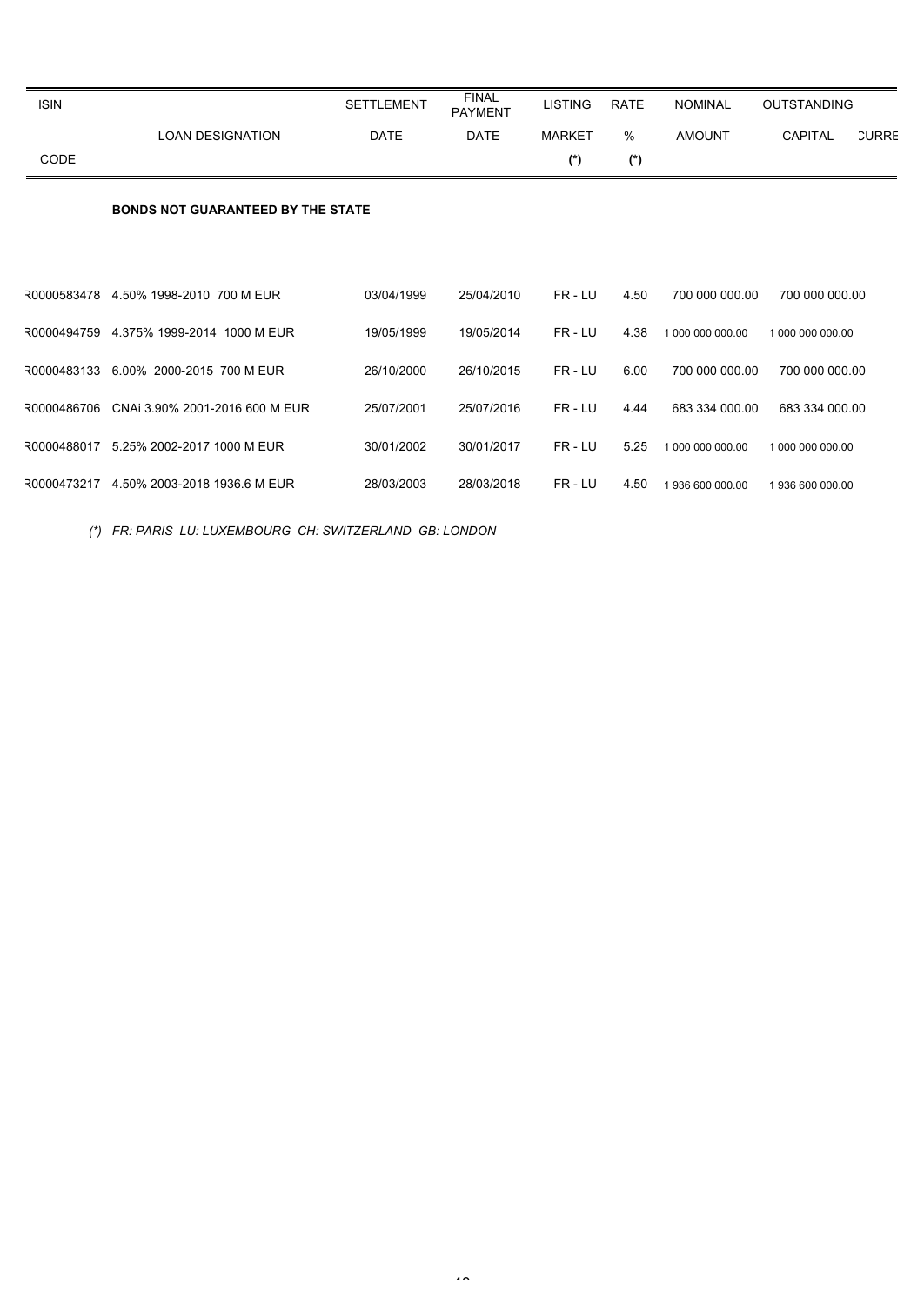| ISIN CODE | LOAN DESIGNATION | SETTLEMENT DATE | FINAL PAYMENT DATE | LISTING MARKET (*) | RATE % (*) | NOMINAL AMOUNT | OUTSTANDING CAPITAL | CURRE |
|---|---|---|---|---|---|---|---|---|
| | **BONDS NOT GUARANTEED BY THE STATE** | | | | | | | |
| R0000583478 | 4.50% 1998-2010 700 M EUR | 03/04/1999 | 25/04/2010 | FR - LU | 4.50 | 700 000 000.00 | 700 000 000.00 | |
| R0000494759 | 4.375% 1999-2014 1000 M EUR | 19/05/1999 | 19/05/2014 | FR - LU | 4.38 | 1 000 000 000.00 | 1 000 000 000.00 | |
| R0000483133 | 6.00% 2000-2015 700 M EUR | 26/10/2000 | 26/10/2015 | FR - LU | 6.00 | 700 000 000.00 | 700 000 000.00 | |
| R0000486706 | CNAi 3.90% 2001-2016 600 M EUR | 25/07/2001 | 25/07/2016 | FR - LU | 4.44 | 683 334 000.00 | 683 334 000.00 | |
| R0000488017 | 5.25% 2002-2017 1000 M EUR | 30/01/2002 | 30/01/2017 | FR - LU | 5.25 | 1 000 000 000.00 | 1 000 000 000.00 | |
| R0000473217 | 4.50% 2003-2018 1936.6 M EUR | 28/03/2003 | 28/03/2018 | FR - LU | 4.50 | 1 936 600 000.00 | 1 936 600 000.00 | |

*(\*) FR: PARIS LU: LUXEMBOURG CH: SWITZERLAND GB: LONDON*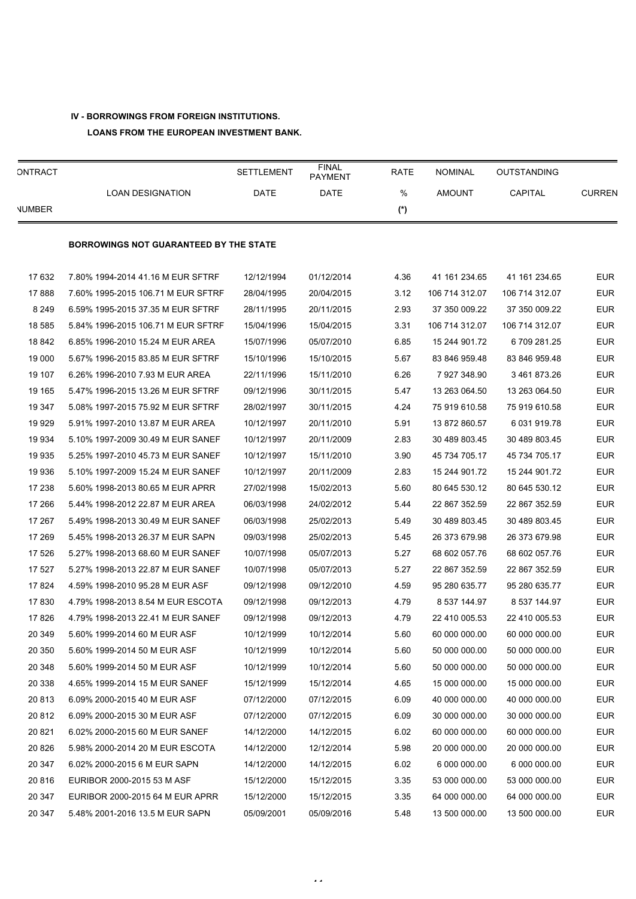**IV - BORROWINGS FROM FOREIGN INSTITUTIONS.**

**LOANS FROM THE EUROPEAN INVESTMENT BANK.**

| ONTRACT NUMBER | LOAN DESIGNATION | SETTLEMENT DATE | FINAL PAYMENT DATE | RATE % (*) | NOMINAL AMOUNT | OUTSTANDING CAPITAL | CURREN |
|---|---|---|---|---|---|---|---|
| | **BORROWINGS NOT GUARANTEED BY THE STATE** | | | | | | |
| 17 632 | 7.80% 1994-2014 41.16 M EUR SFTRF | 12/12/1994 | 01/12/2014 | 4.36 | 41 161 234.65 | 41 161 234.65 | EUR |
| 17 888 | 7.60% 1995-2015 106.71 M EUR SFTRF | 28/04/1995 | 20/04/2015 | 3.12 | 106 714 312.07 | 106 714 312.07 | EUR |
| 8 249 | 6.59% 1995-2015 37.35 M EUR SFTRF | 28/11/1995 | 20/11/2015 | 2.93 | 37 350 009.22 | 37 350 009.22 | EUR |
| 18 585 | 5.84% 1996-2015 106.71 M EUR SFTRF | 15/04/1996 | 15/04/2015 | 3.31 | 106 714 312.07 | 106 714 312.07 | EUR |
| 18 842 | 6.85% 1996-2010 15.24 M EUR AREA | 15/07/1996 | 05/07/2010 | 6.85 | 15 244 901.72 | 6 709 281.25 | EUR |
| 19 000 | 5.67% 1996-2015 83.85 M EUR SFTRF | 15/10/1996 | 15/10/2015 | 5.67 | 83 846 959.48 | 83 846 959.48 | EUR |
| 19 107 | 6.26% 1996-2010 7.93 M EUR AREA | 22/11/1996 | 15/11/2010 | 6.26 | 7 927 348.90 | 3 461 873.26 | EUR |
| 19 165 | 5.47% 1996-2015 13.26 M EUR SFTRF | 09/12/1996 | 30/11/2015 | 5.47 | 13 263 064.50 | 13 263 064.50 | EUR |
| 19 347 | 5.08% 1997-2015 75.92 M EUR SFTRF | 28/02/1997 | 30/11/2015 | 4.24 | 75 919 610.58 | 75 919 610.58 | EUR |
| 19 929 | 5.91% 1997-2010 13.87 M EUR AREA | 10/12/1997 | 20/11/2010 | 5.91 | 13 872 860.57 | 6 031 919.78 | EUR |
| 19 934 | 5.10% 1997-2009 30.49 M EUR SANEF | 10/12/1997 | 20/11/2009 | 2.83 | 30 489 803.45 | 30 489 803.45 | EUR |
| 19 935 | 5.25% 1997-2010 45.73 M EUR SANEF | 10/12/1997 | 15/11/2010 | 3.90 | 45 734 705.17 | 45 734 705.17 | EUR |
| 19 936 | 5.10% 1997-2009 15.24 M EUR SANEF | 10/12/1997 | 20/11/2009 | 2.83 | 15 244 901.72 | 15 244 901.72 | EUR |
| 17 238 | 5.60% 1998-2013 80.65 M EUR APRR | 27/02/1998 | 15/02/2013 | 5.60 | 80 645 530.12 | 80 645 530.12 | EUR |
| 17 266 | 5.44% 1998-2012 22.87 M EUR AREA | 06/03/1998 | 24/02/2012 | 5.44 | 22 867 352.59 | 22 867 352.59 | EUR |
| 17 267 | 5.49% 1998-2013 30.49 M EUR SANEF | 06/03/1998 | 25/02/2013 | 5.49 | 30 489 803.45 | 30 489 803.45 | EUR |
| 17 269 | 5.45% 1998-2013 26.37 M EUR SAPN | 09/03/1998 | 25/02/2013 | 5.45 | 26 373 679.98 | 26 373 679.98 | EUR |
| 17 526 | 5.27% 1998-2013 68.60 M EUR SANEF | 10/07/1998 | 05/07/2013 | 5.27 | 68 602 057.76 | 68 602 057.76 | EUR |
| 17 527 | 5.27% 1998-2013 22.87 M EUR SANEF | 10/07/1998 | 05/07/2013 | 5.27 | 22 867 352.59 | 22 867 352.59 | EUR |
| 17 824 | 4.59% 1998-2010 95.28 M EUR ASF | 09/12/1998 | 09/12/2010 | 4.59 | 95 280 635.77 | 95 280 635.77 | EUR |
| 17 830 | 4.79% 1998-2013 8.54 M EUR ESCOTA | 09/12/1998 | 09/12/2013 | 4.79 | 8 537 144.97 | 8 537 144.97 | EUR |
| 17 826 | 4.79% 1998-2013 22.41 M EUR SANEF | 09/12/1998 | 09/12/2013 | 4.79 | 22 410 005.53 | 22 410 005.53 | EUR |
| 20 349 | 5.60% 1999-2014 60 M EUR ASF | 10/12/1999 | 10/12/2014 | 5.60 | 60 000 000.00 | 60 000 000.00 | EUR |
| 20 350 | 5.60% 1999-2014 50 M EUR ASF | 10/12/1999 | 10/12/2014 | 5.60 | 50 000 000.00 | 50 000 000.00 | EUR |
| 20 348 | 5.60% 1999-2014 50 M EUR ASF | 10/12/1999 | 10/12/2014 | 5.60 | 50 000 000.00 | 50 000 000.00 | EUR |
| 20 338 | 4.65% 1999-2014 15 M EUR SANEF | 15/12/1999 | 15/12/2014 | 4.65 | 15 000 000.00 | 15 000 000.00 | EUR |
| 20 813 | 6.09% 2000-2015 40 M EUR ASF | 07/12/2000 | 07/12/2015 | 6.09 | 40 000 000.00 | 40 000 000.00 | EUR |
| 20 812 | 6.09% 2000-2015 30 M EUR ASF | 07/12/2000 | 07/12/2015 | 6.09 | 30 000 000.00 | 30 000 000.00 | EUR |
| 20 821 | 6.02% 2000-2015 60 M EUR SANEF | 14/12/2000 | 14/12/2015 | 6.02 | 60 000 000.00 | 60 000 000.00 | EUR |
| 20 826 | 5.98% 2000-2014 20 M EUR ESCOTA | 14/12/2000 | 12/12/2014 | 5.98 | 20 000 000.00 | 20 000 000.00 | EUR |
| 20 347 | 6.02% 2000-2015 6 M EUR SAPN | 14/12/2000 | 14/12/2015 | 6.02 | 6 000 000.00 | 6 000 000.00 | EUR |
| 20 816 | EURIBOR 2000-2015 53 M ASF | 15/12/2000 | 15/12/2015 | 3.35 | 53 000 000.00 | 53 000 000.00 | EUR |
| 20 347 | EURIBOR 2000-2015 64 M EUR APRR | 15/12/2000 | 15/12/2015 | 3.35 | 64 000 000.00 | 64 000 000.00 | EUR |
| 20 347 | 5.48% 2001-2016 13.5 M EUR SAPN | 05/09/2001 | 05/09/2016 | 5.48 | 13 500 000.00 | 13 500 000.00 | EUR |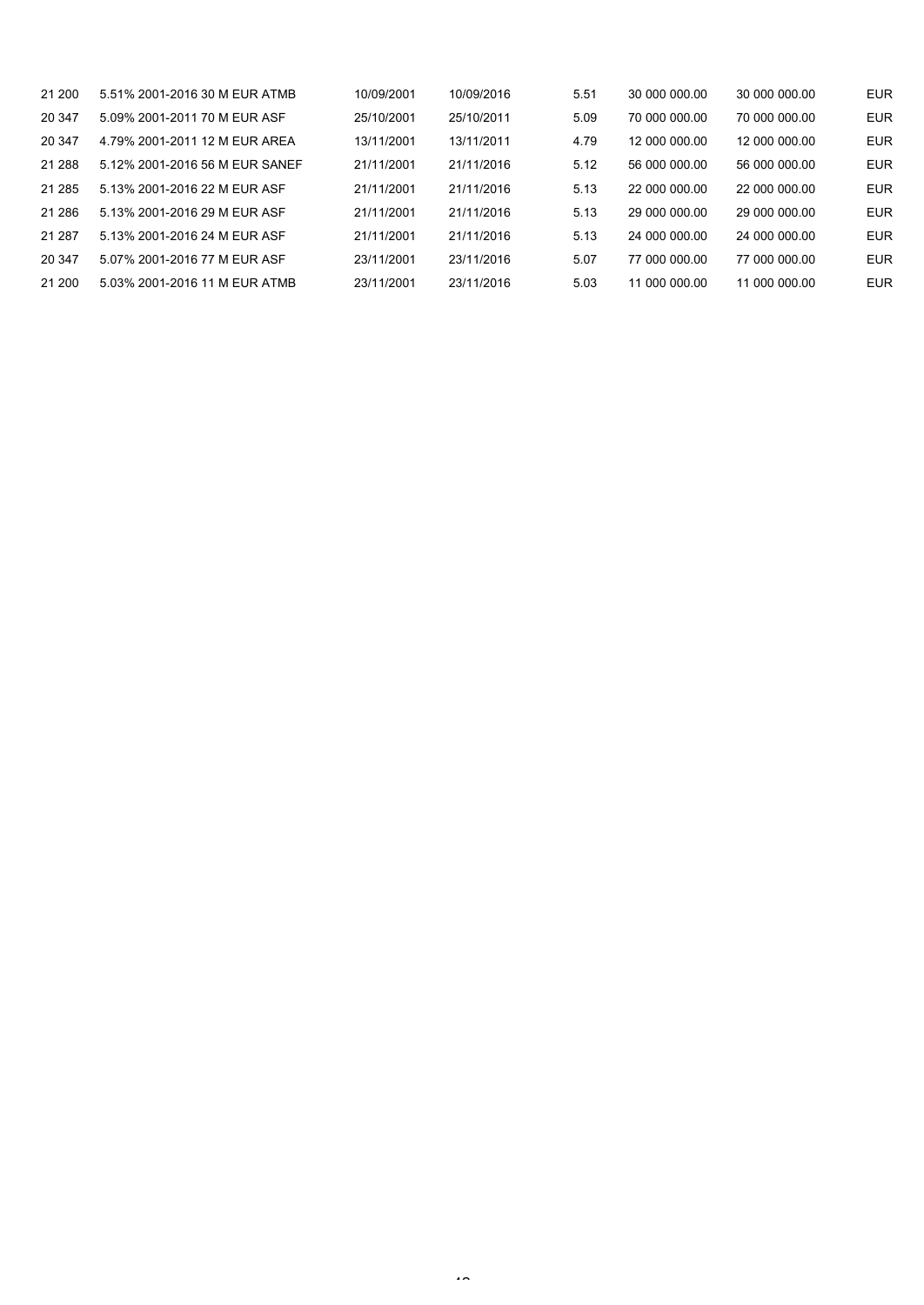| | | | | | | | |
|---|---|---|---|---|---|---|---|
| 21 200 | 5.51% 2001-2016 30 M EUR ATMB | 10/09/2001 | 10/09/2016 | 5.51 | 30 000 000.00 | 30 000 000.00 | EUR |
| 20 347 | 5.09% 2001-2011 70 M EUR ASF | 25/10/2001 | 25/10/2011 | 5.09 | 70 000 000.00 | 70 000 000.00 | EUR |
| 20 347 | 4.79% 2001-2011 12 M EUR AREA | 13/11/2001 | 13/11/2011 | 4.79 | 12 000 000.00 | 12 000 000.00 | EUR |
| 21 288 | 5.12% 2001-2016 56 M EUR SANEF | 21/11/2001 | 21/11/2016 | 5.12 | 56 000 000.00 | 56 000 000.00 | EUR |
| 21 285 | 5.13% 2001-2016 22 M EUR ASF | 21/11/2001 | 21/11/2016 | 5.13 | 22 000 000.00 | 22 000 000.00 | EUR |
| 21 286 | 5.13% 2001-2016 29 M EUR ASF | 21/11/2001 | 21/11/2016 | 5.13 | 29 000 000.00 | 29 000 000.00 | EUR |
| 21 287 | 5.13% 2001-2016 24 M EUR ASF | 21/11/2001 | 21/11/2016 | 5.13 | 24 000 000.00 | 24 000 000.00 | EUR |
| 20 347 | 5.07% 2001-2016 77 M EUR ASF | 23/11/2001 | 23/11/2016 | 5.07 | 77 000 000.00 | 77 000 000.00 | EUR |
| 21 200 | 5.03% 2001-2016 11 M EUR ATMB | 23/11/2001 | 23/11/2016 | 5.03 | 11 000 000.00 | 11 000 000.00 | EUR |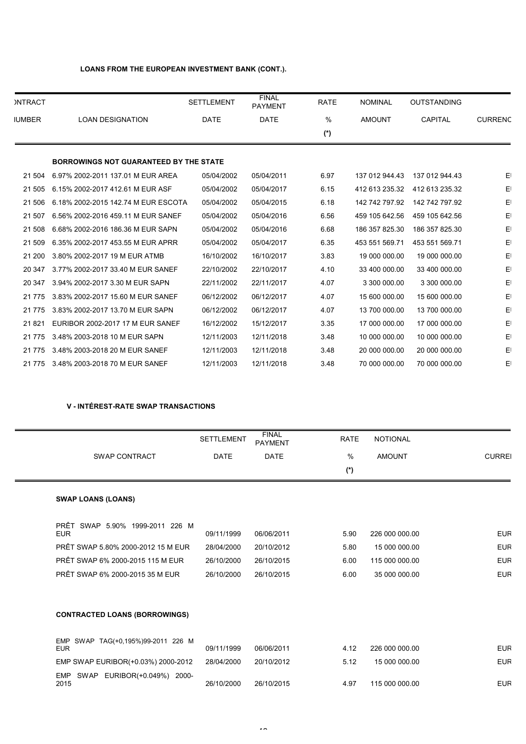**LOANS FROM THE EUROPEAN INVESTMENT BANK (CONT.).**

| CONTRACT NUMBER | LOAN DESIGNATION | SETTLEMENT DATE | FINAL PAYMENT DATE | RATE % (*) | NOMINAL AMOUNT | OUTSTANDING CAPITAL | CURRENCY |
|---|---|---|---|---|---|---|---|
| | **BORROWINGS NOT GUARANTEED BY THE STATE** | | | | | | |
| 21 504 | 6.97% 2002-2011 137.01 M EUR AREA | 05/04/2002 | 05/04/2011 | 6.97 | 137 012 944.43 | 137 012 944.43 | E |
| 21 505 | 6.15% 2002-2017 412.61 M EUR ASF | 05/04/2002 | 05/04/2017 | 6.15 | 412 613 235.32 | 412 613 235.32 | E |
| 21 506 | 6.18% 2002-2015 142.74 M EUR ESCOTA | 05/04/2002 | 05/04/2015 | 6.18 | 142 742 797.92 | 142 742 797.92 | E |
| 21 507 | 6.56% 2002-2016 459.11 M EUR SANEF | 05/04/2002 | 05/04/2016 | 6.56 | 459 105 642.56 | 459 105 642.56 | E |
| 21 508 | 6.68% 2002-2016 186.36 M EUR SAPN | 05/04/2002 | 05/04/2016 | 6.68 | 186 357 825.30 | 186 357 825.30 | E |
| 21 509 | 6.35% 2002-2017 453.55 M EUR APRR | 05/04/2002 | 05/04/2017 | 6.35 | 453 551 569.71 | 453 551 569.71 | E |
| 21 200 | 3.80% 2002-2017 19 M EUR ATMB | 16/10/2002 | 16/10/2017 | 3.83 | 19 000 000.00 | 19 000 000.00 | E |
| 20 347 | 3.77% 2002-2017 33.40 M EUR SANEF | 22/10/2002 | 22/10/2017 | 4.10 | 33 400 000.00 | 33 400 000.00 | E |
| 20 347 | 3.94% 2002-2017 3.30 M EUR SAPN | 22/11/2002 | 22/11/2017 | 4.07 | 3 300 000.00 | 3 300 000.00 | E |
| 21 775 | 3.83% 2002-2017 15.60 M EUR SANEF | 06/12/2002 | 06/12/2017 | 4.07 | 15 600 000.00 | 15 600 000.00 | E |
| 21 775 | 3.83% 2002-2017 13.70 M EUR SAPN | 06/12/2002 | 06/12/2017 | 4.07 | 13 700 000.00 | 13 700 000.00 | E |
| 21 821 | EURIBOR 2002-2017 17 M EUR SANEF | 16/12/2002 | 15/12/2017 | 3.35 | 17 000 000.00 | 17 000 000.00 | E |
| 21 775 | 3.48% 2003-2018 10 M EUR SAPN | 12/11/2003 | 12/11/2018 | 3.48 | 10 000 000.00 | 10 000 000.00 | E |
| 21 775 | 3.48% 2003-2018 20 M EUR SANEF | 12/11/2003 | 12/11/2018 | 3.48 | 20 000 000.00 | 20 000 000.00 | E |
| 21 775 | 3.48% 2003-2018 70 M EUR SANEF | 12/11/2003 | 12/11/2018 | 3.48 | 70 000 000.00 | 70 000 000.00 | E |

**V - INTÉREST-RATE SWAP TRANSACTIONS**

| SWAP CONTRACT | SETTLEMENT DATE | FINAL PAYMENT DATE | RATE % (*) | NOTIONAL AMOUNT | CURRENCY |
|---|---|---|---|---|---|
| **SWAP LOANS (LOANS)** | | | | | |
| PRÊT SWAP 5.90% 1999-2011 226 M EUR | 09/11/1999 | 06/06/2011 | 5.90 | 226 000 000.00 | EUR |
| PRÊT SWAP 5.80% 2000-2012 15 M EUR | 28/04/2000 | 20/10/2012 | 5.80 | 15 000 000.00 | EUR |
| PRÊT SWAP 6% 2000-2015 115 M EUR | 26/10/2000 | 26/10/2015 | 6.00 | 115 000 000.00 | EUR |
| PRÊT SWAP 6% 2000-2015 35 M EUR | 26/10/2000 | 26/10/2015 | 6.00 | 35 000 000.00 | EUR |
| **CONTRACTED LOANS (BORROWINGS)** | | | | | |
| EMP SWAP TAG(+0,195%)99-2011 226 M EUR | 09/11/1999 | 06/06/2011 | 4.12 | 226 000 000.00 | EUR |
| EMP SWAP EURIBOR(+0.03%) 2000-2012 | 28/04/2000 | 20/10/2012 | 5.12 | 15 000 000.00 | EUR |
| EMP SWAP EURIBOR(+0.049%) 2000-2015 | 26/10/2000 | 26/10/2015 | 4.97 | 115 000 000.00 | EUR |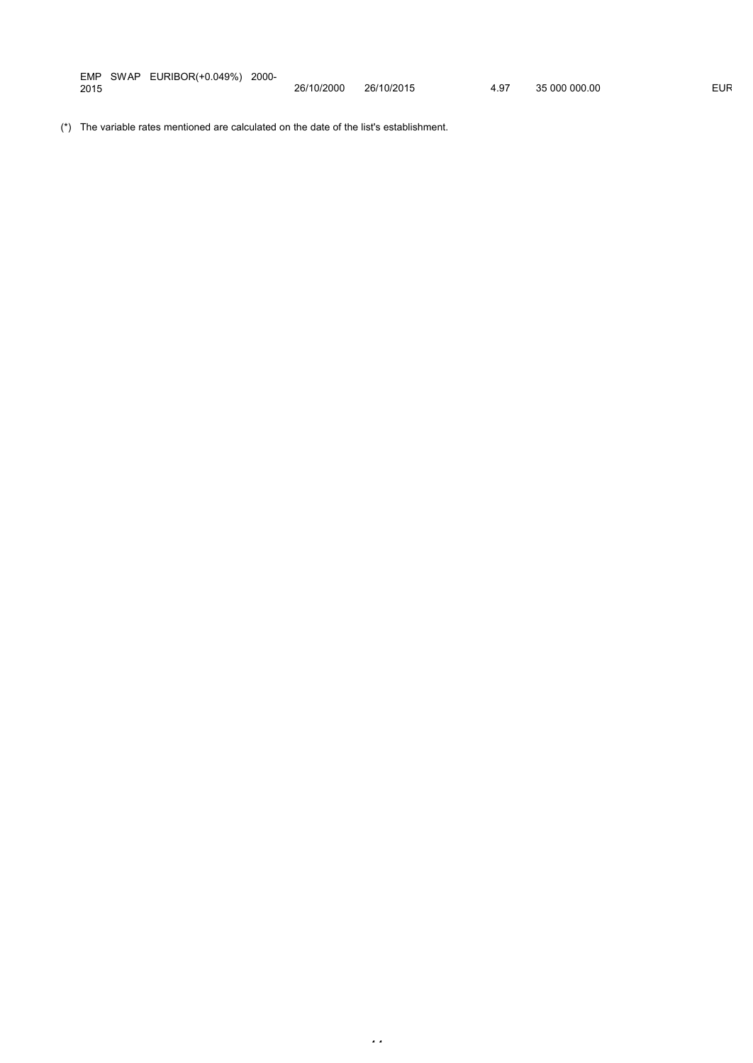| | | | | | |
|---|---|---|---|---|---|
| EMP SWAP EURIBOR(+0.049%) 2000-2015 | 26/10/2000 | 26/10/2015 | 4.97 | 35 000 000.00 | EUR |

(*) The variable rates mentioned are calculated on the date of the list's establishment.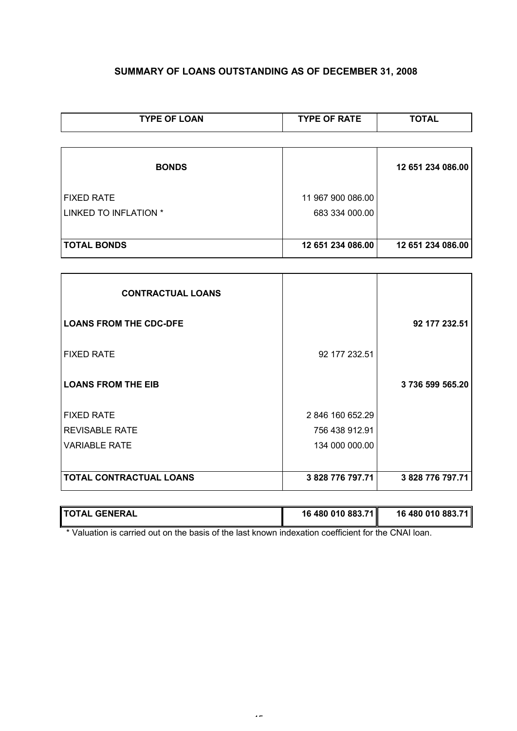## SUMMARY OF LOANS OUTSTANDING AS OF DECEMBER 31, 2008

| TYPE OF LOAN | TYPE OF RATE | TOTAL |
|---|---|---|
| **BONDS** | | **12 651 234 086.00** |
| FIXED RATE | 11 967 900 086.00 | |
| LINKED TO INFLATION * | 683 334 000.00 | |
| **TOTAL BONDS** | **12 651 234 086.00** | **12 651 234 086.00** |
| **CONTRACTUAL LOANS** | | |
| **LOANS FROM THE CDC-DFE** | | **92 177 232.51** |
| FIXED RATE | 92 177 232.51 | |
| **LOANS FROM THE EIB** | | **3 736 599 565.20** |
| FIXED RATE | 2 846 160 652.29 | |
| REVISABLE RATE | 756 438 912.91 | |
| VARIABLE RATE | 134 000 000.00 | |
| **TOTAL CONTRACTUAL LOANS** | **3 828 776 797.71** | **3 828 776 797.71** |
| **TOTAL GENERAL** | **16 480 010 883.71** | **16 480 010 883.71** |

* Valuation is carried out on the basis of the last known indexation coefficient for the CNAI loan.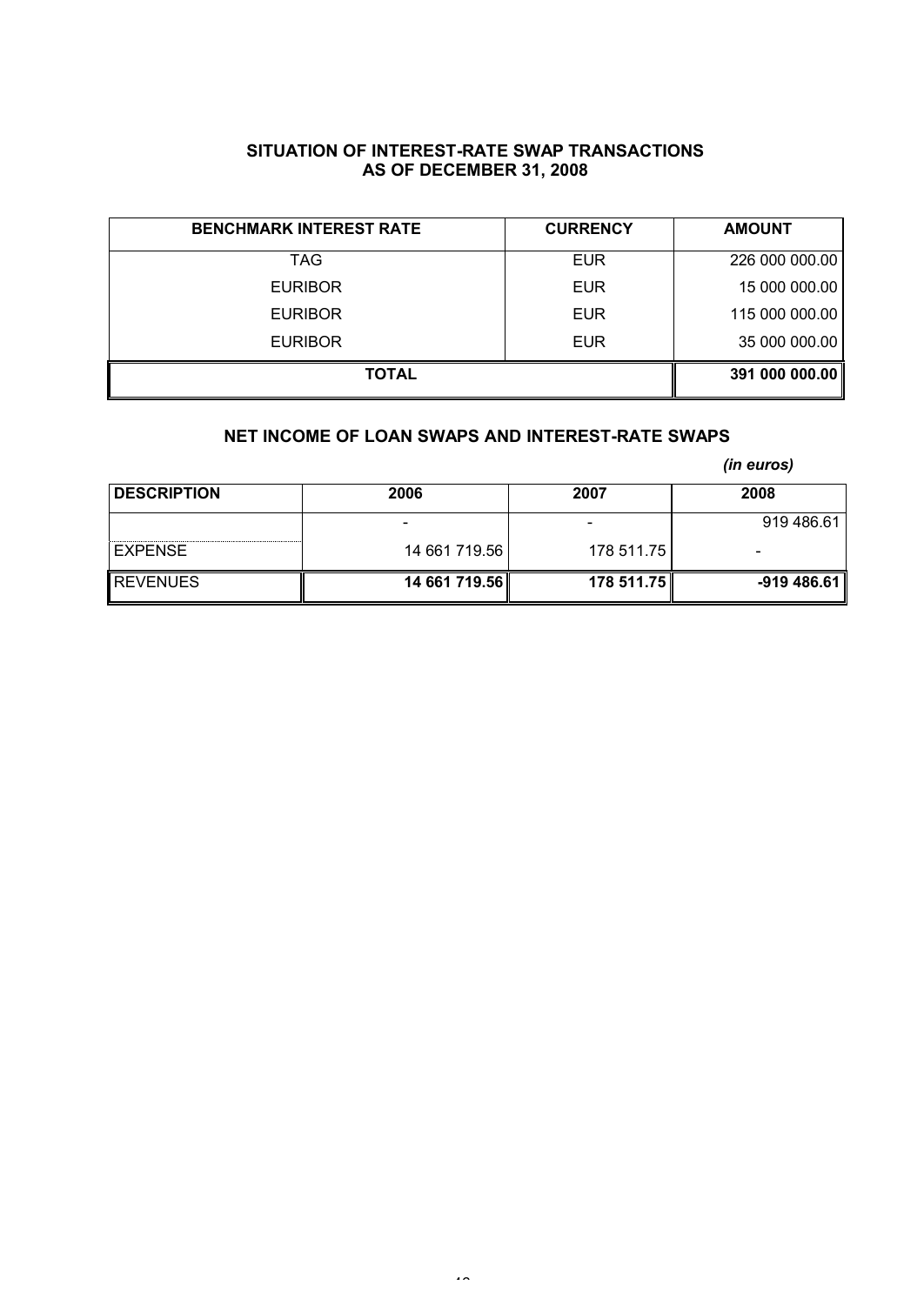## SITUATION OF INTEREST-RATE SWAP TRANSACTIONS AS OF DECEMBER 31, 2008

| BENCHMARK INTEREST RATE | CURRENCY | AMOUNT |
|---|---|---|
| TAG | EUR | 226 000 000.00 |
| EURIBOR | EUR | 15 000 000.00 |
| EURIBOR | EUR | 115 000 000.00 |
| EURIBOR | EUR | 35 000 000.00 |
| **TOTAL** | | **391 000 000.00** |

## NET INCOME OF LOAN SWAPS AND INTEREST-RATE SWAPS

*(in euros)*

| DESCRIPTION | 2006 | 2007 | 2008 |
|---|---|---|---|
| | - | - | 919 486.61 |
| EXPENSE | 14 661 719.56 | 178 511.75 | - |
| REVENUES | **14 661 719.56** | **178 511.75** | **-919 486.61** |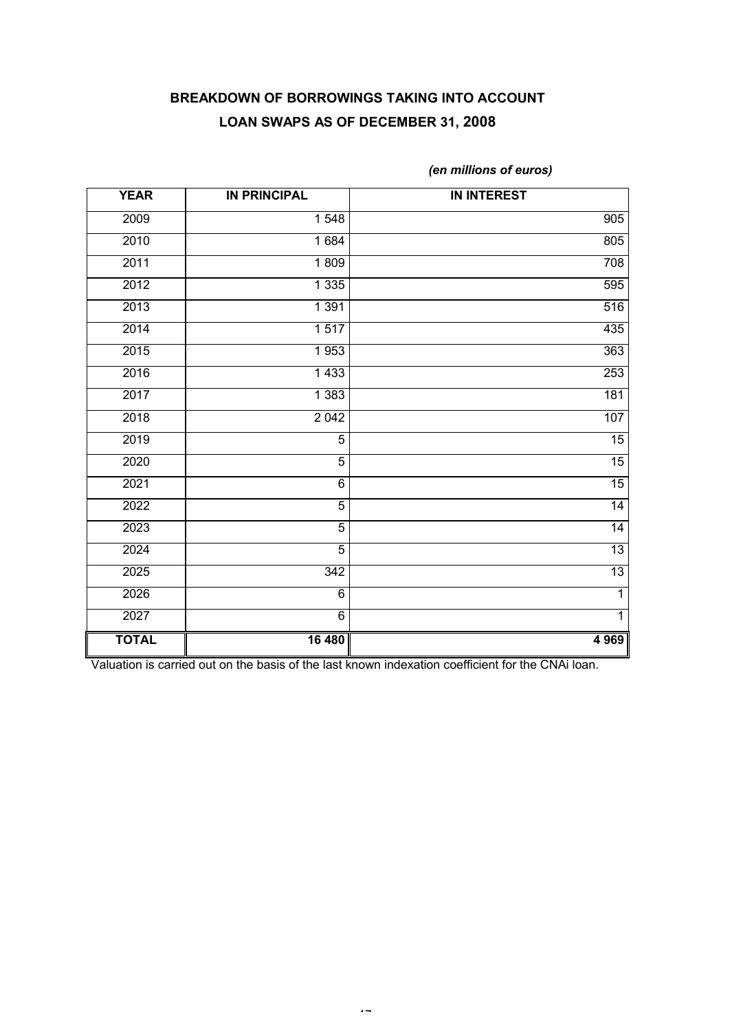## BREAKDOWN OF BORROWINGS TAKING INTO ACCOUNT LOAN SWAPS AS OF DECEMBER 31, 2008

*(en millions of euros)*

| YEAR | IN PRINCIPAL | IN INTEREST |
|---|---|---|
| 2009 | 1 548 | 905 |
| 2010 | 1 684 | 805 |
| 2011 | 1 809 | 708 |
| 2012 | 1 335 | 595 |
| 2013 | 1 391 | 516 |
| 2014 | 1 517 | 435 |
| 2015 | 1 953 | 363 |
| 2016 | 1 433 | 253 |
| 2017 | 1 383 | 181 |
| 2018 | 2 042 | 107 |
| 2019 | 5 | 15 |
| 2020 | 5 | 15 |
| 2021 | 6 | 15 |
| 2022 | 5 | 14 |
| 2023 | 5 | 14 |
| 2024 | 5 | 13 |
| 2025 | 342 | 13 |
| 2026 | 6 | 1 |
| 2027 | 6 | 1 |
| **TOTAL** | **16 480** | **4 969** |

Valuation is carried out on the basis of the last known indexation coefficient for the CNAi loan.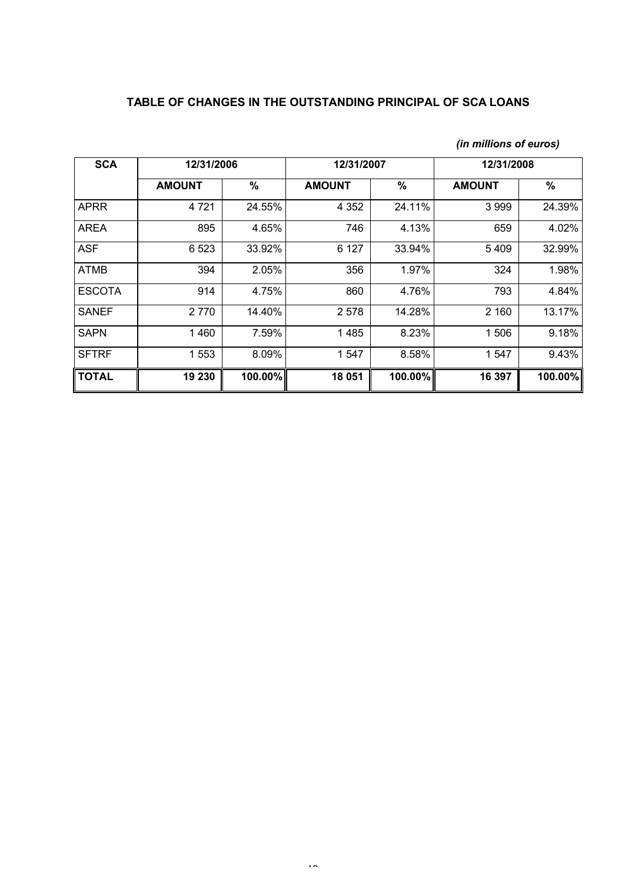## TABLE OF CHANGES IN THE OUTSTANDING PRINCIPAL OF SCA LOANS

*(in millions of euros)*

| SCA | 12/31/2006 | | 12/31/2007 | | 12/31/2008 | |
|---|---|---|---|---|---|---|
| | **AMOUNT** | **%** | **AMOUNT** | **%** | **AMOUNT** | **%** |
| APRR | 4 721 | 24.55% | 4 352 | 24.11% | 3 999 | 24.39% |
| AREA | 895 | 4.65% | 746 | 4.13% | 659 | 4.02% |
| ASF | 6 523 | 33.92% | 6 127 | 33.94% | 5 409 | 32.99% |
| ATMB | 394 | 2.05% | 356 | 1.97% | 324 | 1.98% |
| ESCOTA | 914 | 4.75% | 860 | 4.76% | 793 | 4.84% |
| SANEF | 2 770 | 14.40% | 2 578 | 14.28% | 2 160 | 13.17% |
| SAPN | 1 460 | 7.59% | 1 485 | 8.23% | 1 506 | 9.18% |
| SFTRF | 1 553 | 8.09% | 1 547 | 8.58% | 1 547 | 9.43% |
| **TOTAL** | **19 230** | **100.00%** | **18 051** | **100.00%** | **16 397** | **100.00%** |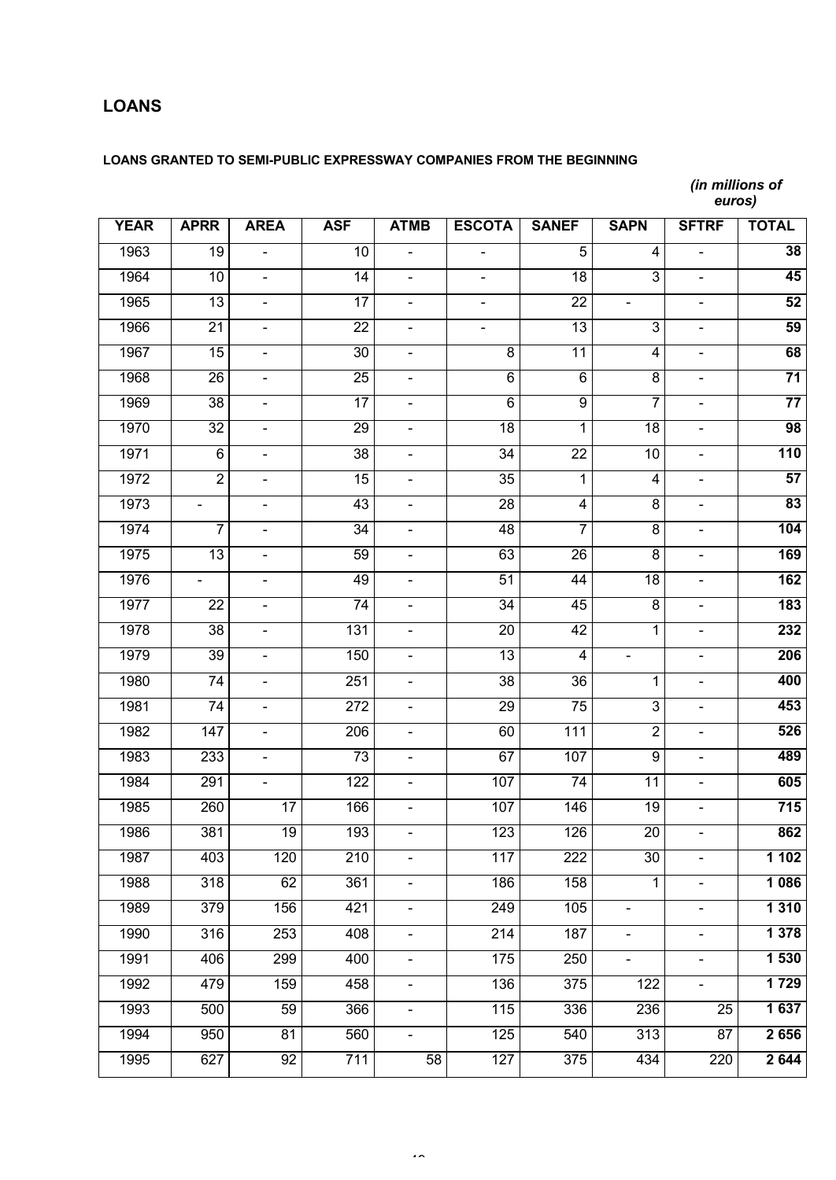## LOANS

**LOANS GRANTED TO SEMI-PUBLIC EXPRESSWAY COMPANIES FROM THE BEGINNING**

*(in millions of euros)*

| YEAR | APRR | AREA | ASF | ATMB | ESCOTA | SANEF | SAPN | SFTRF | TOTAL |
|---|---|---|---|---|---|---|---|---|---|
| 1963 | 19 | - | 10 | - | - | 5 | 4 | - | **38** |
| 1964 | 10 | - | 14 | - | - | 18 | 3 | - | **45** |
| 1965 | 13 | - | 17 | - | - | 22 | - | - | **52** |
| 1966 | 21 | - | 22 | - | - | 13 | 3 | - | **59** |
| 1967 | 15 | - | 30 | - | 8 | 11 | 4 | - | **68** |
| 1968 | 26 | - | 25 | - | 6 | 6 | 8 | - | **71** |
| 1969 | 38 | - | 17 | - | 6 | 9 | 7 | - | **77** |
| 1970 | 32 | - | 29 | - | 18 | 1 | 18 | - | **98** |
| 1971 | 6 | - | 38 | - | 34 | 22 | 10 | - | **110** |
| 1972 | 2 | - | 15 | - | 35 | 1 | 4 | - | **57** |
| 1973 | - | - | 43 | - | 28 | 4 | 8 | - | **83** |
| 1974 | 7 | - | 34 | - | 48 | 7 | 8 | - | **104** |
| 1975 | 13 | - | 59 | - | 63 | 26 | 8 | - | **169** |
| 1976 | - | - | 49 | - | 51 | 44 | 18 | - | **162** |
| 1977 | 22 | - | 74 | - | 34 | 45 | 8 | - | **183** |
| 1978 | 38 | - | 131 | - | 20 | 42 | 1 | - | **232** |
| 1979 | 39 | - | 150 | - | 13 | 4 | - | - | **206** |
| 1980 | 74 | - | 251 | - | 38 | 36 | 1 | - | **400** |
| 1981 | 74 | - | 272 | - | 29 | 75 | 3 | - | **453** |
| 1982 | 147 | - | 206 | - | 60 | 111 | 2 | - | **526** |
| 1983 | 233 | - | 73 | - | 67 | 107 | 9 | - | **489** |
| 1984 | 291 | - | 122 | - | 107 | 74 | 11 | - | **605** |
| 1985 | 260 | 17 | 166 | - | 107 | 146 | 19 | - | **715** |
| 1986 | 381 | 19 | 193 | - | 123 | 126 | 20 | - | **862** |
| 1987 | 403 | 120 | 210 | - | 117 | 222 | 30 | - | **1 102** |
| 1988 | 318 | 62 | 361 | - | 186 | 158 | 1 | - | **1 086** |
| 1989 | 379 | 156 | 421 | - | 249 | 105 | - | - | **1 310** |
| 1990 | 316 | 253 | 408 | - | 214 | 187 | - | - | **1 378** |
| 1991 | 406 | 299 | 400 | - | 175 | 250 | - | - | **1 530** |
| 1992 | 479 | 159 | 458 | - | 136 | 375 | 122 | - | **1 729** |
| 1993 | 500 | 59 | 366 | - | 115 | 336 | 236 | 25 | **1 637** |
| 1994 | 950 | 81 | 560 | - | 125 | 540 | 313 | 87 | **2 656** |
| 1995 | 627 | 92 | 711 | 58 | 127 | 375 | 434 | 220 | **2 644** |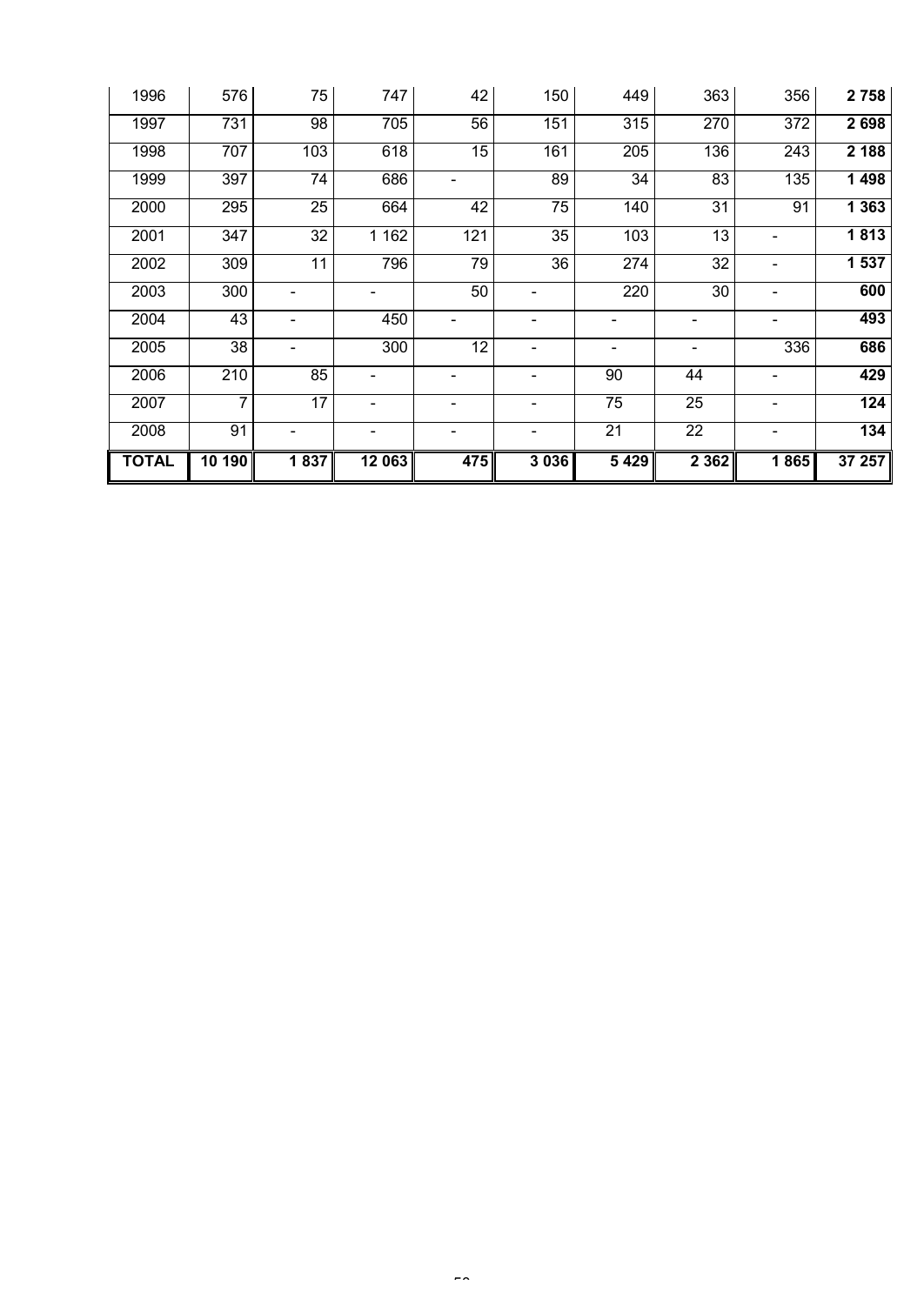| | | | | | | | | | |
|---|---|---|---|---|---|---|---|---|---|
| 1996 | 576 | 75 | 747 | 42 | 150 | 449 | 363 | 356 | **2 758** |
| 1997 | 731 | 98 | 705 | 56 | 151 | 315 | 270 | 372 | **2 698** |
| 1998 | 707 | 103 | 618 | 15 | 161 | 205 | 136 | 243 | **2 188** |
| 1999 | 397 | 74 | 686 | - | 89 | 34 | 83 | 135 | **1 498** |
| 2000 | 295 | 25 | 664 | 42 | 75 | 140 | 31 | 91 | **1 363** |
| 2001 | 347 | 32 | 1 162 | 121 | 35 | 103 | 13 | - | **1 813** |
| 2002 | 309 | 11 | 796 | 79 | 36 | 274 | 32 | - | **1 537** |
| 2003 | 300 | - | - | 50 | - | 220 | 30 | - | **600** |
| 2004 | 43 | - | 450 | - | - | - | - | - | **493** |
| 2005 | 38 | - | 300 | 12 | - | - | - | 336 | **686** |
| 2006 | 210 | 85 | - | - | - | 90 | 44 | - | **429** |
| 2007 | 7 | 17 | - | - | - | 75 | 25 | - | **124** |
| 2008 | 91 | - | - | - | - | 21 | 22 | - | **134** |
| **TOTAL** | **10 190** | **1 837** | **12 063** | **475** | **3 036** | **5 429** | **2 362** | **1 865** | **37 257** |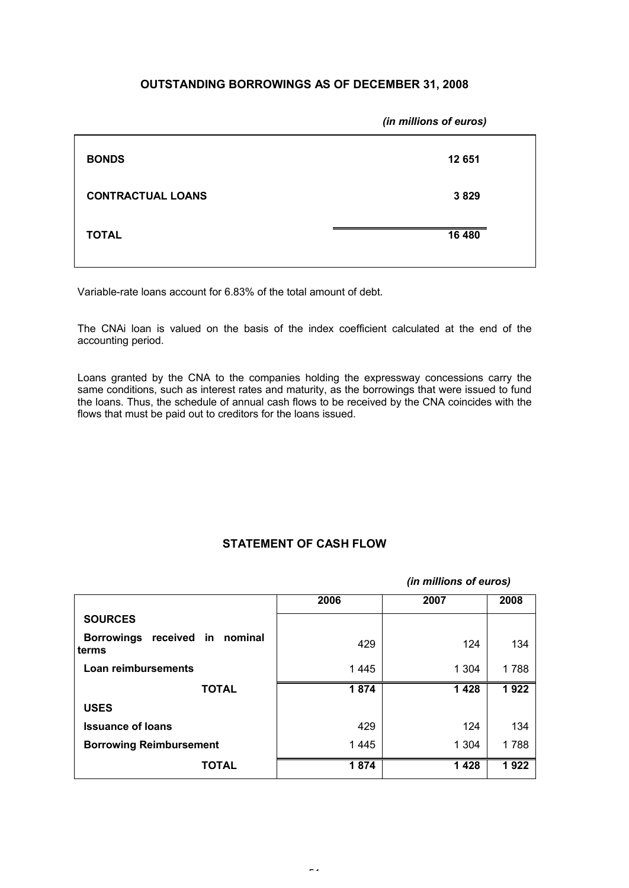## OUTSTANDING BORROWINGS AS OF DECEMBER 31, 2008

*(in millions of euros)*

| | |
|---|---|
| **BONDS** | **12 651** |
| **CONTRACTUAL LOANS** | **3 829** |
| **TOTAL** | **16 480** |

Variable-rate loans account for 6.83% of the total amount of debt.

The CNAi loan is valued on the basis of the index coefficient calculated at the end of the accounting period.

Loans granted by the CNA to the companies holding the expressway concessions carry the same conditions, such as interest rates and maturity, as the borrowings that were issued to fund the loans. Thus, the schedule of annual cash flows to be received by the CNA coincides with the flows that must be paid out to creditors for the loans issued.

## STATEMENT OF CASH FLOW

*(in millions of euros)*

| | 2006 | 2007 | 2008 |
|---|---|---|---|
| **SOURCES** | | | |
| **Borrowings received in nominal terms** | 429 | 124 | 134 |
| **Loan reimbursements** | 1 445 | 1 304 | 1 788 |
| **TOTAL** | **1 874** | **1 428** | **1 922** |
| **USES** | | | |
| **Issuance of loans** | 429 | 124 | 134 |
| **Borrowing Reimbursement** | 1 445 | 1 304 | 1 788 |
| **TOTAL** | **1 874** | **1 428** | **1 922** |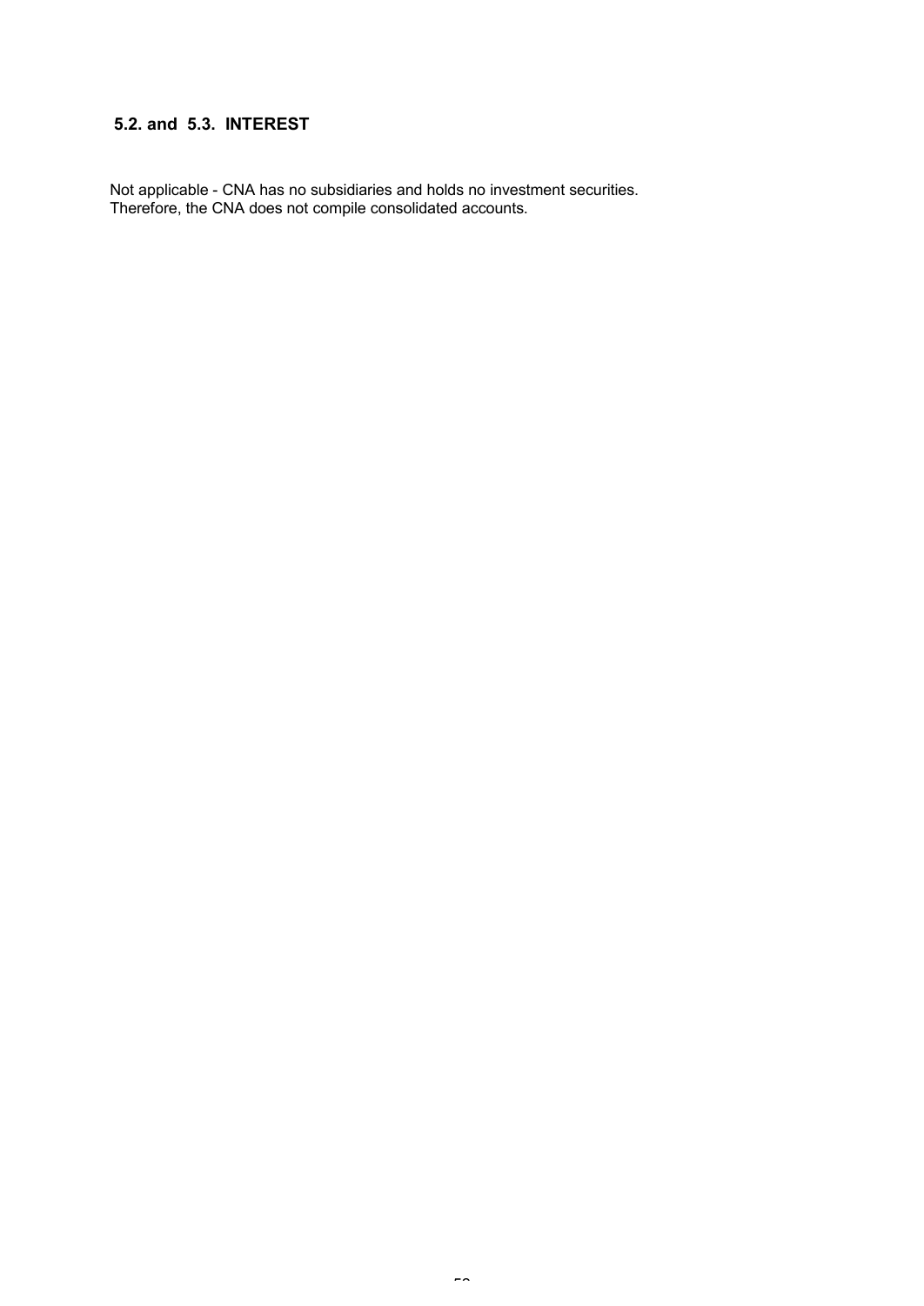## 5.2. and 5.3. INTEREST

Not applicable - CNA has no subsidiaries and holds no investment securities.
Therefore, the CNA does not compile consolidated accounts.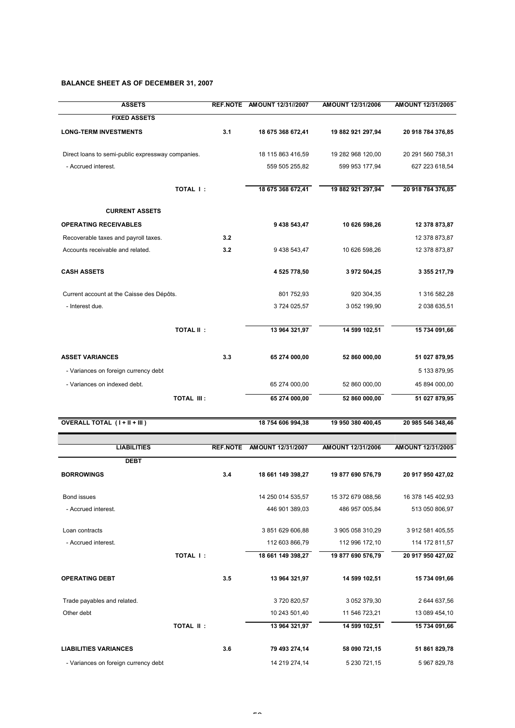**BALANCE SHEET AS OF DECEMBER 31, 2007**

| ASSETS | REF.NOTE | AMOUNT 12/31//2007 | AMOUNT 12/31/2006 | AMOUNT 12/31/2005 |
|---|---|---|---|---|
| **FIXED ASSETS** | | | | |
| **LONG-TERM INVESTMENTS** | **3.1** | **18 675 368 672,41** | **19 882 921 297,94** | **20 918 784 376,85** |
| Direct loans to semi-public expressway companies. | | 18 115 863 416,59 | 19 282 968 120,00 | 20 291 560 758,31 |
| - Accrued interest. | | 559 505 255,82 | 599 953 177,94 | 627 223 618,54 |
| **TOTAL I :** | | **18 675 368 672,41** | **19 882 921 297,94** | **20 918 784 376,85** |
| **CURRENT ASSETS** | | | | |
| **OPERATING RECEIVABLES** | | **9 438 543,47** | **10 626 598,26** | **12 378 873,87** |
| Recoverable taxes and payroll taxes. | **3.2** | | | 12 378 873,87 |
| Accounts receivable and related. | **3.2** | 9 438 543,47 | 10 626 598,26 | 12 378 873,87 |
| **CASH ASSETS** | | **4 525 778,50** | **3 972 504,25** | **3 355 217,79** |
| Current account at the Caisse des Dépôts. | | 801 752,93 | 920 304,35 | 1 316 582,28 |
| - Interest due. | | 3 724 025,57 | 3 052 199,90 | 2 038 635,51 |
| **TOTAL II :** | | **13 964 321,97** | **14 599 102,51** | **15 734 091,66** |
| **ASSET VARIANCES** | **3.3** | **65 274 000,00** | **52 860 000,00** | **51 027 879,95** |
| - Variances on foreign currency debt | | | | 5 133 879,95 |
| - Variances on indexed debt. | | 65 274 000,00 | 52 860 000,00 | 45 894 000,00 |
| **TOTAL III :** | | **65 274 000,00** | **52 860 000,00** | **51 027 879,95** |
| **OVERALL TOTAL ( I + II + III )** | | **18 754 606 994,38** | **19 950 380 400,45** | **20 985 546 348,46** |

| LIABILITIES | REF.NOTE | AMOUNT 12/31/2007 | AMOUNT 12/31/2006 | AMOUNT 12/31/2005 |
|---|---|---|---|---|
| **DEBT** | | | | |
| **BORROWINGS** | **3.4** | **18 661 149 398,27** | **19 877 690 576,79** | **20 917 950 427,02** |
| Bond issues | | 14 250 014 535,57 | 15 372 679 088,56 | 16 378 145 402,93 |
| - Accrued interest. | | 446 901 389,03 | 486 957 005,84 | 513 050 806,97 |
| Loan contracts | | 3 851 629 606,88 | 3 905 058 310,29 | 3 912 581 405,55 |
| - Accrued interest. | | 112 603 866,79 | 112 996 172,10 | 114 172 811,57 |
| **TOTAL I :** | | **18 661 149 398,27** | **19 877 690 576,79** | **20 917 950 427,02** |
| **OPERATING DEBT** | **3.5** | **13 964 321,97** | **14 599 102,51** | **15 734 091,66** |
| Trade payables and related. | | 3 720 820,57 | 3 052 379,30 | 2 644 637,56 |
| Other debt | | 10 243 501,40 | 11 546 723,21 | 13 089 454,10 |
| **TOTAL II :** | | **13 964 321,97** | **14 599 102,51** | **15 734 091,66** |
| **LIABILITIES VARIANCES** | **3.6** | **79 493 274,14** | **58 090 721,15** | **51 861 829,78** |
| - Variances on foreign currency debt | | 14 219 274,14 | 5 230 721,15 | 5 967 829,78 |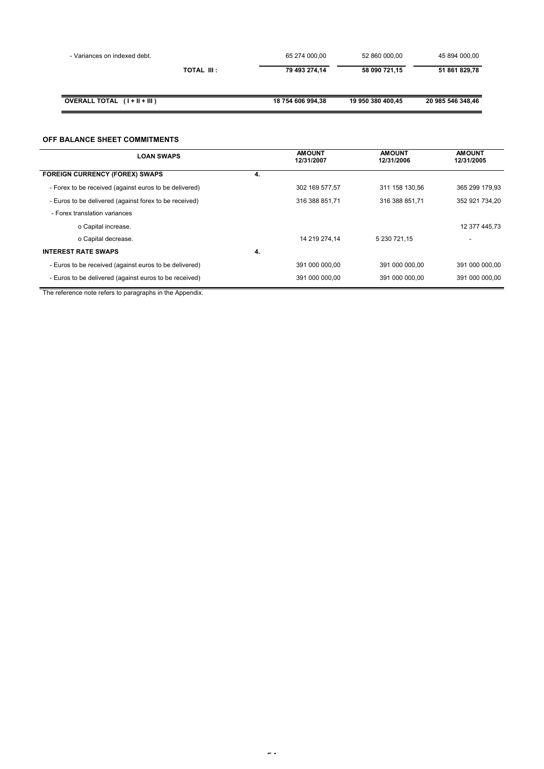| | | | |
|---|---|---|---|
| - Variances on indexed debt. | 65 274 000,00 | 52 860 000,00 | 45 894 000,00 |
| **TOTAL III :** | **79 493 274,14** | **58 090 721,15** | **51 861 829,78** |
| **OVERALL TOTAL ( I + II + III )** | **18 754 606 994,38** | **19 950 380 400,45** | **20 985 546 348,46** |

### OFF BALANCE SHEET COMMITMENTS

| LOAN SWAPS | | AMOUNT 12/31/2007 | AMOUNT 12/31/2006 | AMOUNT 12/31/2005 |
|---|---|---|---|---|
| **FOREIGN CURRENCY (FOREX) SWAPS** | **4.** | | | |
| - Forex to be received (against euros to be delivered) | | 302 169 577,57 | 311 158 130,56 | 365 299 179,93 |
| - Euros to be delivered (against forex to be received) | | 316 388 851,71 | 316 388 851,71 | 352 921 734,20 |
| - Forex translation variances | | | | |
| o Capital increase. | | | | 12 377 445,73 |
| o Capital decrease. | | 14 219 274,14 | 5 230 721,15 | - |
| **INTEREST RATE SWAPS** | **4.** | | | |
| - Euros to be received (against euros to be delivered) | | 391 000 000,00 | 391 000 000,00 | 391 000 000,00 |
| - Euros to be delivered (against euros to be received) | | 391 000 000,00 | 391 000 000,00 | 391 000 000,00 |

The reference note refers to paragraphs in the Appendix.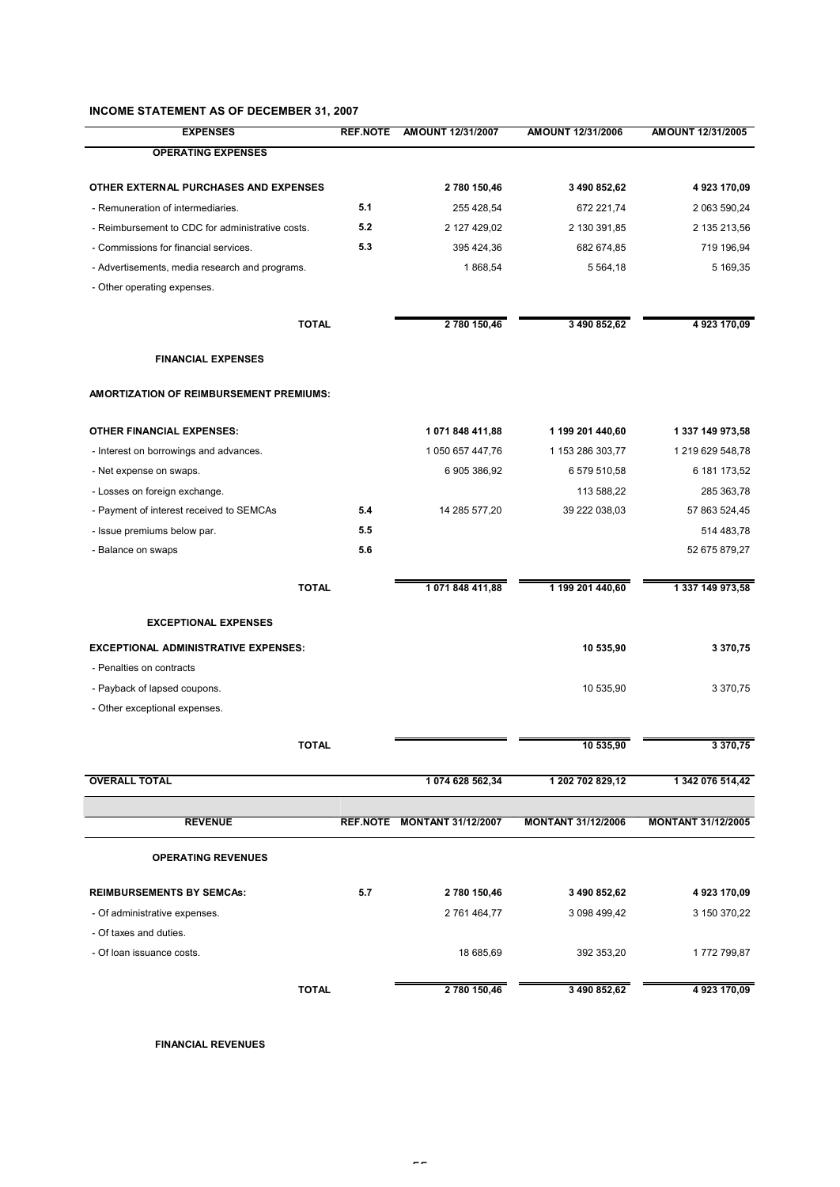## INCOME STATEMENT AS OF DECEMBER 31, 2007

| EXPENSES | REF.NOTE | AMOUNT 12/31/2007 | AMOUNT 12/31/2006 | AMOUNT 12/31/2005 |
|---|---|---|---|---|
| **OPERATING EXPENSES** | | | | |
| **OTHER EXTERNAL PURCHASES AND EXPENSES** | | **2 780 150,46** | **3 490 852,62** | **4 923 170,09** |
| - Remuneration of intermediaries. | 5.1 | 255 428,54 | 672 221,74 | 2 063 590,24 |
| - Reimbursement to CDC for administrative costs. | 5.2 | 2 127 429,02 | 2 130 391,85 | 2 135 213,56 |
| - Commissions for financial services. | 5.3 | 395 424,36 | 682 674,85 | 719 196,94 |
| - Advertisements, media research and programs. | | 1 868,54 | 5 564,18 | 5 169,35 |
| - Other operating expenses. | | | | |
| **TOTAL** | | **2 780 150,46** | **3 490 852,62** | **4 923 170,09** |
| **FINANCIAL EXPENSES** | | | | |
| **AMORTIZATION OF REIMBURSEMENT PREMIUMS:** | | | | |
| **OTHER FINANCIAL EXPENSES:** | | **1 071 848 411,88** | **1 199 201 440,60** | **1 337 149 973,58** |
| - Interest on borrowings and advances. | | 1 050 657 447,76 | 1 153 286 303,77 | 1 219 629 548,78 |
| - Net expense on swaps. | | 6 905 386,92 | 6 579 510,58 | 6 181 173,52 |
| - Losses on foreign exchange. | | | 113 588,22 | 285 363,78 |
| - Payment of interest received to SEMCAs | 5.4 | 14 285 577,20 | 39 222 038,03 | 57 863 524,45 |
| - Issue premiums below par. | 5.5 | | | 514 483,78 |
| - Balance on swaps | 5.6 | | | 52 675 879,27 |
| **TOTAL** | | **1 071 848 411,88** | **1 199 201 440,60** | **1 337 149 973,58** |
| **EXCEPTIONAL EXPENSES** | | | | |
| **EXCEPTIONAL ADMINISTRATIVE EXPENSES:** | | | **10 535,90** | **3 370,75** |
| - Penalties on contracts | | | | |
| - Payback of lapsed coupons. | | | 10 535,90 | 3 370,75 |
| - Other exceptional expenses. | | | | |
| **TOTAL** | | | **10 535,90** | **3 370,75** |
| **OVERALL TOTAL** | | **1 074 628 562,34** | **1 202 702 829,12** | **1 342 076 514,42** |

| REVENUE | REF.NOTE | MONTANT 31/12/2007 | MONTANT 31/12/2006 | MONTANT 31/12/2005 |
|---|---|---|---|---|
| **OPERATING REVENUES** | | | | |
| **REIMBURSEMENTS BY SEMCAs:** | 5.7 | **2 780 150,46** | **3 490 852,62** | **4 923 170,09** |
| - Of administrative expenses. | | 2 761 464,77 | 3 098 499,42 | 3 150 370,22 |
| - Of taxes and duties. | | | | |
| - Of loan issuance costs. | | 18 685,69 | 392 353,20 | 1 772 799,87 |
| **TOTAL** | | **2 780 150,46** | **3 490 852,62** | **4 923 170,09** |

**FINANCIAL REVENUES**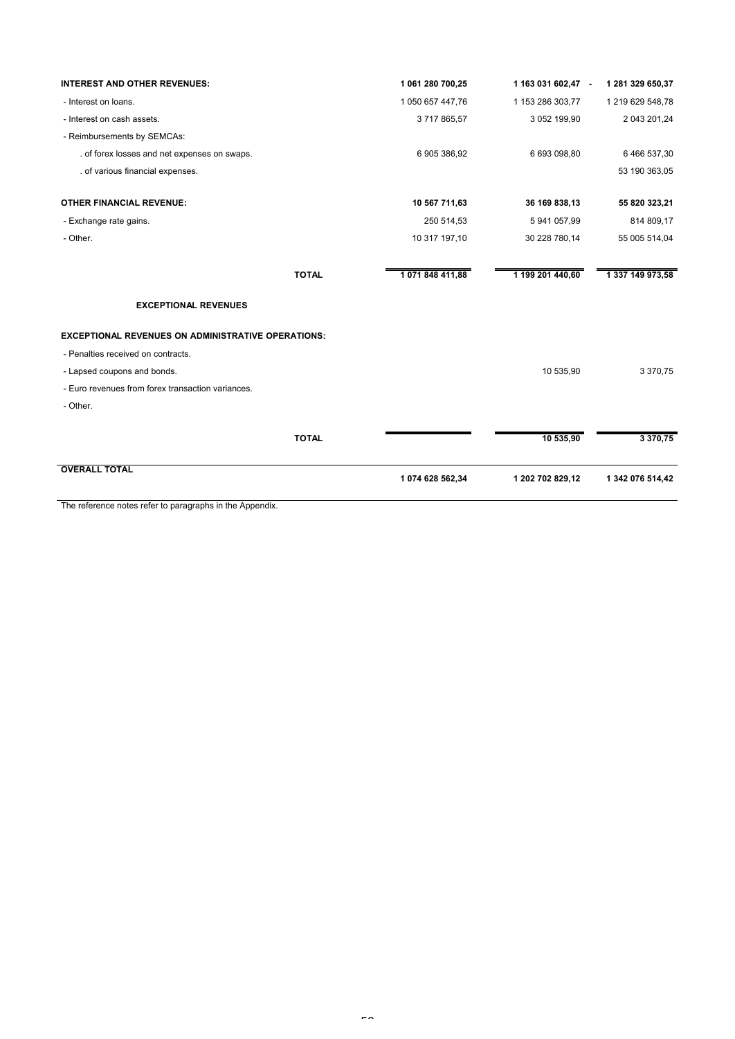| | | | |
|---|---|---|---|
| **INTEREST AND OTHER REVENUES:** | **1 061 280 700,25** | **1 163 031 602,47 -** | **1 281 329 650,37** |
| - Interest on loans. | 1 050 657 447,76 | 1 153 286 303,77 | 1 219 629 548,78 |
| - Interest on cash assets. | 3 717 865,57 | 3 052 199,90 | 2 043 201,24 |
| - Reimbursements by SEMCAs: | | | |
| . of forex losses and net expenses on swaps. | 6 905 386,92 | 6 693 098,80 | 6 466 537,30 |
| . of various financial expenses. | | | 53 190 363,05 |
| **OTHER FINANCIAL REVENUE:** | **10 567 711,63** | **36 169 838,13** | **55 820 323,21** |
| - Exchange rate gains. | 250 514,53 | 5 941 057,99 | 814 809,17 |
| - Other. | 10 317 197,10 | 30 228 780,14 | 55 005 514,04 |
| **TOTAL** | **1 071 848 411,88** | **1 199 201 440,60** | **1 337 149 973,58** |
| **EXCEPTIONAL REVENUES** | | | |
| **EXCEPTIONAL REVENUES ON ADMINISTRATIVE OPERATIONS:** | | | |
| - Penalties received on contracts. | | | |
| - Lapsed coupons and bonds. | | 10 535,90 | 3 370,75 |
| - Euro revenues from forex transaction variances. | | | |
| - Other. | | | |
| **TOTAL** | | **10 535,90** | **3 370,75** |
| **OVERALL TOTAL** | **1 074 628 562,34** | **1 202 702 829,12** | **1 342 076 514,42** |

The reference notes refer to paragraphs in the Appendix.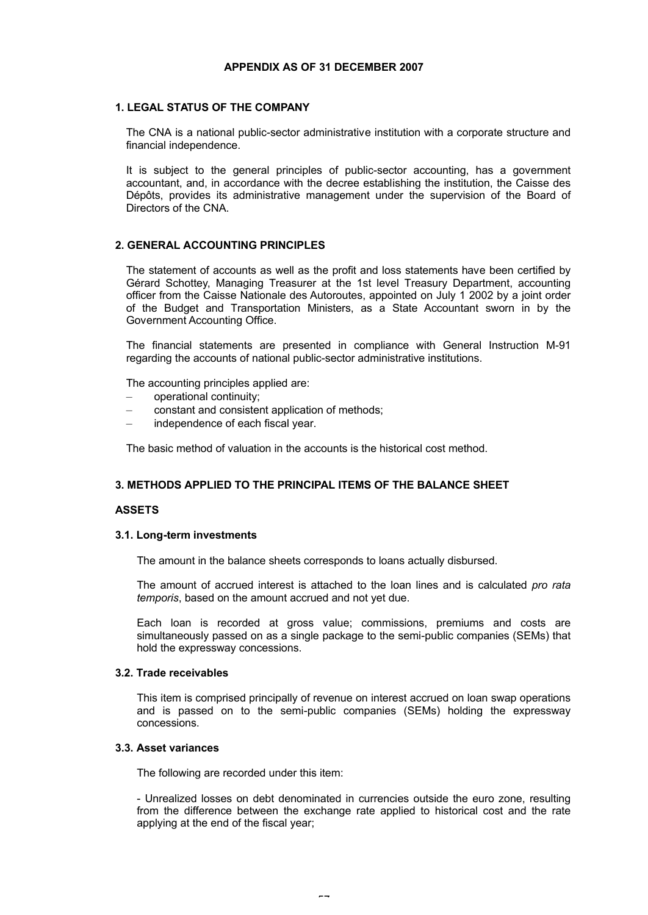# APPENDIX AS OF 31 DECEMBER 2007

## 1. LEGAL STATUS OF THE COMPANY

The CNA is a national public-sector administrative institution with a corporate structure and financial independence.

It is subject to the general principles of public-sector accounting, has a government accountant, and, in accordance with the decree establishing the institution, the Caisse des Dépôts, provides its administrative management under the supervision of the Board of Directors of the CNA.

## 2. GENERAL ACCOUNTING PRINCIPLES

The statement of accounts as well as the profit and loss statements have been certified by Gérard Schottey, Managing Treasurer at the 1st level Treasury Department, accounting officer from the Caisse Nationale des Autoroutes, appointed on July 1 2002 by a joint order of the Budget and Transportation Ministers, as a State Accountant sworn in by the Government Accounting Office.

The financial statements are presented in compliance with General Instruction M-91 regarding the accounts of national public-sector administrative institutions.

The accounting principles applied are:

- operational continuity;
- constant and consistent application of methods;
- independence of each fiscal year.

The basic method of valuation in the accounts is the historical cost method.

## 3. METHODS APPLIED TO THE PRINCIPAL ITEMS OF THE BALANCE SHEET

### ASSETS

#### 3.1. Long-term investments

The amount in the balance sheets corresponds to loans actually disbursed.

The amount of accrued interest is attached to the loan lines and is calculated *pro rata temporis*, based on the amount accrued and not yet due.

Each loan is recorded at gross value; commissions, premiums and costs are simultaneously passed on as a single package to the semi-public companies (SEMs) that hold the expressway concessions.

#### 3.2. Trade receivables

This item is comprised principally of revenue on interest accrued on loan swap operations and is passed on to the semi-public companies (SEMs) holding the expressway concessions.

#### 3.3. Asset variances

The following are recorded under this item:

- Unrealized losses on debt denominated in currencies outside the euro zone, resulting from the difference between the exchange rate applied to historical cost and the rate applying at the end of the fiscal year;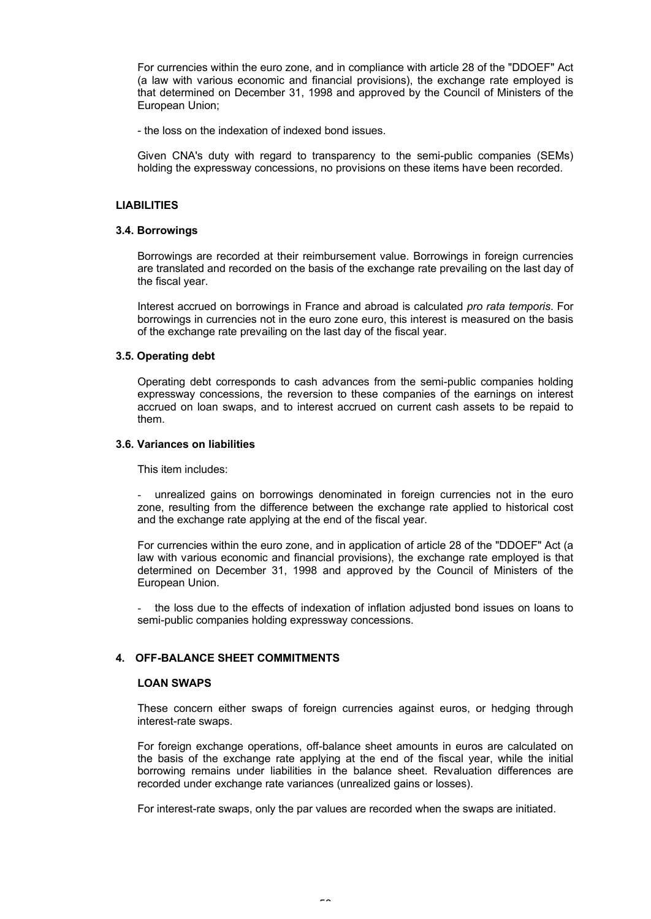For currencies within the euro zone, and in compliance with article 28 of the "DDOEF" Act (a law with various economic and financial provisions), the exchange rate employed is that determined on December 31, 1998 and approved by the Council of Ministers of the European Union;

- the loss on the indexation of indexed bond issues.

Given CNA's duty with regard to transparency to the semi-public companies (SEMs) holding the expressway concessions, no provisions on these items have been recorded.

## LIABILITIES

### 3.4. Borrowings

Borrowings are recorded at their reimbursement value. Borrowings in foreign currencies are translated and recorded on the basis of the exchange rate prevailing on the last day of the fiscal year.

Interest accrued on borrowings in France and abroad is calculated *pro rata temporis*. For borrowings in currencies not in the euro zone euro, this interest is measured on the basis of the exchange rate prevailing on the last day of the fiscal year.

### 3.5. Operating debt

Operating debt corresponds to cash advances from the semi-public companies holding expressway concessions, the reversion to these companies of the earnings on interest accrued on loan swaps, and to interest accrued on current cash assets to be repaid to them.

### 3.6. Variances on liabilities

This item includes:

- unrealized gains on borrowings denominated in foreign currencies not in the euro zone, resulting from the difference between the exchange rate applied to historical cost and the exchange rate applying at the end of the fiscal year.

For currencies within the euro zone, and in application of article 28 of the "DDOEF" Act (a law with various economic and financial provisions), the exchange rate employed is that determined on December 31, 1998 and approved by the Council of Ministers of the European Union.

- the loss due to the effects of indexation of inflation adjusted bond issues on loans to semi-public companies holding expressway concessions.

## 4. OFF-BALANCE SHEET COMMITMENTS

### LOAN SWAPS

These concern either swaps of foreign currencies against euros, or hedging through interest-rate swaps.

For foreign exchange operations, off-balance sheet amounts in euros are calculated on the basis of the exchange rate applying at the end of the fiscal year, while the initial borrowing remains under liabilities in the balance sheet. Revaluation differences are recorded under exchange rate variances (unrealized gains or losses).

For interest-rate swaps, only the par values are recorded when the swaps are initiated.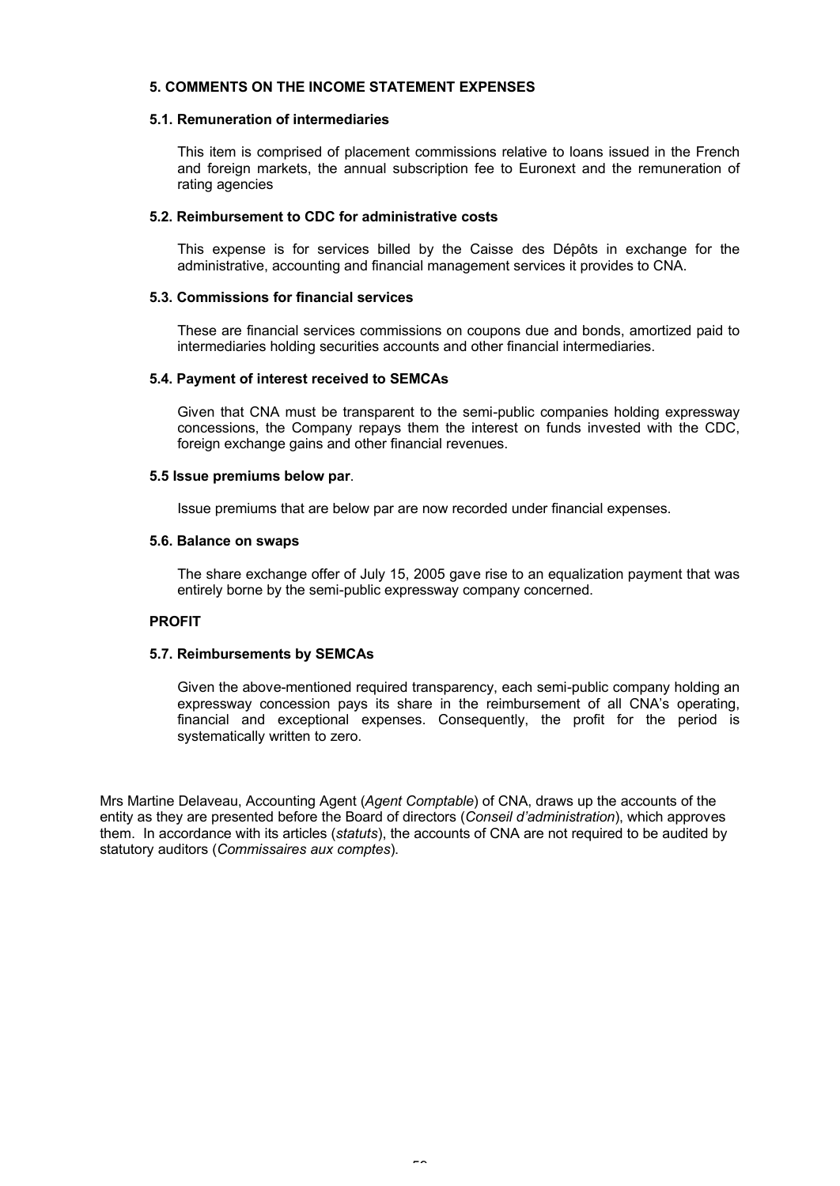### 5. COMMENTS ON THE INCOME STATEMENT EXPENSES

#### 5.1. Remuneration of intermediaries

This item is comprised of placement commissions relative to loans issued in the French and foreign markets, the annual subscription fee to Euronext and the remuneration of rating agencies

#### 5.2. Reimbursement to CDC for administrative costs

This expense is for services billed by the Caisse des Dépôts in exchange for the administrative, accounting and financial management services it provides to CNA.

#### 5.3. Commissions for financial services

These are financial services commissions on coupons due and bonds, amortized paid to intermediaries holding securities accounts and other financial intermediaries.

#### 5.4. Payment of interest received to SEMCAs

Given that CNA must be transparent to the semi-public companies holding expressway concessions, the Company repays them the interest on funds invested with the CDC, foreign exchange gains and other financial revenues.

#### 5.5 Issue premiums below par.

Issue premiums that are below par are now recorded under financial expenses.

#### 5.6. Balance on swaps

The share exchange offer of July 15, 2005 gave rise to an equalization payment that was entirely borne by the semi-public expressway company concerned.

### PROFIT

#### 5.7. Reimbursements by SEMCAs

Given the above-mentioned required transparency, each semi-public company holding an expressway concession pays its share in the reimbursement of all CNA's operating, financial and exceptional expenses. Consequently, the profit for the period is systematically written to zero.

Mrs Martine Delaveau, Accounting Agent (*Agent Comptable*) of CNA, draws up the accounts of the entity as they are presented before the Board of directors (*Conseil d'administration*), which approves them. In accordance with its articles (*statuts*), the accounts of CNA are not required to be audited by statutory auditors (*Commissaires aux comptes*).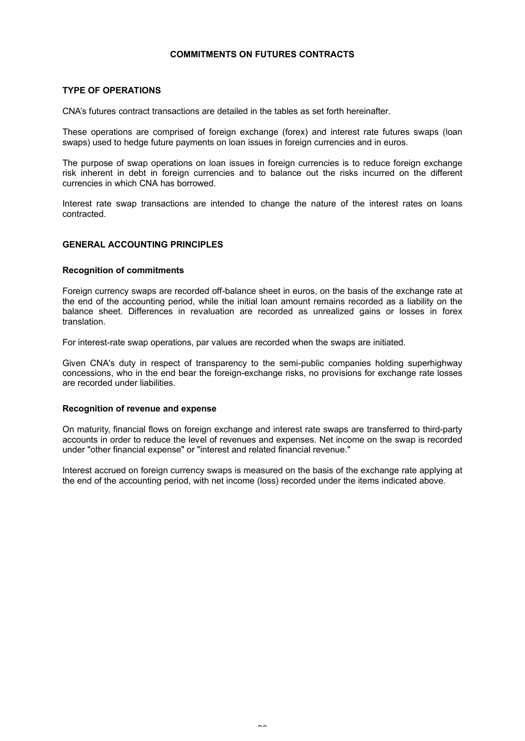## COMMITMENTS ON FUTURES CONTRACTS

### TYPE OF OPERATIONS

CNA's futures contract transactions are detailed in the tables as set forth hereinafter.

These operations are comprised of foreign exchange (forex) and interest rate futures swaps (loan swaps) used to hedge future payments on loan issues in foreign currencies and in euros.

The purpose of swap operations on loan issues in foreign currencies is to reduce foreign exchange risk inherent in debt in foreign currencies and to balance out the risks incurred on the different currencies in which CNA has borrowed.

Interest rate swap transactions are intended to change the nature of the interest rates on loans contracted.

### GENERAL ACCOUNTING PRINCIPLES

#### Recognition of commitments

Foreign currency swaps are recorded off-balance sheet in euros, on the basis of the exchange rate at the end of the accounting period, while the initial loan amount remains recorded as a liability on the balance sheet. Differences in revaluation are recorded as unrealized gains or losses in forex translation.

For interest-rate swap operations, par values are recorded when the swaps are initiated.

Given CNA's duty in respect of transparency to the semi-public companies holding superhighway concessions, who in the end bear the foreign-exchange risks, no provisions for exchange rate losses are recorded under liabilities.

#### Recognition of revenue and expense

On maturity, financial flows on foreign exchange and interest rate swaps are transferred to third-party accounts in order to reduce the level of revenues and expenses. Net income on the swap is recorded under "other financial expense" or "interest and related financial revenue."

Interest accrued on foreign currency swaps is measured on the basis of the exchange rate applying at the end of the accounting period, with net income (loss) recorded under the items indicated above.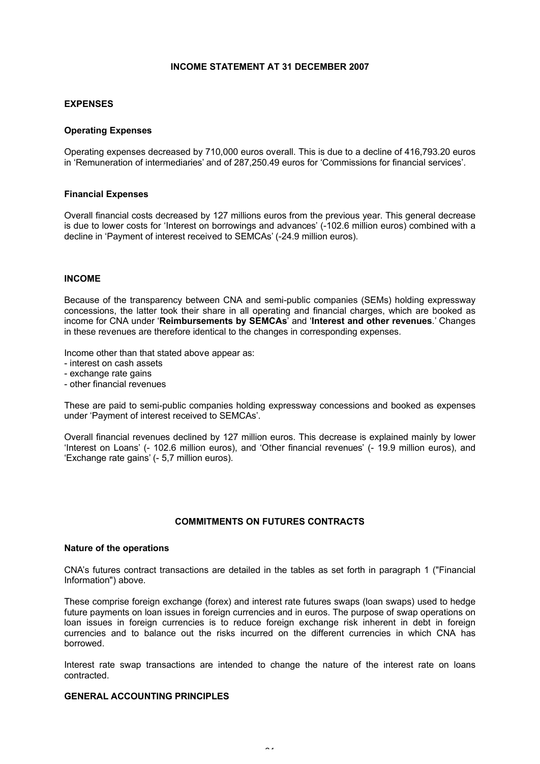## INCOME STATEMENT AT 31 DECEMBER 2007

### EXPENSES

#### Operating Expenses

Operating expenses decreased by 710,000 euros overall. This is due to a decline of 416,793.20 euros in 'Remuneration of intermediaries' and of 287,250.49 euros for 'Commissions for financial services'.

#### Financial Expenses

Overall financial costs decreased by 127 millions euros from the previous year. This general decrease is due to lower costs for 'Interest on borrowings and advances' (-102.6 million euros) combined with a decline in 'Payment of interest received to SEMCAs' (-24.9 million euros).

### INCOME

Because of the transparency between CNA and semi-public companies (SEMs) holding expressway concessions, the latter took their share in all operating and financial charges, which are booked as income for CNA under '**Reimbursements by SEMCAs**' and '**Interest and other revenues**.' Changes in these revenues are therefore identical to the changes in corresponding expenses.

Income other than that stated above appear as:
- interest on cash assets
- exchange rate gains
- other financial revenues

These are paid to semi-public companies holding expressway concessions and booked as expenses under 'Payment of interest received to SEMCAs'.

Overall financial revenues declined by 127 million euros. This decrease is explained mainly by lower 'Interest on Loans' (- 102.6 million euros), and 'Other financial revenues' (- 19.9 million euros), and 'Exchange rate gains' (- 5,7 million euros).

## COMMITMENTS ON FUTURES CONTRACTS

#### Nature of the operations

CNA's futures contract transactions are detailed in the tables as set forth in paragraph 1 ("Financial Information") above.

These comprise foreign exchange (forex) and interest rate futures swaps (loan swaps) used to hedge future payments on loan issues in foreign currencies and in euros. The purpose of swap operations on loan issues in foreign currencies is to reduce foreign exchange risk inherent in debt in foreign currencies and to balance out the risks incurred on the different currencies in which CNA has borrowed.

Interest rate swap transactions are intended to change the nature of the interest rate on loans contracted.

### GENERAL ACCOUNTING PRINCIPLES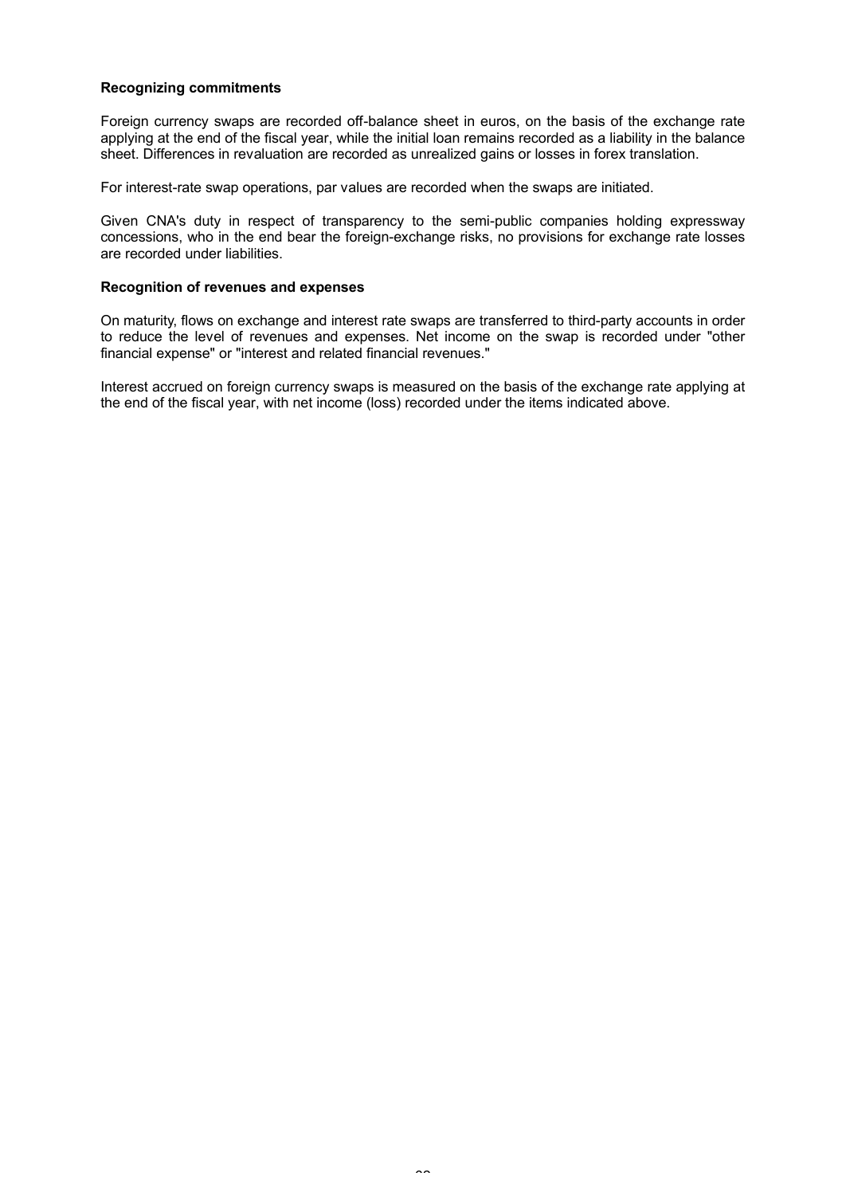**Recognizing commitments**

Foreign currency swaps are recorded off-balance sheet in euros, on the basis of the exchange rate applying at the end of the fiscal year, while the initial loan remains recorded as a liability in the balance sheet. Differences in revaluation are recorded as unrealized gains or losses in forex translation.

For interest-rate swap operations, par values are recorded when the swaps are initiated.

Given CNA's duty in respect of transparency to the semi-public companies holding expressway concessions, who in the end bear the foreign-exchange risks, no provisions for exchange rate losses are recorded under liabilities.

**Recognition of revenues and expenses**

On maturity, flows on exchange and interest rate swaps are transferred to third-party accounts in order to reduce the level of revenues and expenses. Net income on the swap is recorded under "other financial expense" or "interest and related financial revenues."

Interest accrued on foreign currency swaps is measured on the basis of the exchange rate applying at the end of the fiscal year, with net income (loss) recorded under the items indicated above.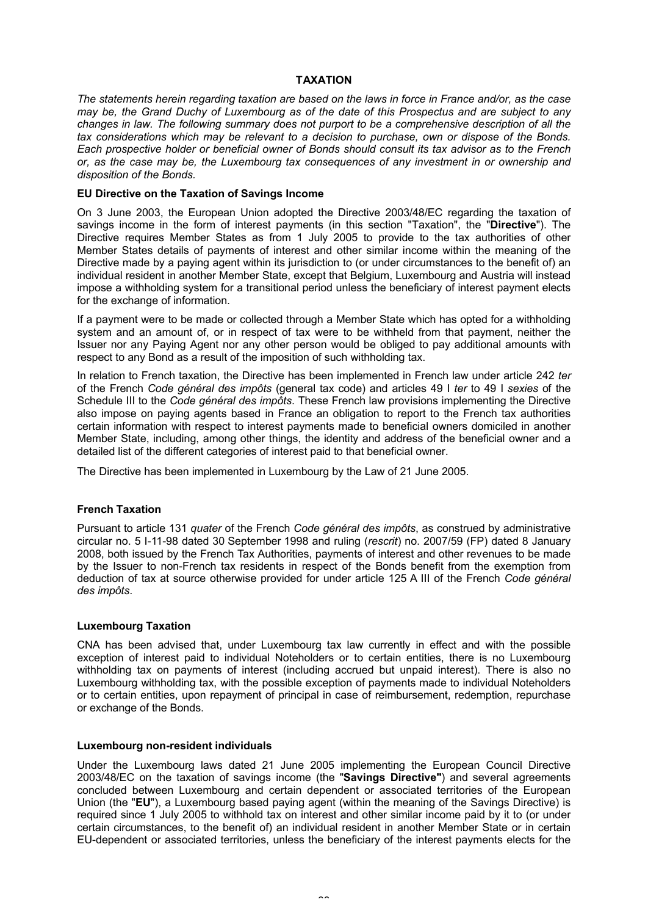## TAXATION

*The statements herein regarding taxation are based on the laws in force in France and/or, as the case may be, the Grand Duchy of Luxembourg as of the date of this Prospectus and are subject to any changes in law. The following summary does not purport to be a comprehensive description of all the tax considerations which may be relevant to a decision to purchase, own or dispose of the Bonds. Each prospective holder or beneficial owner of Bonds should consult its tax advisor as to the French or, as the case may be, the Luxembourg tax consequences of any investment in or ownership and disposition of the Bonds.*

### EU Directive on the Taxation of Savings Income

On 3 June 2003, the European Union adopted the Directive 2003/48/EC regarding the taxation of savings income in the form of interest payments (in this section "Taxation", the "**Directive**"). The Directive requires Member States as from 1 July 2005 to provide to the tax authorities of other Member States details of payments of interest and other similar income within the meaning of the Directive made by a paying agent within its jurisdiction to (or under circumstances to the benefit of) an individual resident in another Member State, except that Belgium, Luxembourg and Austria will instead impose a withholding system for a transitional period unless the beneficiary of interest payment elects for the exchange of information.

If a payment were to be made or collected through a Member State which has opted for a withholding system and an amount of, or in respect of tax were to be withheld from that payment, neither the Issuer nor any Paying Agent nor any other person would be obliged to pay additional amounts with respect to any Bond as a result of the imposition of such withholding tax.

In relation to French taxation, the Directive has been implemented in French law under article 242 *ter* of the French *Code général des impôts* (general tax code) and articles 49 I *ter* to 49 I *sexies* of the Schedule III to the *Code général des impôts*. These French law provisions implementing the Directive also impose on paying agents based in France an obligation to report to the French tax authorities certain information with respect to interest payments made to beneficial owners domiciled in another Member State, including, among other things, the identity and address of the beneficial owner and a detailed list of the different categories of interest paid to that beneficial owner.

The Directive has been implemented in Luxembourg by the Law of 21 June 2005.

### French Taxation

Pursuant to article 131 *quater* of the French *Code général des impôts*, as construed by administrative circular no. 5 I-11-98 dated 30 September 1998 and ruling (*rescrit*) no. 2007/59 (FP) dated 8 January 2008, both issued by the French Tax Authorities, payments of interest and other revenues to be made by the Issuer to non-French tax residents in respect of the Bonds benefit from the exemption from deduction of tax at source otherwise provided for under article 125 A III of the French *Code général des impôts*.

### Luxembourg Taxation

CNA has been advised that, under Luxembourg tax law currently in effect and with the possible exception of interest paid to individual Noteholders or to certain entities, there is no Luxembourg withholding tax on payments of interest (including accrued but unpaid interest). There is also no Luxembourg withholding tax, with the possible exception of payments made to individual Noteholders or to certain entities, upon repayment of principal in case of reimbursement, redemption, repurchase or exchange of the Bonds.

### Luxembourg non-resident individuals

Under the Luxembourg laws dated 21 June 2005 implementing the European Council Directive 2003/48/EC on the taxation of savings income (the "**Savings Directive**") and several agreements concluded between Luxembourg and certain dependent or associated territories of the European Union (the "**EU**"), a Luxembourg based paying agent (within the meaning of the Savings Directive) is required since 1 July 2005 to withhold tax on interest and other similar income paid by it to (or under certain circumstances, to the benefit of) an individual resident in another Member State or in certain EU-dependent or associated territories, unless the beneficiary of the interest payments elects for the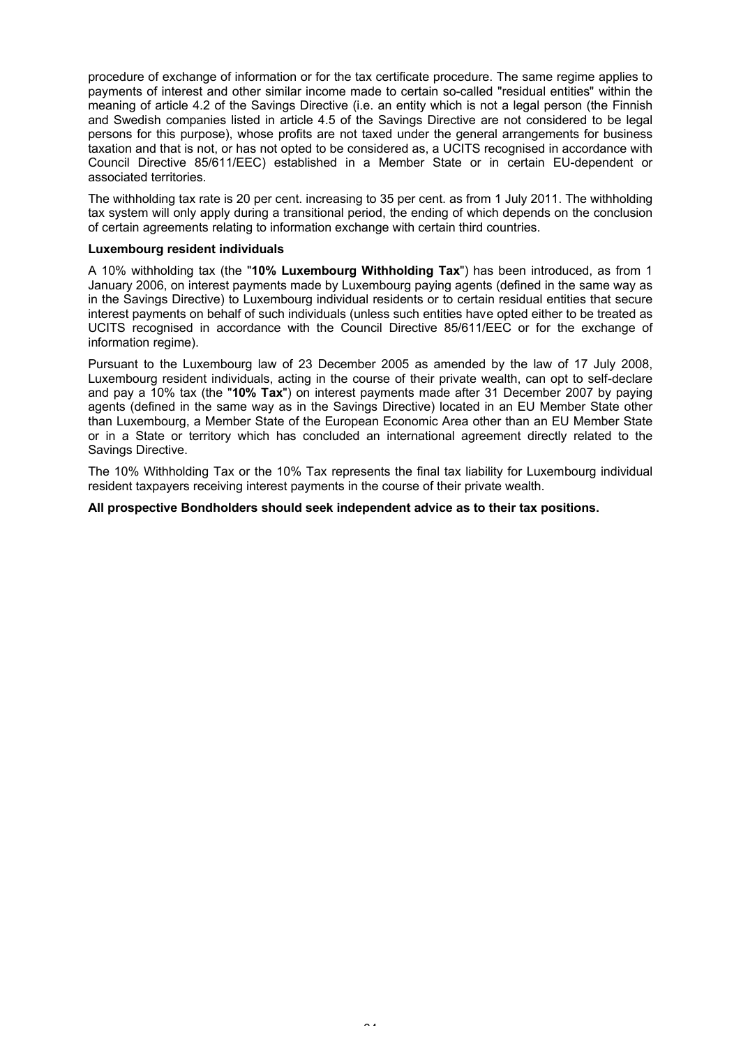procedure of exchange of information or for the tax certificate procedure. The same regime applies to payments of interest and other similar income made to certain so-called "residual entities" within the meaning of article 4.2 of the Savings Directive (i.e. an entity which is not a legal person (the Finnish and Swedish companies listed in article 4.5 of the Savings Directive are not considered to be legal persons for this purpose), whose profits are not taxed under the general arrangements for business taxation and that is not, or has not opted to be considered as, a UCITS recognised in accordance with Council Directive 85/611/EEC) established in a Member State or in certain EU-dependent or associated territories.

The withholding tax rate is 20 per cent. increasing to 35 per cent. as from 1 July 2011. The withholding tax system will only apply during a transitional period, the ending of which depends on the conclusion of certain agreements relating to information exchange with certain third countries.

**Luxembourg resident individuals**

A 10% withholding tax (the "**10% Luxembourg Withholding Tax**") has been introduced, as from 1 January 2006, on interest payments made by Luxembourg paying agents (defined in the same way as in the Savings Directive) to Luxembourg individual residents or to certain residual entities that secure interest payments on behalf of such individuals (unless such entities have opted either to be treated as UCITS recognised in accordance with the Council Directive 85/611/EEC or for the exchange of information regime).

Pursuant to the Luxembourg law of 23 December 2005 as amended by the law of 17 July 2008, Luxembourg resident individuals, acting in the course of their private wealth, can opt to self-declare and pay a 10% tax (the "**10% Tax**") on interest payments made after 31 December 2007 by paying agents (defined in the same way as in the Savings Directive) located in an EU Member State other than Luxembourg, a Member State of the European Economic Area other than an EU Member State or in a State or territory which has concluded an international agreement directly related to the Savings Directive.

The 10% Withholding Tax or the 10% Tax represents the final tax liability for Luxembourg individual resident taxpayers receiving interest payments in the course of their private wealth.

**All prospective Bondholders should seek independent advice as to their tax positions.**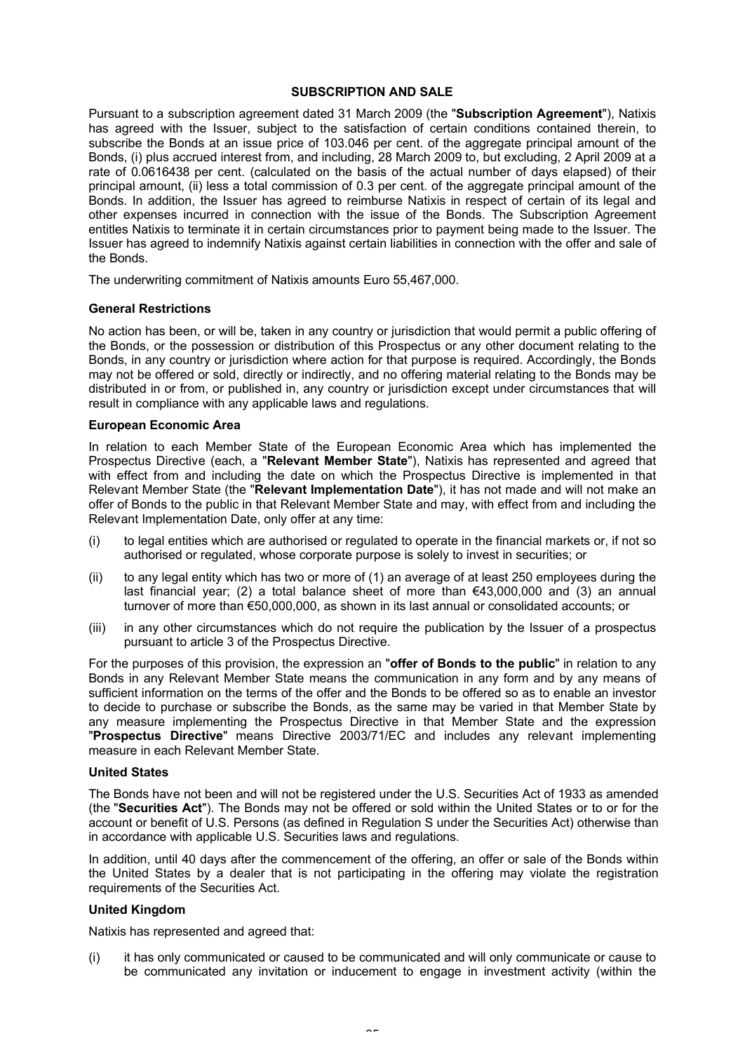## SUBSCRIPTION AND SALE

Pursuant to a subscription agreement dated 31 March 2009 (the "**Subscription Agreement**"), Natixis has agreed with the Issuer, subject to the satisfaction of certain conditions contained therein, to subscribe the Bonds at an issue price of 103.046 per cent. of the aggregate principal amount of the Bonds, (i) plus accrued interest from, and including, 28 March 2009 to, but excluding, 2 April 2009 at a rate of 0.0616438 per cent. (calculated on the basis of the actual number of days elapsed) of their principal amount, (ii) less a total commission of 0.3 per cent. of the aggregate principal amount of the Bonds. In addition, the Issuer has agreed to reimburse Natixis in respect of certain of its legal and other expenses incurred in connection with the issue of the Bonds. The Subscription Agreement entitles Natixis to terminate it in certain circumstances prior to payment being made to the Issuer. The Issuer has agreed to indemnify Natixis against certain liabilities in connection with the offer and sale of the Bonds.

The underwriting commitment of Natixis amounts Euro 55,467,000.

### General Restrictions

No action has been, or will be, taken in any country or jurisdiction that would permit a public offering of the Bonds, or the possession or distribution of this Prospectus or any other document relating to the Bonds, in any country or jurisdiction where action for that purpose is required. Accordingly, the Bonds may not be offered or sold, directly or indirectly, and no offering material relating to the Bonds may be distributed in or from, or published in, any country or jurisdiction except under circumstances that will result in compliance with any applicable laws and regulations.

### European Economic Area

In relation to each Member State of the European Economic Area which has implemented the Prospectus Directive (each, a "**Relevant Member State**"), Natixis has represented and agreed that with effect from and including the date on which the Prospectus Directive is implemented in that Relevant Member State (the "**Relevant Implementation Date**"), it has not made and will not make an offer of Bonds to the public in that Relevant Member State and may, with effect from and including the Relevant Implementation Date, only offer at any time:

(i) to legal entities which are authorised or regulated to operate in the financial markets or, if not so authorised or regulated, whose corporate purpose is solely to invest in securities; or

(ii) to any legal entity which has two or more of (1) an average of at least 250 employees during the last financial year; (2) a total balance sheet of more than €43,000,000 and (3) an annual turnover of more than €50,000,000, as shown in its last annual or consolidated accounts; or

(iii) in any other circumstances which do not require the publication by the Issuer of a prospectus pursuant to article 3 of the Prospectus Directive.

For the purposes of this provision, the expression an "**offer of Bonds to the public**" in relation to any Bonds in any Relevant Member State means the communication in any form and by any means of sufficient information on the terms of the offer and the Bonds to be offered so as to enable an investor to decide to purchase or subscribe the Bonds, as the same may be varied in that Member State by any measure implementing the Prospectus Directive in that Member State and the expression "**Prospectus Directive**" means Directive 2003/71/EC and includes any relevant implementing measure in each Relevant Member State.

### United States

The Bonds have not been and will not be registered under the U.S. Securities Act of 1933 as amended (the "**Securities Act**"). The Bonds may not be offered or sold within the United States or to or for the account or benefit of U.S. Persons (as defined in Regulation S under the Securities Act) otherwise than in accordance with applicable U.S. Securities laws and regulations.

In addition, until 40 days after the commencement of the offering, an offer or sale of the Bonds within the United States by a dealer that is not participating in the offering may violate the registration requirements of the Securities Act.

### United Kingdom

Natixis has represented and agreed that:

(i) it has only communicated or caused to be communicated and will only communicate or cause to be communicated any invitation or inducement to engage in investment activity (within the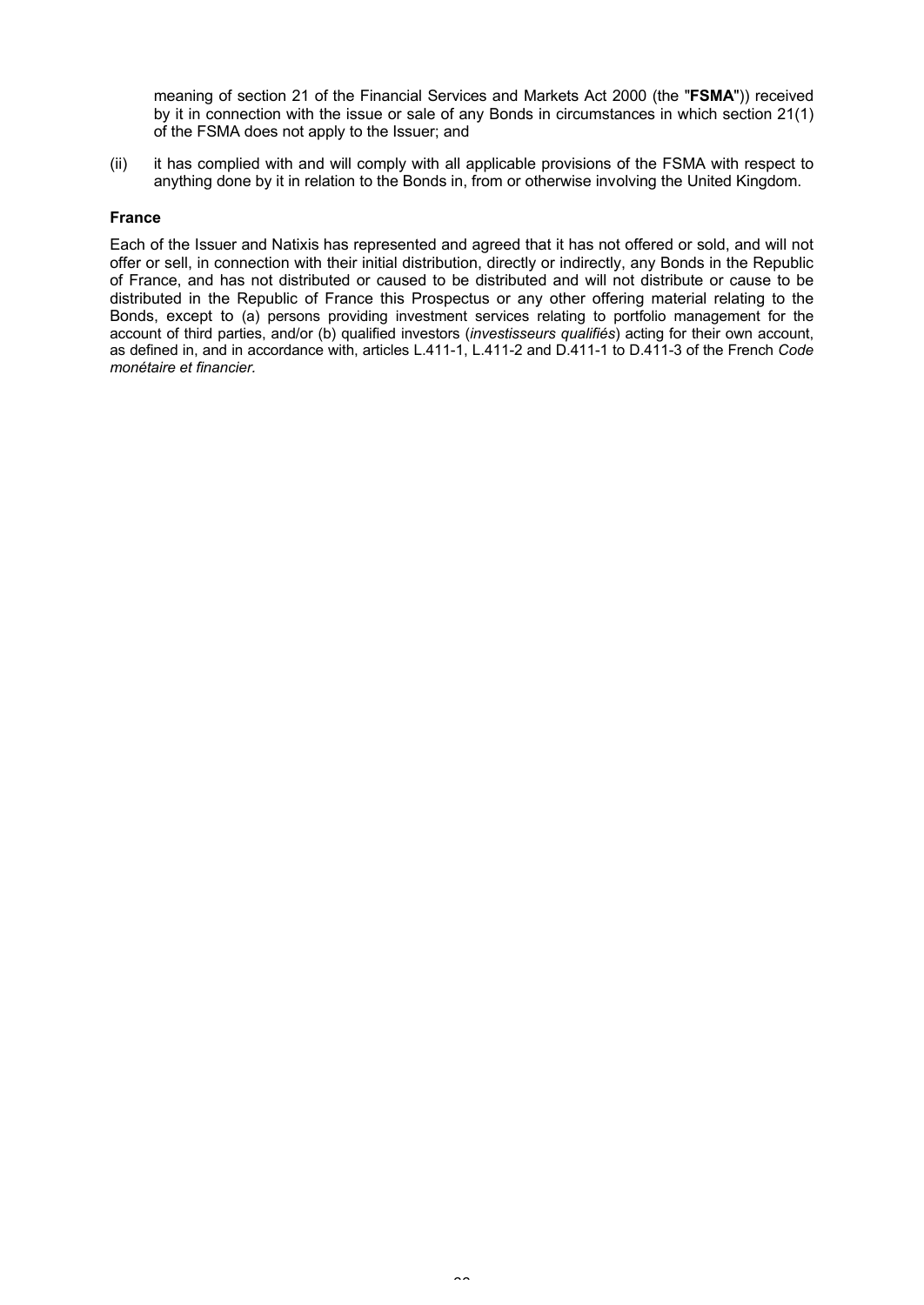meaning of section 21 of the Financial Services and Markets Act 2000 (the "**FSMA**")) received by it in connection with the issue or sale of any Bonds in circumstances in which section 21(1) of the FSMA does not apply to the Issuer; and

(ii) it has complied with and will comply with all applicable provisions of the FSMA with respect to anything done by it in relation to the Bonds in, from or otherwise involving the United Kingdom.

**France**

Each of the Issuer and Natixis has represented and agreed that it has not offered or sold, and will not offer or sell, in connection with their initial distribution, directly or indirectly, any Bonds in the Republic of France, and has not distributed or caused to be distributed and will not distribute or cause to be distributed in the Republic of France this Prospectus or any other offering material relating to the Bonds, except to (a) persons providing investment services relating to portfolio management for the account of third parties, and/or (b) qualified investors (*investisseurs qualifiés*) acting for their own account, as defined in, and in accordance with, articles L.411-1, L.411-2 and D.411-1 to D.411-3 of the French *Code monétaire et financier*.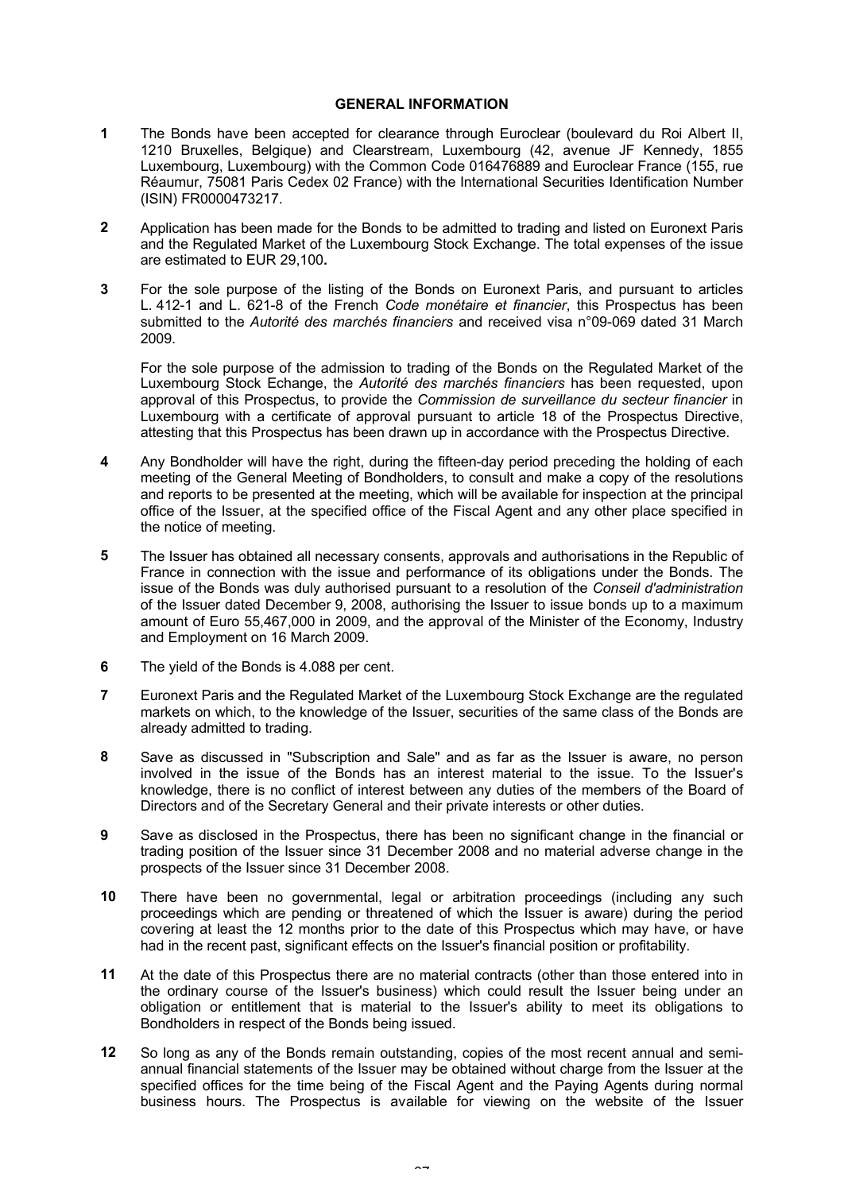## GENERAL INFORMATION

**1** The Bonds have been accepted for clearance through Euroclear (boulevard du Roi Albert II, 1210 Bruxelles, Belgique) and Clearstream, Luxembourg (42, avenue JF Kennedy, 1855 Luxembourg, Luxembourg) with the Common Code 016476889 and Euroclear France (155, rue Réaumur, 75081 Paris Cedex 02 France) with the International Securities Identification Number (ISIN) FR0000473217.

**2** Application has been made for the Bonds to be admitted to trading and listed on Euronext Paris and the Regulated Market of the Luxembourg Stock Exchange. The total expenses of the issue are estimated to EUR 29,100**.**

**3** For the sole purpose of the listing of the Bonds on Euronext Paris, and pursuant to articles L. 412-1 and L. 621-8 of the French *Code monétaire et financier*, this Prospectus has been submitted to the *Autorité des marchés financiers* and received visa n°09-069 dated 31 March 2009.

For the sole purpose of the admission to trading of the Bonds on the Regulated Market of the Luxembourg Stock Echange, the *Autorité des marchés financiers* has been requested, upon approval of this Prospectus, to provide the *Commission de surveillance du secteur financier* in Luxembourg with a certificate of approval pursuant to article 18 of the Prospectus Directive, attesting that this Prospectus has been drawn up in accordance with the Prospectus Directive.

**4** Any Bondholder will have the right, during the fifteen-day period preceding the holding of each meeting of the General Meeting of Bondholders, to consult and make a copy of the resolutions and reports to be presented at the meeting, which will be available for inspection at the principal office of the Issuer, at the specified office of the Fiscal Agent and any other place specified in the notice of meeting.

**5** The Issuer has obtained all necessary consents, approvals and authorisations in the Republic of France in connection with the issue and performance of its obligations under the Bonds. The issue of the Bonds was duly authorised pursuant to a resolution of the *Conseil d'administration* of the Issuer dated December 9, 2008, authorising the Issuer to issue bonds up to a maximum amount of Euro 55,467,000 in 2009, and the approval of the Minister of the Economy, Industry and Employment on 16 March 2009.

**6** The yield of the Bonds is 4.088 per cent.

**7** Euronext Paris and the Regulated Market of the Luxembourg Stock Exchange are the regulated markets on which, to the knowledge of the Issuer, securities of the same class of the Bonds are already admitted to trading.

**8** Save as discussed in "Subscription and Sale" and as far as the Issuer is aware, no person involved in the issue of the Bonds has an interest material to the issue. To the Issuer's knowledge, there is no conflict of interest between any duties of the members of the Board of Directors and of the Secretary General and their private interests or other duties.

**9** Save as disclosed in the Prospectus, there has been no significant change in the financial or trading position of the Issuer since 31 December 2008 and no material adverse change in the prospects of the Issuer since 31 December 2008.

**10** There have been no governmental, legal or arbitration proceedings (including any such proceedings which are pending or threatened of which the Issuer is aware) during the period covering at least the 12 months prior to the date of this Prospectus which may have, or have had in the recent past, significant effects on the Issuer's financial position or profitability.

**11** At the date of this Prospectus there are no material contracts (other than those entered into in the ordinary course of the Issuer's business) which could result the Issuer being under an obligation or entitlement that is material to the Issuer's ability to meet its obligations to Bondholders in respect of the Bonds being issued.

**12** So long as any of the Bonds remain outstanding, copies of the most recent annual and semi-annual financial statements of the Issuer may be obtained without charge from the Issuer at the specified offices for the time being of the Fiscal Agent and the Paying Agents during normal business hours. The Prospectus is available for viewing on the website of the Issuer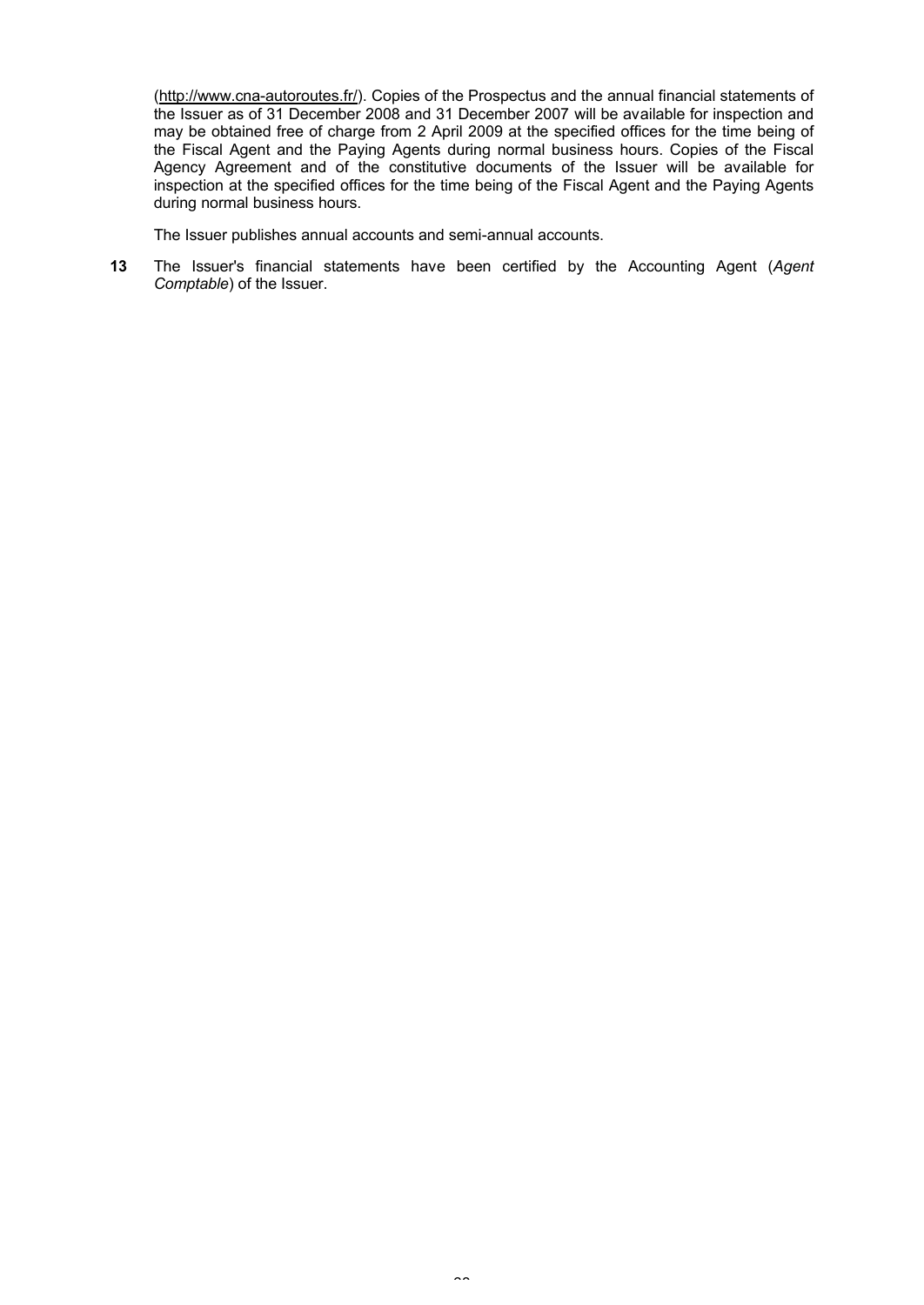(http://www.cna-autoroutes.fr/). Copies of the Prospectus and the annual financial statements of the Issuer as of 31 December 2008 and 31 December 2007 will be available for inspection and may be obtained free of charge from 2 April 2009 at the specified offices for the time being of the Fiscal Agent and the Paying Agents during normal business hours. Copies of the Fiscal Agency Agreement and of the constitutive documents of the Issuer will be available for inspection at the specified offices for the time being of the Fiscal Agent and the Paying Agents during normal business hours.

The Issuer publishes annual accounts and semi-annual accounts.

**13** The Issuer's financial statements have been certified by the Accounting Agent (*Agent Comptable*) of the Issuer.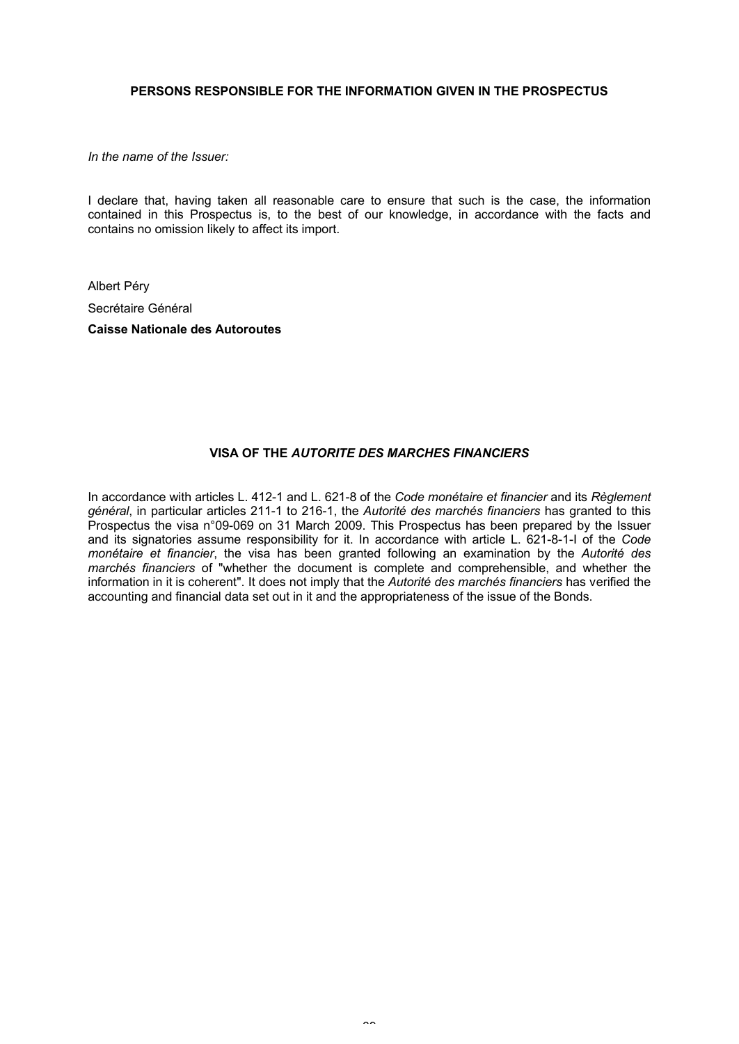## PERSONS RESPONSIBLE FOR THE INFORMATION GIVEN IN THE PROSPECTUS

*In the name of the Issuer:*

I declare that, having taken all reasonable care to ensure that such is the case, the information contained in this Prospectus is, to the best of our knowledge, in accordance with the facts and contains no omission likely to affect its import.

Albert Péry

Secrétaire Général

**Caisse Nationale des Autoroutes**

## VISA OF THE *AUTORITE DES MARCHES FINANCIERS*

In accordance with articles L. 412-1 and L. 621-8 of the *Code monétaire et financier* and its *Règlement général*, in particular articles 211-1 to 216-1, the *Autorité des marchés financiers* has granted to this Prospectus the visa n°09-069 on 31 March 2009. This Prospectus has been prepared by the Issuer and its signatories assume responsibility for it. In accordance with article L. 621-8-1-I of the *Code monétaire et financier*, the visa has been granted following an examination by the *Autorité des marchés financiers* of "whether the document is complete and comprehensible, and whether the information in it is coherent". It does not imply that the *Autorité des marchés financiers* has verified the accounting and financial data set out in it and the appropriateness of the issue of the Bonds.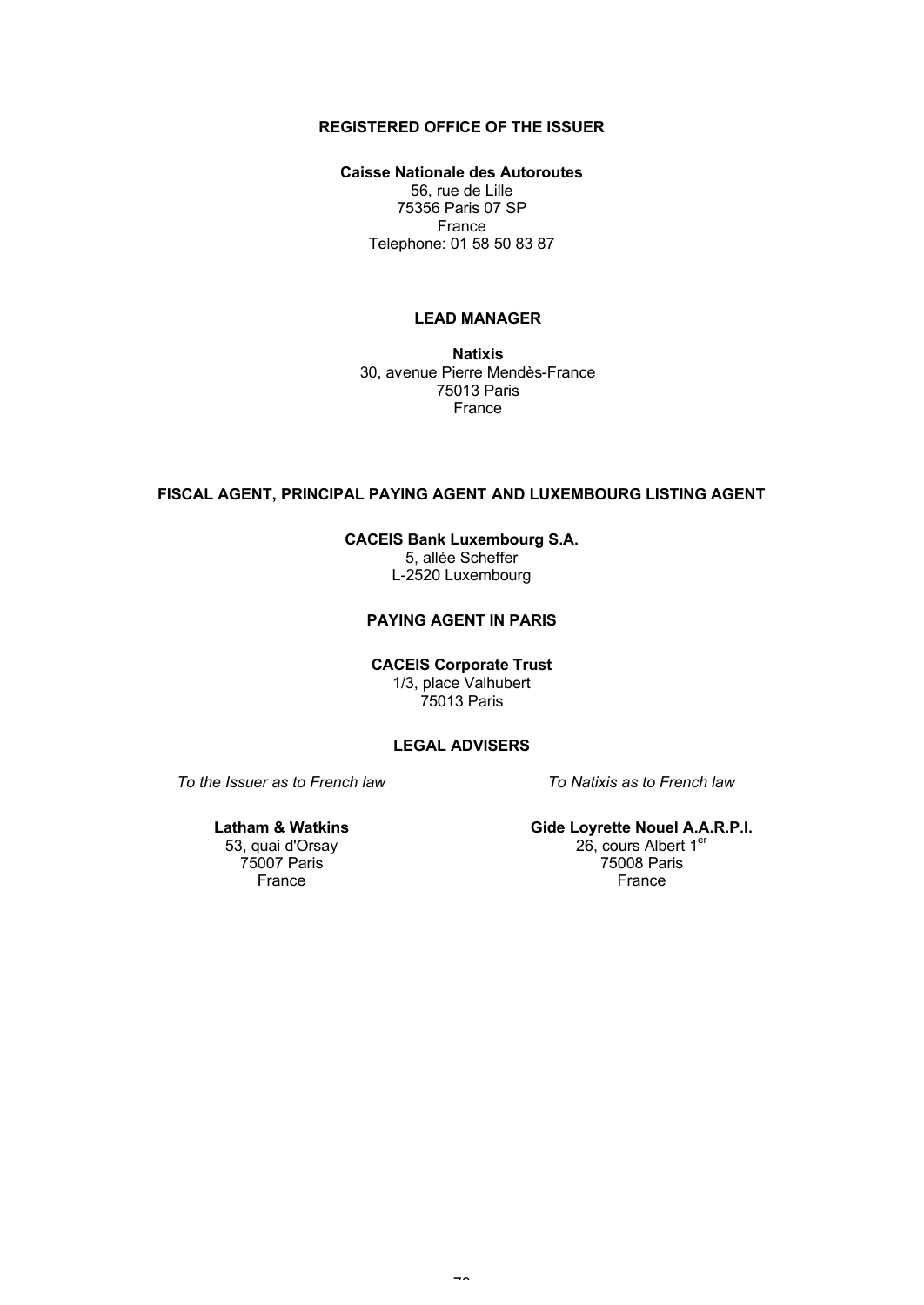## REGISTERED OFFICE OF THE ISSUER

**Caisse Nationale des Autoroutes**
56, rue de Lille
75356 Paris 07 SP
France
Telephone: 01 58 50 83 87

## LEAD MANAGER

**Natixis**
30, avenue Pierre Mendès-France
75013 Paris
France

## FISCAL AGENT, PRINCIPAL PAYING AGENT AND LUXEMBOURG LISTING AGENT

**CACEIS Bank Luxembourg S.A.**
5, allée Scheffer
L-2520 Luxembourg

## PAYING AGENT IN PARIS

**CACEIS Corporate Trust**
1/3, place Valhubert
75013 Paris

## LEGAL ADVISERS

*To the Issuer as to French law*

**Latham & Watkins**
53, quai d'Orsay
75007 Paris
France

*To Natixis as to French law*

**Gide Loyrette Nouel A.A.R.P.I.**
26, cours Albert 1er
75008 Paris
France